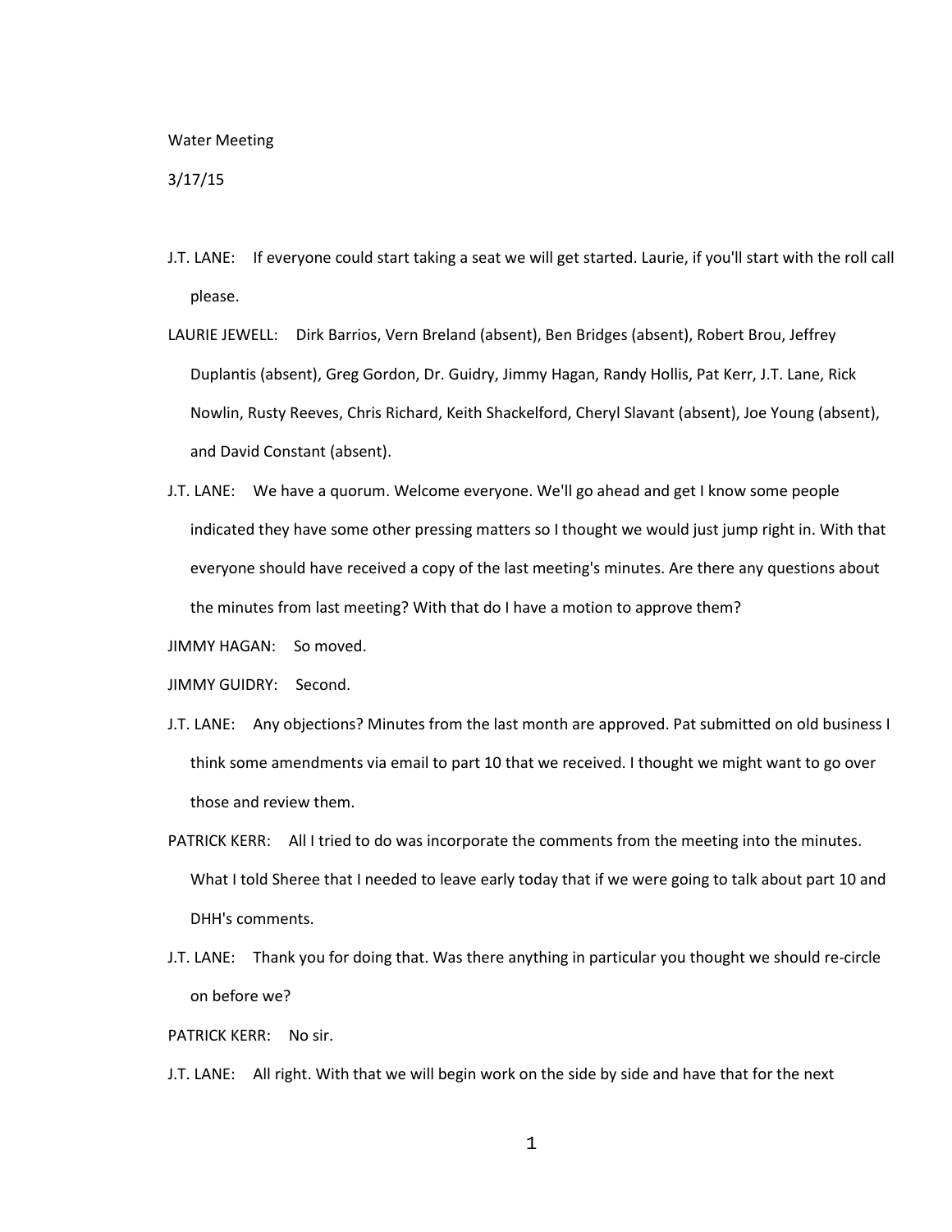Water Meeting

3/17/15

J.T. LANE: If everyone could start taking a seat we will get started. Laurie, if you'll start with the roll call please.

LAURIE JEWELL: Dirk Barrios, Vern Breland (absent), Ben Bridges (absent), Robert Brou, Jeffrey Duplantis (absent), Greg Gordon, Dr. Guidry, Jimmy Hagan, Randy Hollis, Pat Kerr, J.T. Lane, Rick Nowlin, Rusty Reeves, Chris Richard, Keith Shackelford, Cheryl Slavant (absent), Joe Young (absent), and David Constant (absent).

J.T. LANE: We have a quorum. Welcome everyone. We'll go ahead and get I know some people indicated they have some other pressing matters so I thought we would just jump right in. With that everyone should have received a copy of the last meeting's minutes. Are there any questions about the minutes from last meeting? With that do I have a motion to approve them?

JIMMY HAGAN: So moved.

JIMMY GUIDRY: Second.

J.T. LANE: Any objections? Minutes from the last month are approved. Pat submitted on old business I think some amendments via email to part 10 that we received. I thought we might want to go over those and review them.

PATRICK KERR: All I tried to do was incorporate the comments from the meeting into the minutes. What I told Sheree that I needed to leave early today that if we were going to talk about part 10 and DHH's comments.

J.T. LANE: Thank you for doing that. Was there anything in particular you thought we should re-circle on before we?

PATRICK KERR: No sir.

J.T. LANE: All right. With that we will begin work on the side by side and have that for the next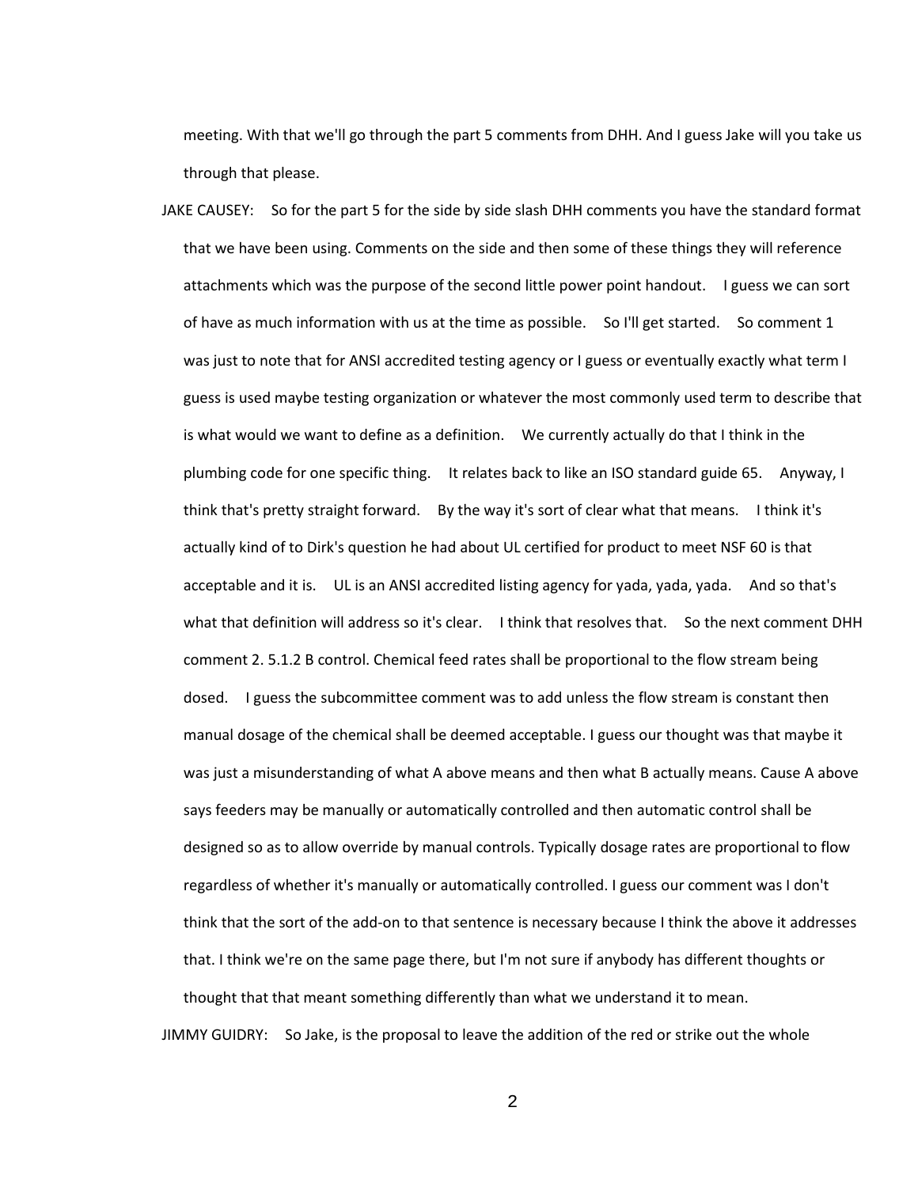meeting. With that we'll go through the part 5 comments from DHH. And I guess Jake will you take us through that please.

JAKE CAUSEY: So for the part 5 for the side by side slash DHH comments you have the standard format that we have been using. Comments on the side and then some of these things they will reference attachments which was the purpose of the second little power point handout. I guess we can sort of have as much information with us at the time as possible. So I'll get started. So comment 1 was just to note that for ANSI accredited testing agency or I guess or eventually exactly what term I guess is used maybe testing organization or whatever the most commonly used term to describe that is what would we want to define as a definition. We currently actually do that I think in the plumbing code for one specific thing. It relates back to like an ISO standard guide 65. Anyway, I think that's pretty straight forward. By the way it's sort of clear what that means. I think it's actually kind of to Dirk's question he had about UL certified for product to meet NSF 60 is that acceptable and it is. UL is an ANSI accredited listing agency for yada, yada, yada. And so that's what that definition will address so it's clear. I think that resolves that. So the next comment DHH comment 2. 5.1.2 B control. Chemical feed rates shall be proportional to the flow stream being dosed. I guess the subcommittee comment was to add unless the flow stream is constant then manual dosage of the chemical shall be deemed acceptable. I guess our thought was that maybe it was just a misunderstanding of what A above means and then what B actually means. Cause A above says feeders may be manually or automatically controlled and then automatic control shall be designed so as to allow override by manual controls. Typically dosage rates are proportional to flow regardless of whether it's manually or automatically controlled. I guess our comment was I don't think that the sort of the add-on to that sentence is necessary because I think the above it addresses that. I think we're on the same page there, but I'm not sure if anybody has different thoughts or thought that that meant something differently than what we understand it to mean.

JIMMY GUIDRY: So Jake, is the proposal to leave the addition of the red or strike out the whole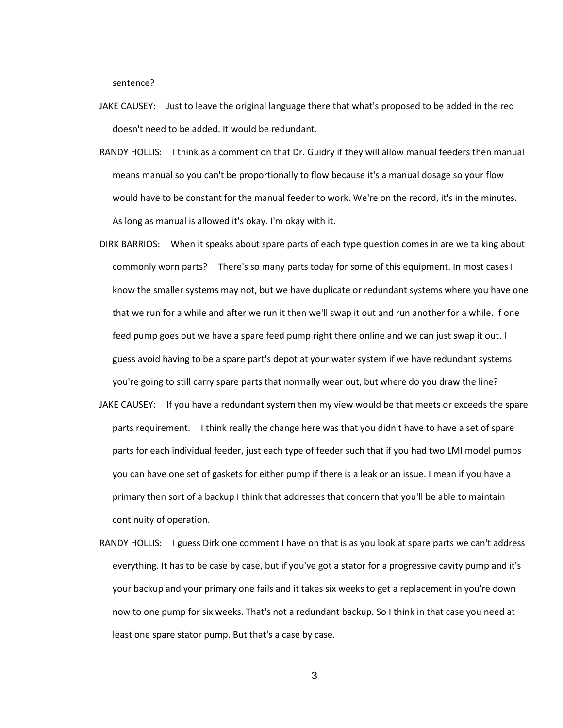sentence?

JAKE CAUSEY: Just to leave the original language there that what's proposed to be added in the red doesn't need to be added. It would be redundant.

RANDY HOLLIS: I think as a comment on that Dr. Guidry if they will allow manual feeders then manual means manual so you can't be proportionally to flow because it's a manual dosage so your flow would have to be constant for the manual feeder to work. We're on the record, it's in the minutes. As long as manual is allowed it's okay. I'm okay with it.

DIRK BARRIOS: When it speaks about spare parts of each type question comes in are we talking about commonly worn parts? There's so many parts today for some of this equipment. In most cases I know the smaller systems may not, but we have duplicate or redundant systems where you have one that we run for a while and after we run it then we'll swap it out and run another for a while. If one feed pump goes out we have a spare feed pump right there online and we can just swap it out. I guess avoid having to be a spare part's depot at your water system if we have redundant systems you're going to still carry spare parts that normally wear out, but where do you draw the line?

JAKE CAUSEY: If you have a redundant system then my view would be that meets or exceeds the spare parts requirement. I think really the change here was that you didn't have to have a set of spare parts for each individual feeder, just each type of feeder such that if you had two LMI model pumps you can have one set of gaskets for either pump if there is a leak or an issue. I mean if you have a primary then sort of a backup I think that addresses that concern that you'll be able to maintain continuity of operation.

RANDY HOLLIS: I guess Dirk one comment I have on that is as you look at spare parts we can't address everything. It has to be case by case, but if you've got a stator for a progressive cavity pump and it's your backup and your primary one fails and it takes six weeks to get a replacement in you're down now to one pump for six weeks. That's not a redundant backup. So I think in that case you need at least one spare stator pump. But that's a case by case.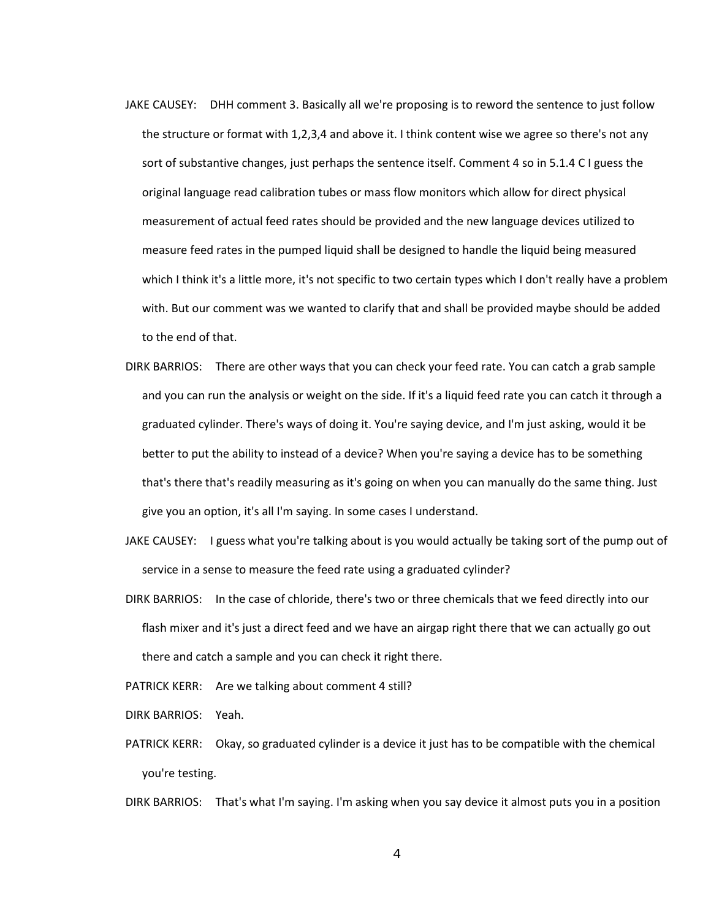JAKE CAUSEY: DHH comment 3. Basically all we're proposing is to reword the sentence to just follow the structure or format with 1,2,3,4 and above it. I think content wise we agree so there's not any sort of substantive changes, just perhaps the sentence itself. Comment 4 so in 5.1.4 C I guess the original language read calibration tubes or mass flow monitors which allow for direct physical measurement of actual feed rates should be provided and the new language devices utilized to measure feed rates in the pumped liquid shall be designed to handle the liquid being measured which I think it's a little more, it's not specific to two certain types which I don't really have a problem with. But our comment was we wanted to clarify that and shall be provided maybe should be added to the end of that.

DIRK BARRIOS: There are other ways that you can check your feed rate. You can catch a grab sample and you can run the analysis or weight on the side. If it's a liquid feed rate you can catch it through a graduated cylinder. There's ways of doing it. You're saying device, and I'm just asking, would it be better to put the ability to instead of a device? When you're saying a device has to be something that's there that's readily measuring as it's going on when you can manually do the same thing. Just give you an option, it's all I'm saying. In some cases I understand.

JAKE CAUSEY: I guess what you're talking about is you would actually be taking sort of the pump out of service in a sense to measure the feed rate using a graduated cylinder?

DIRK BARRIOS: In the case of chloride, there's two or three chemicals that we feed directly into our flash mixer and it's just a direct feed and we have an airgap right there that we can actually go out there and catch a sample and you can check it right there.

PATRICK KERR: Are we talking about comment 4 still?

DIRK BARRIOS: Yeah.

PATRICK KERR: Okay, so graduated cylinder is a device it just has to be compatible with the chemical you're testing.

DIRK BARRIOS: That's what I'm saying. I'm asking when you say device it almost puts you in a position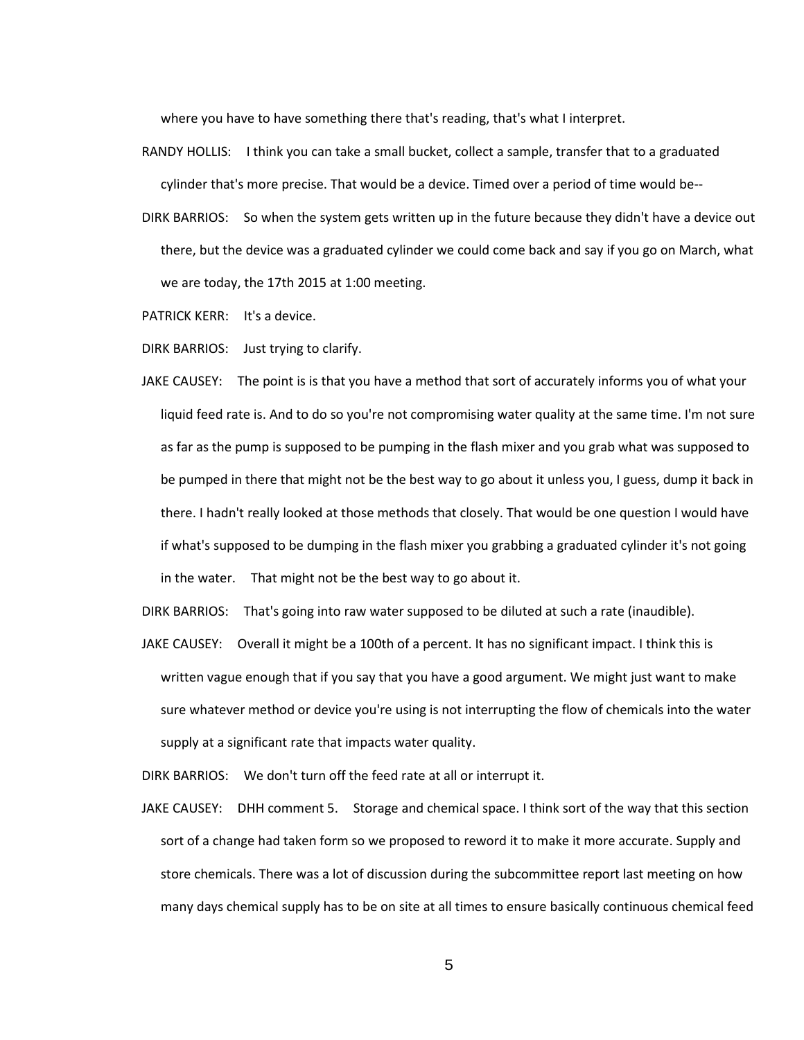where you have to have something there that's reading, that's what I interpret.

RANDY HOLLIS: I think you can take a small bucket, collect a sample, transfer that to a graduated cylinder that's more precise. That would be a device. Timed over a period of time would be--

DIRK BARRIOS: So when the system gets written up in the future because they didn't have a device out there, but the device was a graduated cylinder we could come back and say if you go on March, what we are today, the 17th 2015 at 1:00 meeting.

PATRICK KERR: It's a device.

DIRK BARRIOS: Just trying to clarify.

JAKE CAUSEY: The point is is that you have a method that sort of accurately informs you of what your liquid feed rate is. And to do so you're not compromising water quality at the same time. I'm not sure as far as the pump is supposed to be pumping in the flash mixer and you grab what was supposed to be pumped in there that might not be the best way to go about it unless you, I guess, dump it back in there. I hadn't really looked at those methods that closely. That would be one question I would have if what's supposed to be dumping in the flash mixer you grabbing a graduated cylinder it's not going in the water. That might not be the best way to go about it.

DIRK BARRIOS: That's going into raw water supposed to be diluted at such a rate (inaudible).

JAKE CAUSEY: Overall it might be a 100th of a percent. It has no significant impact. I think this is written vague enough that if you say that you have a good argument. We might just want to make sure whatever method or device you're using is not interrupting the flow of chemicals into the water supply at a significant rate that impacts water quality.

DIRK BARRIOS: We don't turn off the feed rate at all or interrupt it.

JAKE CAUSEY: DHH comment 5. Storage and chemical space. I think sort of the way that this section sort of a change had taken form so we proposed to reword it to make it more accurate. Supply and store chemicals. There was a lot of discussion during the subcommittee report last meeting on how many days chemical supply has to be on site at all times to ensure basically continuous chemical feed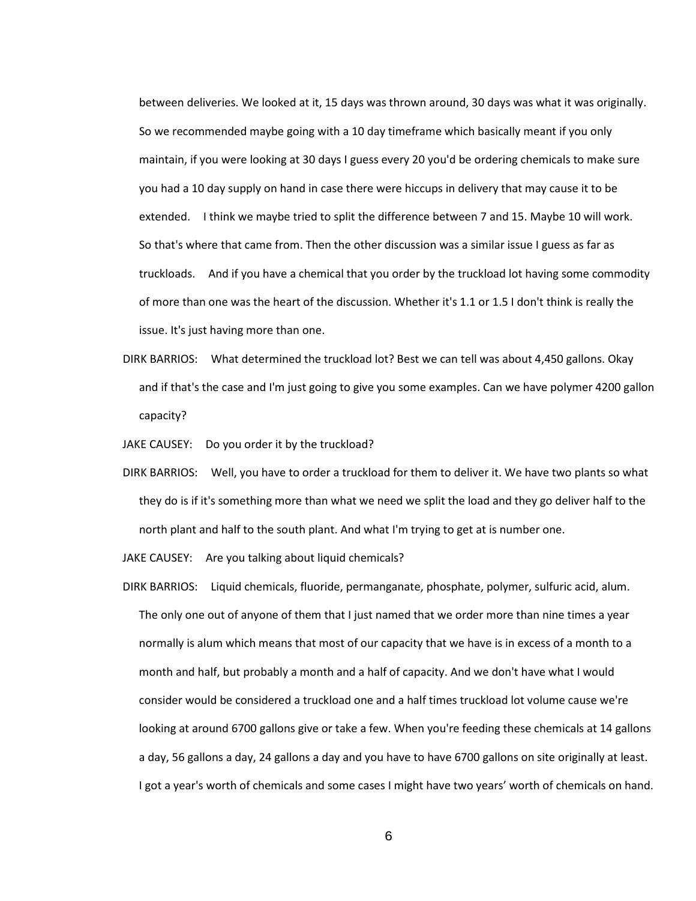between deliveries. We looked at it, 15 days was thrown around, 30 days was what it was originally. So we recommended maybe going with a 10 day timeframe which basically meant if you only maintain, if you were looking at 30 days I guess every 20 you'd be ordering chemicals to make sure you had a 10 day supply on hand in case there were hiccups in delivery that may cause it to be extended. I think we maybe tried to split the difference between 7 and 15. Maybe 10 will work. So that's where that came from. Then the other discussion was a similar issue I guess as far as truckloads. And if you have a chemical that you order by the truckload lot having some commodity of more than one was the heart of the discussion. Whether it's 1.1 or 1.5 I don't think is really the issue. It's just having more than one.

DIRK BARRIOS: What determined the truckload lot? Best we can tell was about 4,450 gallons. Okay and if that's the case and I'm just going to give you some examples. Can we have polymer 4200 gallon capacity?

JAKE CAUSEY: Do you order it by the truckload?

DIRK BARRIOS: Well, you have to order a truckload for them to deliver it. We have two plants so what they do is if it's something more than what we need we split the load and they go deliver half to the north plant and half to the south plant. And what I'm trying to get at is number one.

JAKE CAUSEY: Are you talking about liquid chemicals?

DIRK BARRIOS: Liquid chemicals, fluoride, permanganate, phosphate, polymer, sulfuric acid, alum. The only one out of anyone of them that I just named that we order more than nine times a year normally is alum which means that most of our capacity that we have is in excess of a month to a month and half, but probably a month and a half of capacity. And we don't have what I would consider would be considered a truckload one and a half times truckload lot volume cause we're looking at around 6700 gallons give or take a few. When you're feeding these chemicals at 14 gallons a day, 56 gallons a day, 24 gallons a day and you have to have 6700 gallons on site originally at least. I got a year's worth of chemicals and some cases I might have two years' worth of chemicals on hand.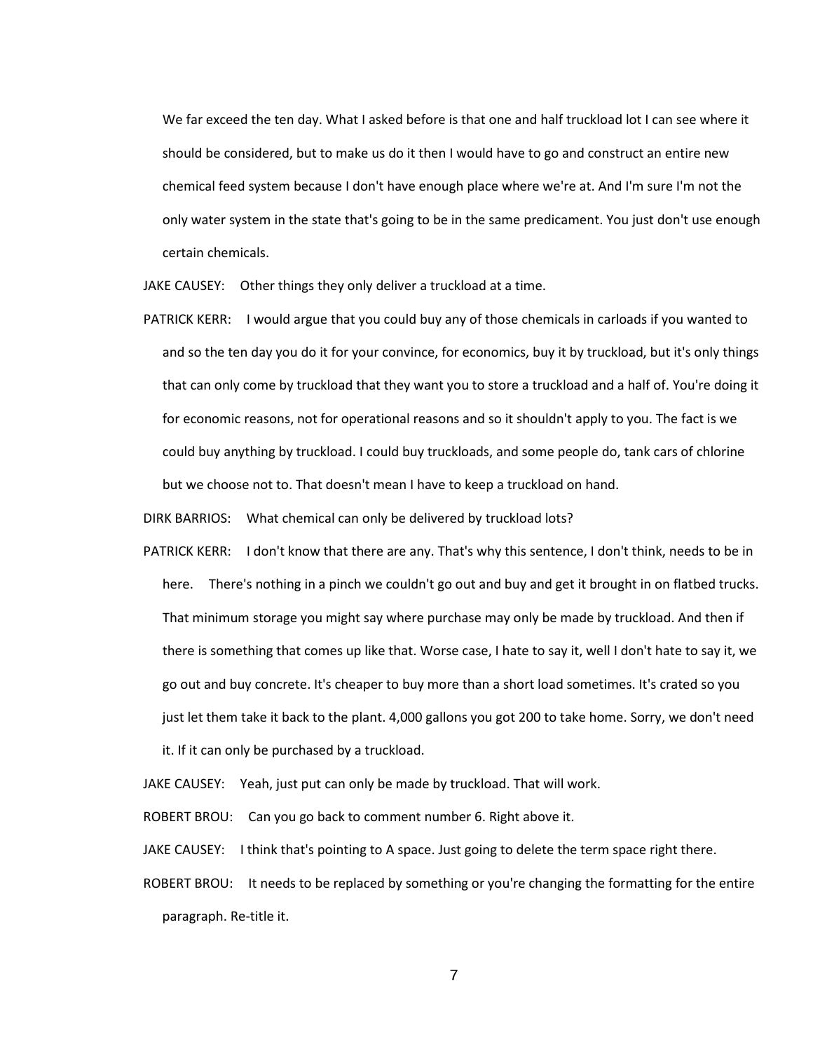We far exceed the ten day. What I asked before is that one and half truckload lot I can see where it should be considered, but to make us do it then I would have to go and construct an entire new chemical feed system because I don't have enough place where we're at. And I'm sure I'm not the only water system in the state that's going to be in the same predicament. You just don't use enough certain chemicals.

JAKE CAUSEY: Other things they only deliver a truckload at a time.

PATRICK KERR: I would argue that you could buy any of those chemicals in carloads if you wanted to and so the ten day you do it for your convince, for economics, buy it by truckload, but it's only things that can only come by truckload that they want you to store a truckload and a half of. You're doing it for economic reasons, not for operational reasons and so it shouldn't apply to you. The fact is we could buy anything by truckload. I could buy truckloads, and some people do, tank cars of chlorine but we choose not to. That doesn't mean I have to keep a truckload on hand.

DIRK BARRIOS: What chemical can only be delivered by truckload lots?

PATRICK KERR: I don't know that there are any. That's why this sentence, I don't think, needs to be in here. There's nothing in a pinch we couldn't go out and buy and get it brought in on flatbed trucks. That minimum storage you might say where purchase may only be made by truckload. And then if there is something that comes up like that. Worse case, I hate to say it, well I don't hate to say it, we go out and buy concrete. It's cheaper to buy more than a short load sometimes. It's crated so you just let them take it back to the plant. 4,000 gallons you got 200 to take home. Sorry, we don't need it. If it can only be purchased by a truckload.

JAKE CAUSEY: Yeah, just put can only be made by truckload. That will work.

ROBERT BROU: Can you go back to comment number 6. Right above it.

JAKE CAUSEY: I think that's pointing to A space. Just going to delete the term space right there.

ROBERT BROU: It needs to be replaced by something or you're changing the formatting for the entire paragraph. Re-title it.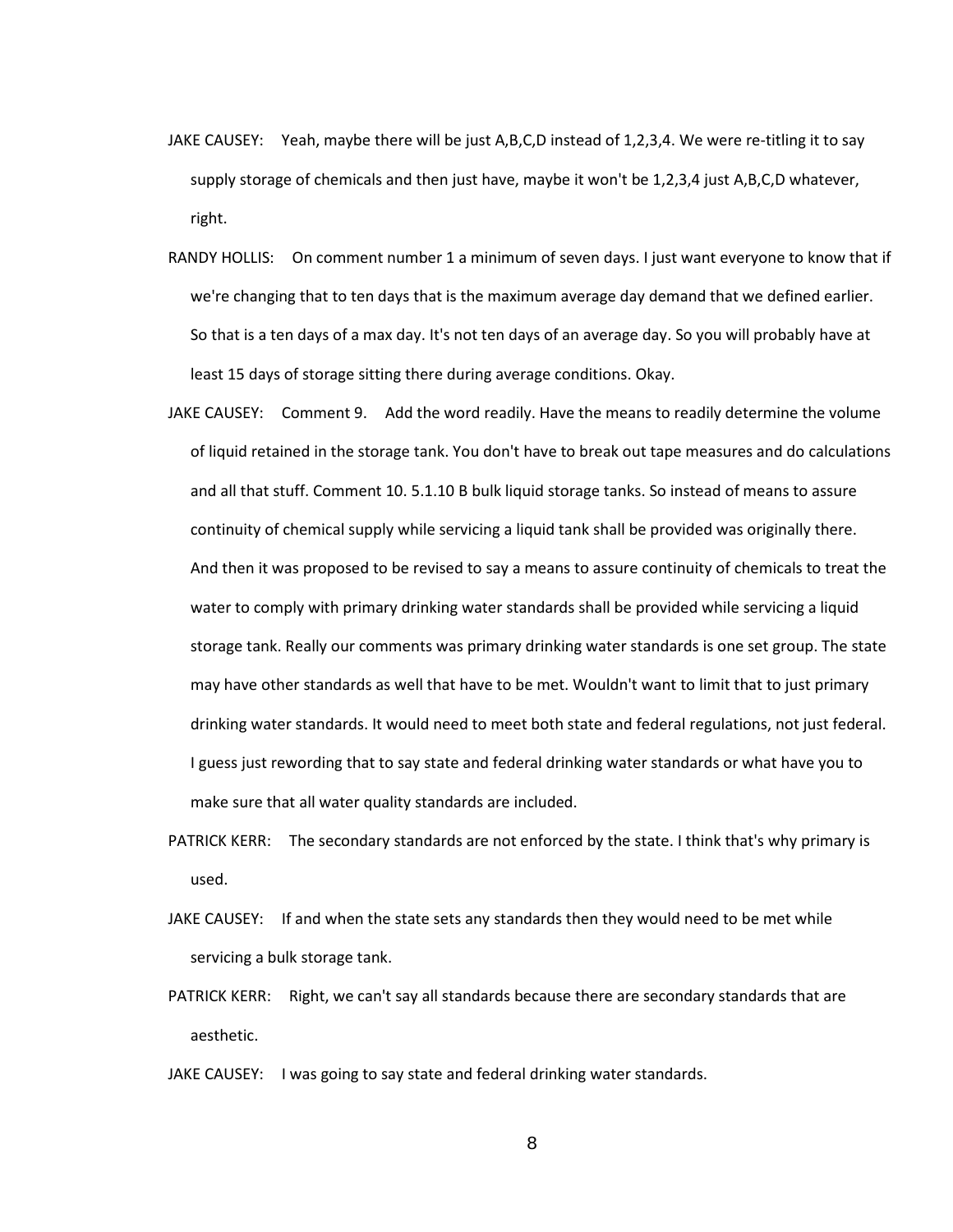JAKE CAUSEY: Yeah, maybe there will be just A,B,C,D instead of 1,2,3,4. We were re-titling it to say supply storage of chemicals and then just have, maybe it won't be 1,2,3,4 just A,B,C,D whatever, right.

RANDY HOLLIS: On comment number 1 a minimum of seven days. I just want everyone to know that if we're changing that to ten days that is the maximum average day demand that we defined earlier. So that is a ten days of a max day. It's not ten days of an average day. So you will probably have at least 15 days of storage sitting there during average conditions. Okay.

JAKE CAUSEY: Comment 9. Add the word readily. Have the means to readily determine the volume of liquid retained in the storage tank. You don't have to break out tape measures and do calculations and all that stuff. Comment 10. 5.1.10 B bulk liquid storage tanks. So instead of means to assure continuity of chemical supply while servicing a liquid tank shall be provided was originally there. And then it was proposed to be revised to say a means to assure continuity of chemicals to treat the water to comply with primary drinking water standards shall be provided while servicing a liquid storage tank. Really our comments was primary drinking water standards is one set group. The state may have other standards as well that have to be met. Wouldn't want to limit that to just primary drinking water standards. It would need to meet both state and federal regulations, not just federal. I guess just rewording that to say state and federal drinking water standards or what have you to make sure that all water quality standards are included.

PATRICK KERR: The secondary standards are not enforced by the state. I think that's why primary is used.

JAKE CAUSEY: If and when the state sets any standards then they would need to be met while servicing a bulk storage tank.

PATRICK KERR: Right, we can't say all standards because there are secondary standards that are aesthetic.

JAKE CAUSEY: I was going to say state and federal drinking water standards.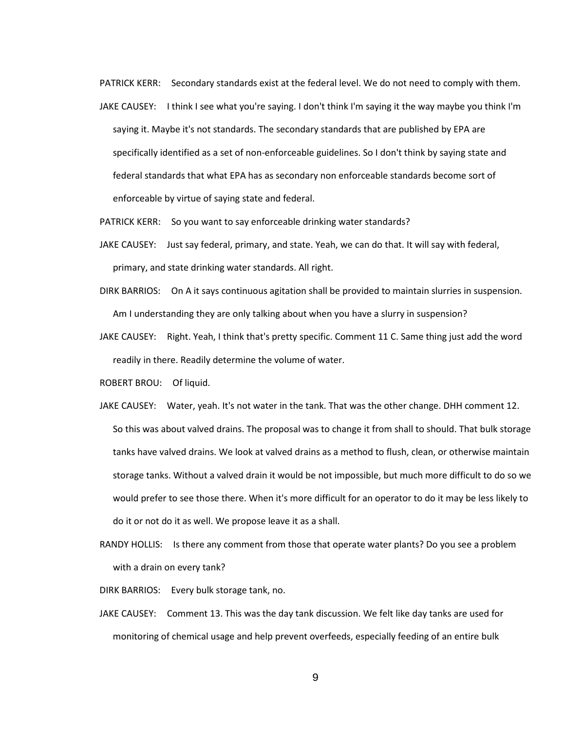PATRICK KERR: Secondary standards exist at the federal level. We do not need to comply with them.

JAKE CAUSEY: I think I see what you're saying. I don't think I'm saying it the way maybe you think I'm saying it. Maybe it's not standards. The secondary standards that are published by EPA are specifically identified as a set of non-enforceable guidelines. So I don't think by saying state and federal standards that what EPA has as secondary non enforceable standards become sort of enforceable by virtue of saying state and federal.

PATRICK KERR: So you want to say enforceable drinking water standards?

JAKE CAUSEY: Just say federal, primary, and state. Yeah, we can do that. It will say with federal, primary, and state drinking water standards. All right.

DIRK BARRIOS: On A it says continuous agitation shall be provided to maintain slurries in suspension. Am I understanding they are only talking about when you have a slurry in suspension?

JAKE CAUSEY: Right. Yeah, I think that's pretty specific. Comment 11 C. Same thing just add the word readily in there. Readily determine the volume of water.

ROBERT BROU: Of liquid.

JAKE CAUSEY: Water, yeah. It's not water in the tank. That was the other change. DHH comment 12. So this was about valved drains. The proposal was to change it from shall to should. That bulk storage tanks have valved drains. We look at valved drains as a method to flush, clean, or otherwise maintain storage tanks. Without a valved drain it would be not impossible, but much more difficult to do so we would prefer to see those there. When it's more difficult for an operator to do it may be less likely to do it or not do it as well. We propose leave it as a shall.

RANDY HOLLIS: Is there any comment from those that operate water plants? Do you see a problem with a drain on every tank?

DIRK BARRIOS: Every bulk storage tank, no.

JAKE CAUSEY: Comment 13. This was the day tank discussion. We felt like day tanks are used for monitoring of chemical usage and help prevent overfeeds, especially feeding of an entire bulk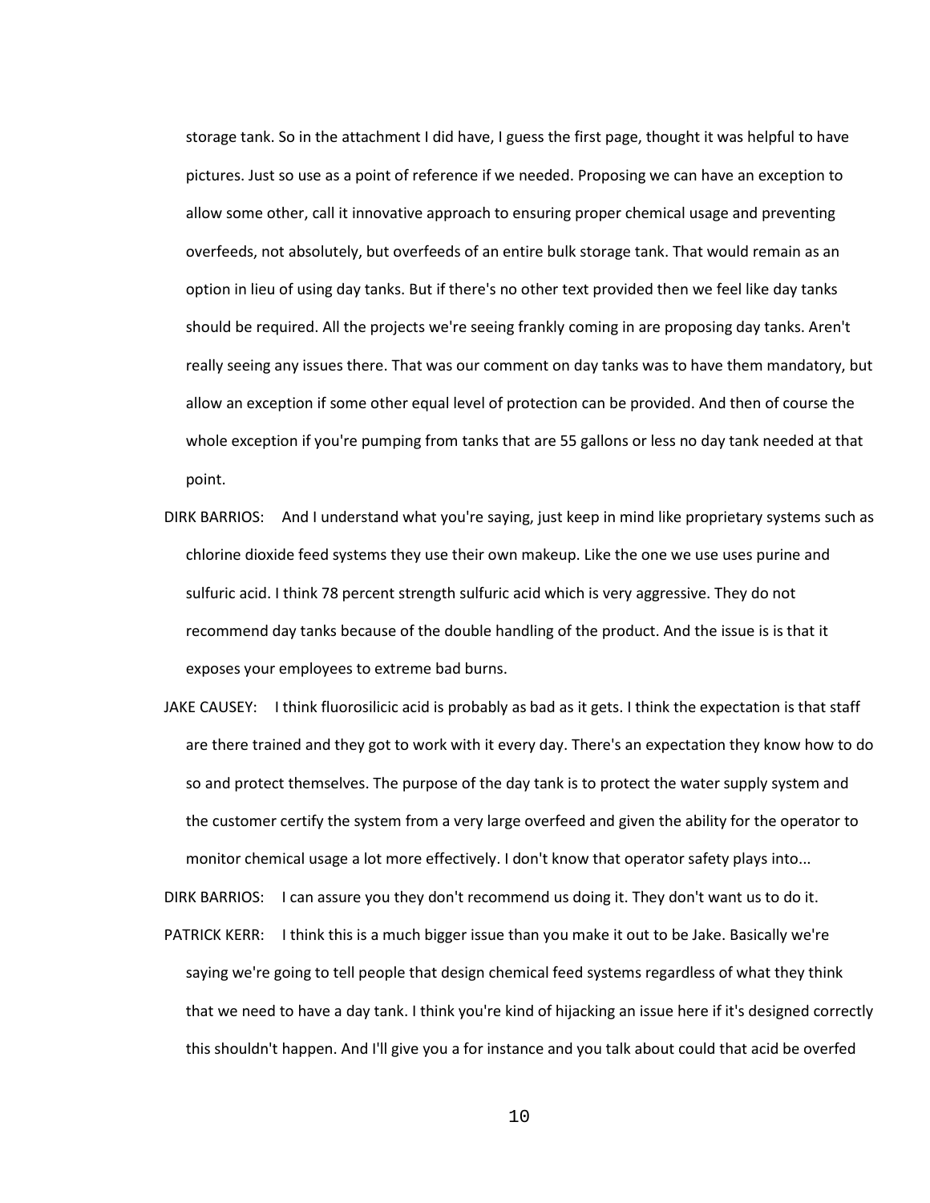storage tank. So in the attachment I did have, I guess the first page, thought it was helpful to have pictures. Just so use as a point of reference if we needed. Proposing we can have an exception to allow some other, call it innovative approach to ensuring proper chemical usage and preventing overfeeds, not absolutely, but overfeeds of an entire bulk storage tank. That would remain as an option in lieu of using day tanks. But if there's no other text provided then we feel like day tanks should be required. All the projects we're seeing frankly coming in are proposing day tanks. Aren't really seeing any issues there. That was our comment on day tanks was to have them mandatory, but allow an exception if some other equal level of protection can be provided. And then of course the whole exception if you're pumping from tanks that are 55 gallons or less no day tank needed at that point.

DIRK BARRIOS: And I understand what you're saying, just keep in mind like proprietary systems such as chlorine dioxide feed systems they use their own makeup. Like the one we use uses purine and sulfuric acid. I think 78 percent strength sulfuric acid which is very aggressive. They do not recommend day tanks because of the double handling of the product. And the issue is is that it exposes your employees to extreme bad burns.

JAKE CAUSEY: I think fluorosilicic acid is probably as bad as it gets. I think the expectation is that staff are there trained and they got to work with it every day. There's an expectation they know how to do so and protect themselves. The purpose of the day tank is to protect the water supply system and the customer certify the system from a very large overfeed and given the ability for the operator to monitor chemical usage a lot more effectively. I don't know that operator safety plays into...

DIRK BARRIOS: I can assure you they don't recommend us doing it. They don't want us to do it.

PATRICK KERR: I think this is a much bigger issue than you make it out to be Jake. Basically we're saying we're going to tell people that design chemical feed systems regardless of what they think that we need to have a day tank. I think you're kind of hijacking an issue here if it's designed correctly this shouldn't happen. And I'll give you a for instance and you talk about could that acid be overfed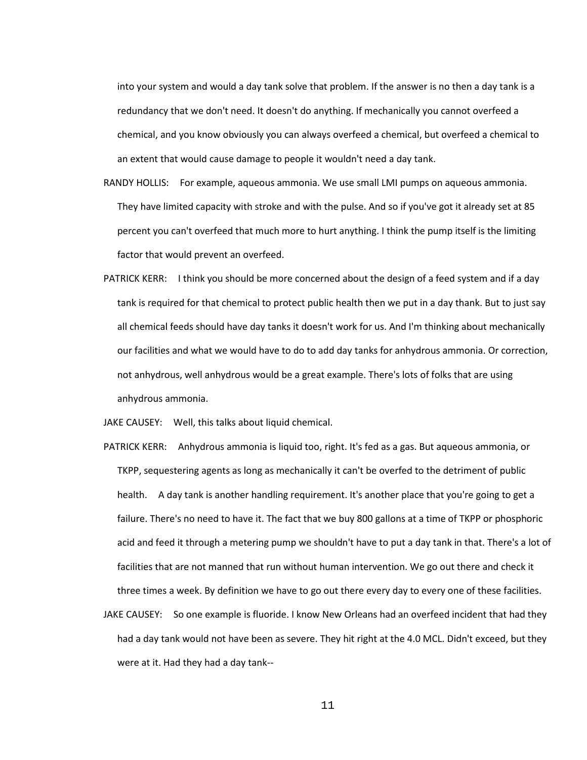into your system and would a day tank solve that problem. If the answer is no then a day tank is a redundancy that we don't need. It doesn't do anything. If mechanically you cannot overfeed a chemical, and you know obviously you can always overfeed a chemical, but overfeed a chemical to an extent that would cause damage to people it wouldn't need a day tank.

RANDY HOLLIS: For example, aqueous ammonia. We use small LMI pumps on aqueous ammonia. They have limited capacity with stroke and with the pulse. And so if you've got it already set at 85 percent you can't overfeed that much more to hurt anything. I think the pump itself is the limiting factor that would prevent an overfeed.

PATRICK KERR: I think you should be more concerned about the design of a feed system and if a day tank is required for that chemical to protect public health then we put in a day thank. But to just say all chemical feeds should have day tanks it doesn't work for us. And I'm thinking about mechanically our facilities and what we would have to do to add day tanks for anhydrous ammonia. Or correction, not anhydrous, well anhydrous would be a great example. There's lots of folks that are using anhydrous ammonia.

JAKE CAUSEY: Well, this talks about liquid chemical.

PATRICK KERR: Anhydrous ammonia is liquid too, right. It's fed as a gas. But aqueous ammonia, or TKPP, sequestering agents as long as mechanically it can't be overfed to the detriment of public health. A day tank is another handling requirement. It's another place that you're going to get a failure. There's no need to have it. The fact that we buy 800 gallons at a time of TKPP or phosphoric acid and feed it through a metering pump we shouldn't have to put a day tank in that. There's a lot of facilities that are not manned that run without human intervention. We go out there and check it three times a week. By definition we have to go out there every day to every one of these facilities.

JAKE CAUSEY: So one example is fluoride. I know New Orleans had an overfeed incident that had they had a day tank would not have been as severe. They hit right at the 4.0 MCL. Didn't exceed, but they were at it. Had they had a day tank--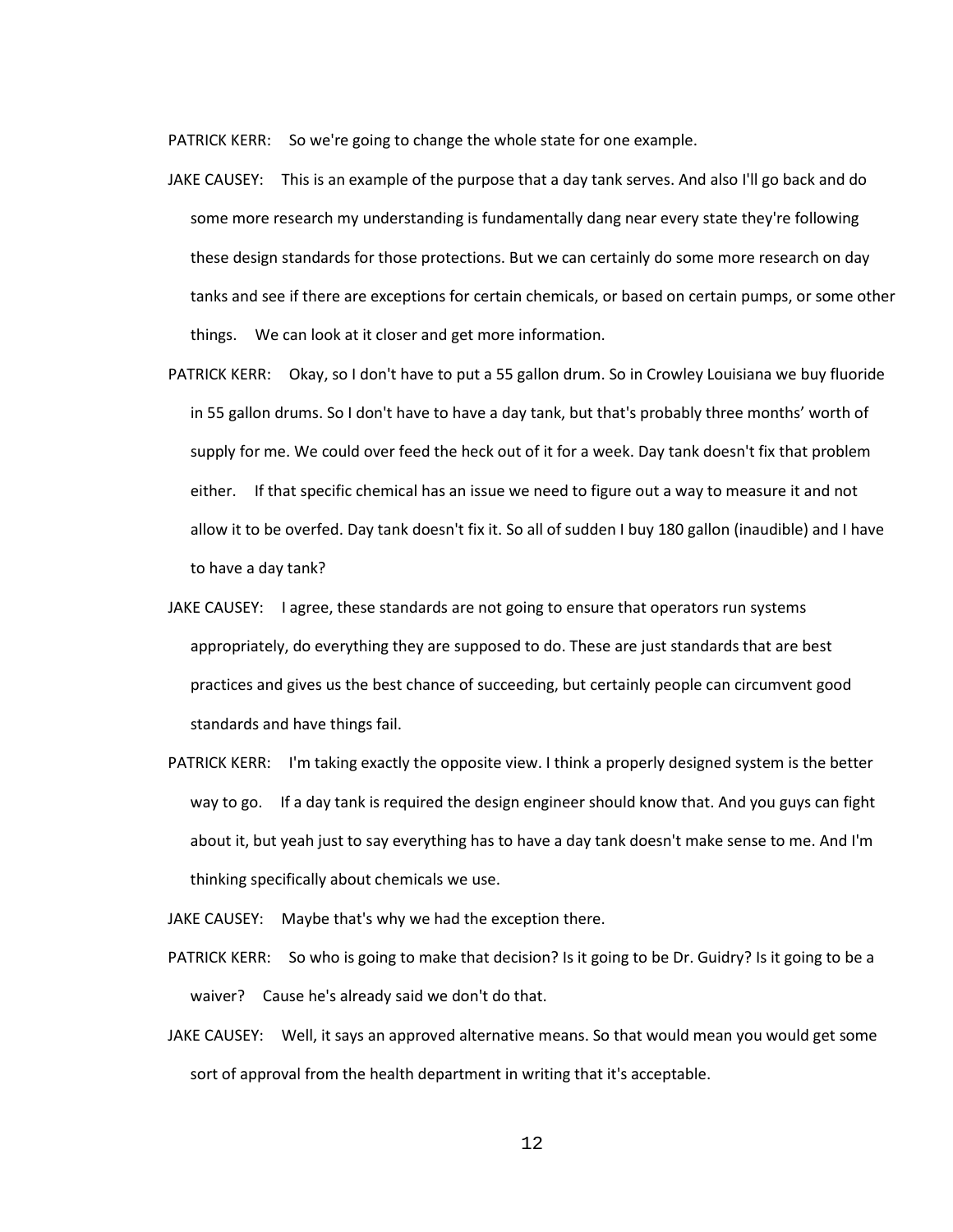PATRICK KERR: So we're going to change the whole state for one example.

JAKE CAUSEY: This is an example of the purpose that a day tank serves. And also I'll go back and do some more research my understanding is fundamentally dang near every state they're following these design standards for those protections. But we can certainly do some more research on day tanks and see if there are exceptions for certain chemicals, or based on certain pumps, or some other things. We can look at it closer and get more information.

PATRICK KERR: Okay, so I don't have to put a 55 gallon drum. So in Crowley Louisiana we buy fluoride in 55 gallon drums. So I don't have to have a day tank, but that's probably three months' worth of supply for me. We could over feed the heck out of it for a week. Day tank doesn't fix that problem either. If that specific chemical has an issue we need to figure out a way to measure it and not allow it to be overfed. Day tank doesn't fix it. So all of sudden I buy 180 gallon (inaudible) and I have to have a day tank?

JAKE CAUSEY: I agree, these standards are not going to ensure that operators run systems appropriately, do everything they are supposed to do. These are just standards that are best practices and gives us the best chance of succeeding, but certainly people can circumvent good standards and have things fail.

PATRICK KERR: I'm taking exactly the opposite view. I think a properly designed system is the better way to go. If a day tank is required the design engineer should know that. And you guys can fight about it, but yeah just to say everything has to have a day tank doesn't make sense to me. And I'm thinking specifically about chemicals we use.

JAKE CAUSEY: Maybe that's why we had the exception there.

PATRICK KERR: So who is going to make that decision? Is it going to be Dr. Guidry? Is it going to be a waiver? Cause he's already said we don't do that.

JAKE CAUSEY: Well, it says an approved alternative means. So that would mean you would get some sort of approval from the health department in writing that it's acceptable.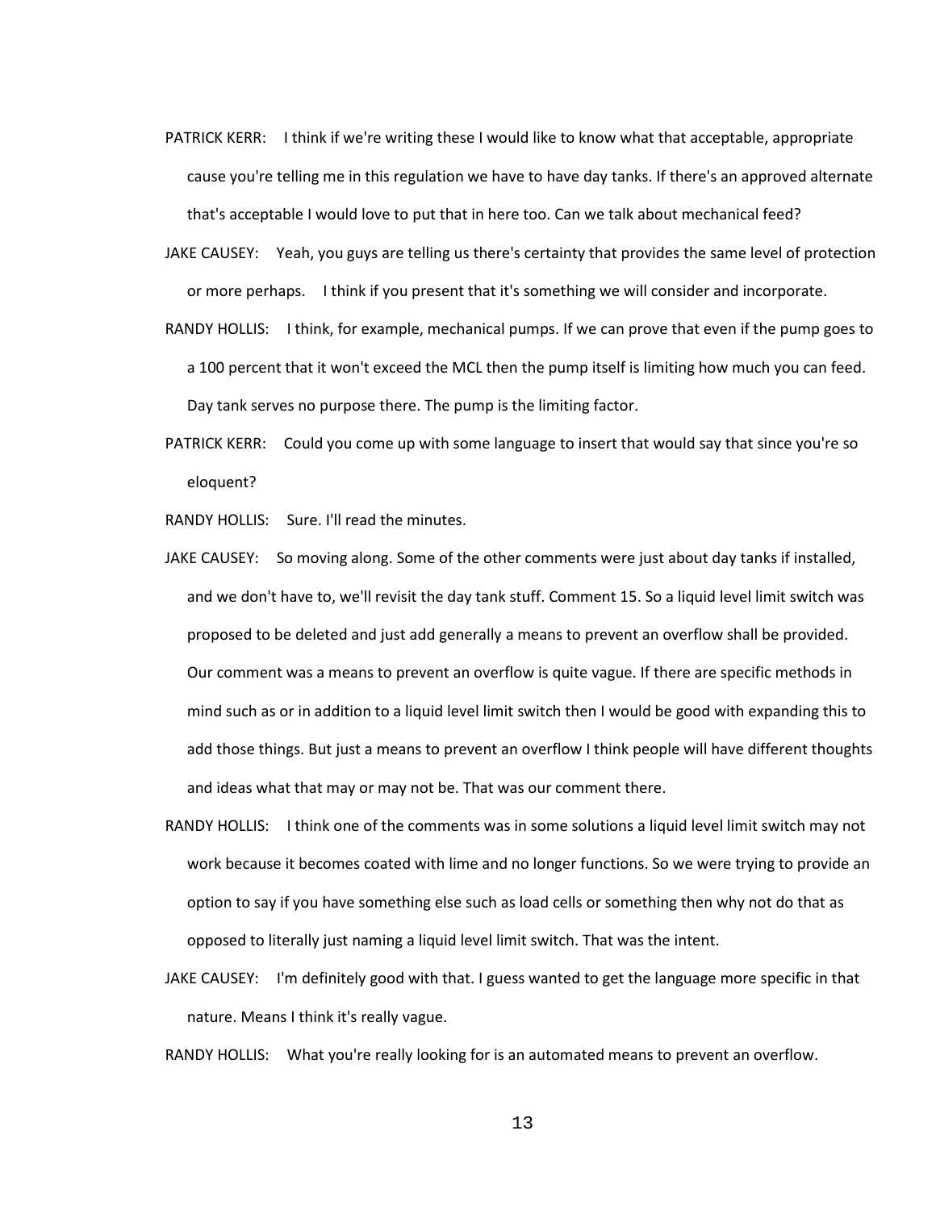PATRICK KERR: I think if we're writing these I would like to know what that acceptable, appropriate cause you're telling me in this regulation we have to have day tanks. If there's an approved alternate that's acceptable I would love to put that in here too. Can we talk about mechanical feed?

JAKE CAUSEY: Yeah, you guys are telling us there's certainty that provides the same level of protection or more perhaps. I think if you present that it's something we will consider and incorporate.

RANDY HOLLIS: I think, for example, mechanical pumps. If we can prove that even if the pump goes to a 100 percent that it won't exceed the MCL then the pump itself is limiting how much you can feed. Day tank serves no purpose there. The pump is the limiting factor.

PATRICK KERR: Could you come up with some language to insert that would say that since you're so eloquent?

RANDY HOLLIS: Sure. I'll read the minutes.

JAKE CAUSEY: So moving along. Some of the other comments were just about day tanks if installed, and we don't have to, we'll revisit the day tank stuff. Comment 15. So a liquid level limit switch was proposed to be deleted and just add generally a means to prevent an overflow shall be provided. Our comment was a means to prevent an overflow is quite vague. If there are specific methods in mind such as or in addition to a liquid level limit switch then I would be good with expanding this to add those things. But just a means to prevent an overflow I think people will have different thoughts and ideas what that may or may not be. That was our comment there.

RANDY HOLLIS: I think one of the comments was in some solutions a liquid level limit switch may not work because it becomes coated with lime and no longer functions. So we were trying to provide an option to say if you have something else such as load cells or something then why not do that as opposed to literally just naming a liquid level limit switch. That was the intent.

JAKE CAUSEY: I'm definitely good with that. I guess wanted to get the language more specific in that nature. Means I think it's really vague.

RANDY HOLLIS: What you're really looking for is an automated means to prevent an overflow.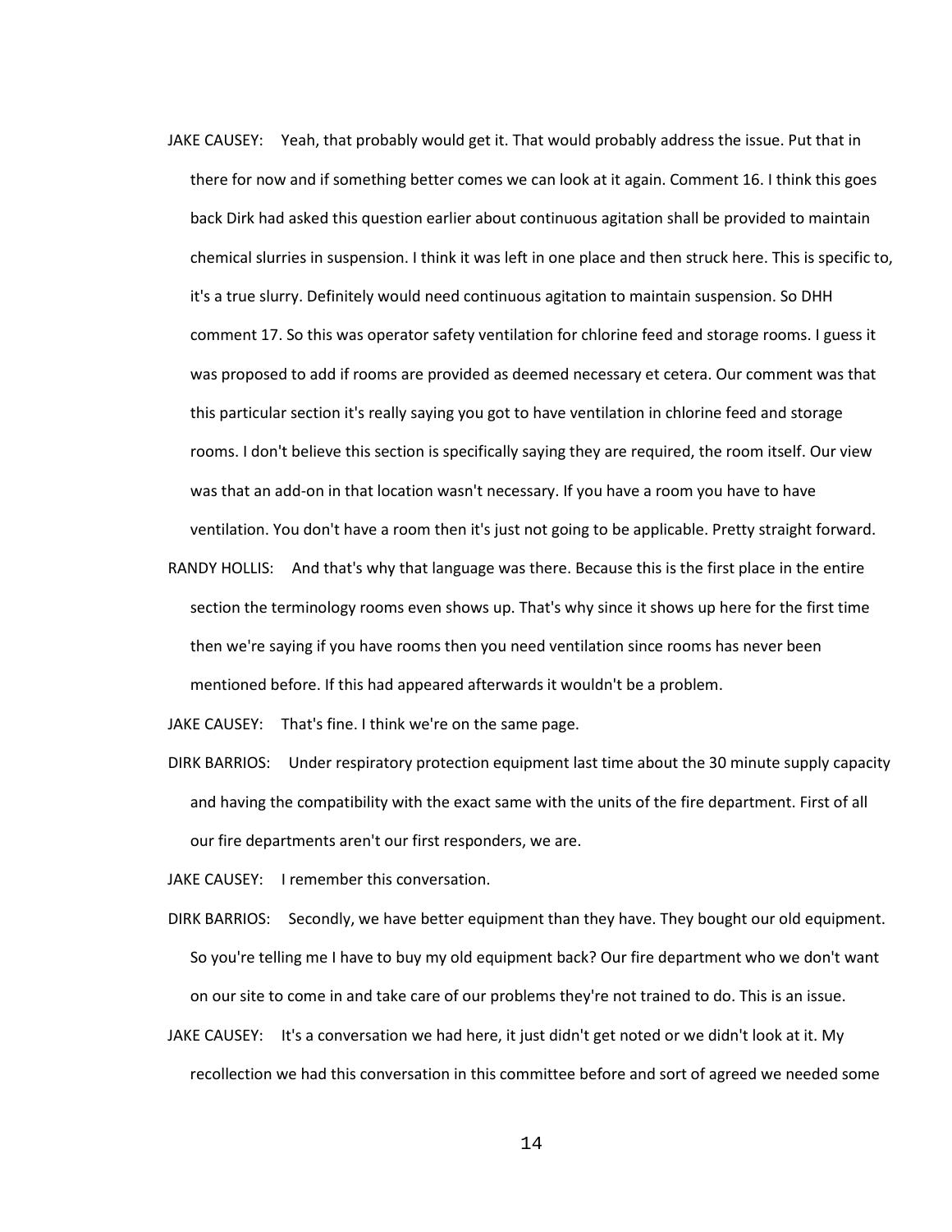JAKE CAUSEY: Yeah, that probably would get it. That would probably address the issue. Put that in there for now and if something better comes we can look at it again. Comment 16. I think this goes back Dirk had asked this question earlier about continuous agitation shall be provided to maintain chemical slurries in suspension. I think it was left in one place and then struck here. This is specific to, it's a true slurry. Definitely would need continuous agitation to maintain suspension. So DHH comment 17. So this was operator safety ventilation for chlorine feed and storage rooms. I guess it was proposed to add if rooms are provided as deemed necessary et cetera. Our comment was that this particular section it's really saying you got to have ventilation in chlorine feed and storage rooms. I don't believe this section is specifically saying they are required, the room itself. Our view was that an add-on in that location wasn't necessary. If you have a room you have to have ventilation. You don't have a room then it's just not going to be applicable. Pretty straight forward.

RANDY HOLLIS: And that's why that language was there. Because this is the first place in the entire section the terminology rooms even shows up. That's why since it shows up here for the first time then we're saying if you have rooms then you need ventilation since rooms has never been mentioned before. If this had appeared afterwards it wouldn't be a problem.

JAKE CAUSEY: That's fine. I think we're on the same page.

DIRK BARRIOS: Under respiratory protection equipment last time about the 30 minute supply capacity and having the compatibility with the exact same with the units of the fire department. First of all our fire departments aren't our first responders, we are.

JAKE CAUSEY: I remember this conversation.

DIRK BARRIOS: Secondly, we have better equipment than they have. They bought our old equipment. So you're telling me I have to buy my old equipment back? Our fire department who we don't want on our site to come in and take care of our problems they're not trained to do. This is an issue.

JAKE CAUSEY: It's a conversation we had here, it just didn't get noted or we didn't look at it. My recollection we had this conversation in this committee before and sort of agreed we needed some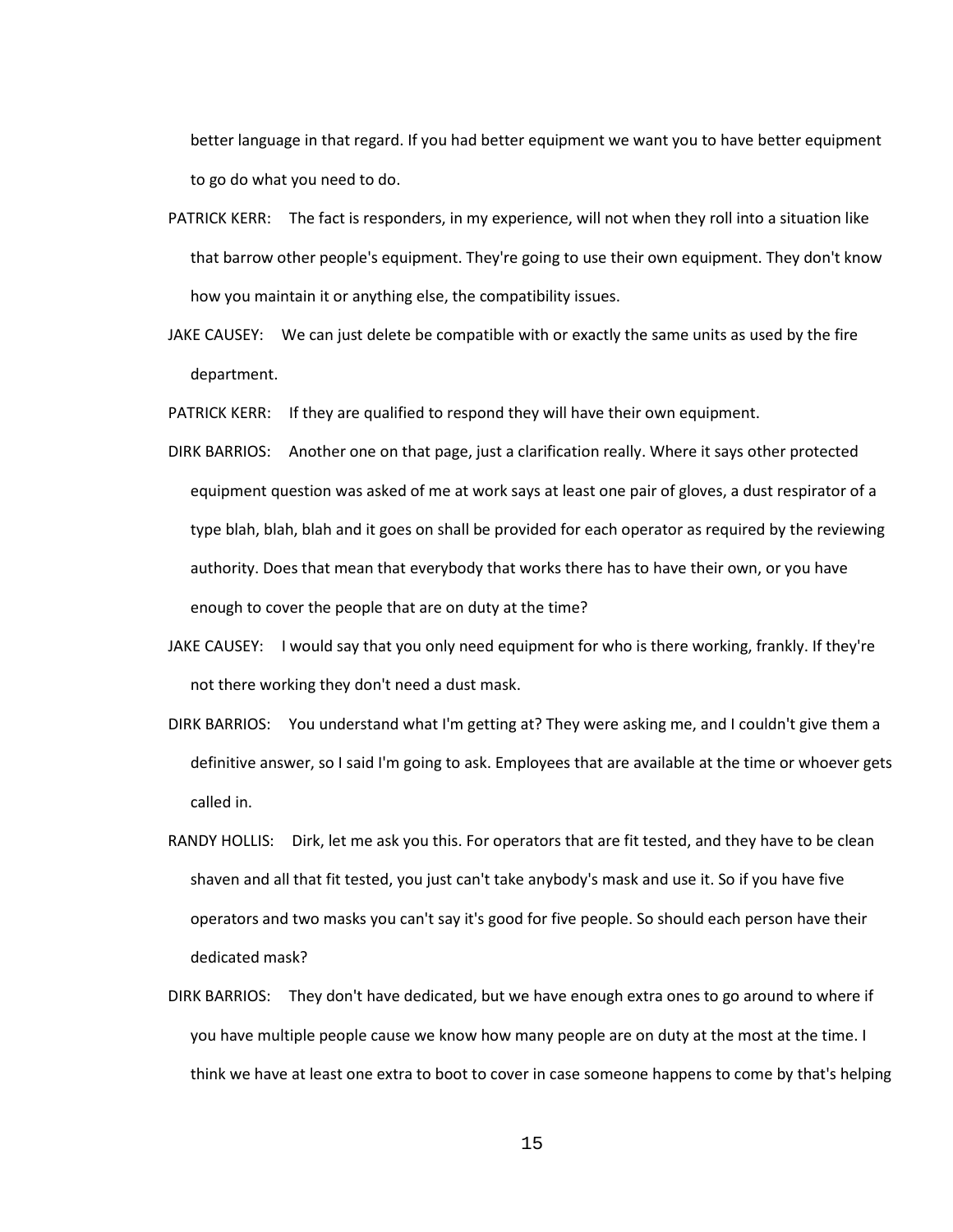better language in that regard. If you had better equipment we want you to have better equipment to go do what you need to do.

PATRICK KERR: The fact is responders, in my experience, will not when they roll into a situation like that barrow other people's equipment. They're going to use their own equipment. They don't know how you maintain it or anything else, the compatibility issues.

JAKE CAUSEY: We can just delete be compatible with or exactly the same units as used by the fire department.

PATRICK KERR: If they are qualified to respond they will have their own equipment.

DIRK BARRIOS: Another one on that page, just a clarification really. Where it says other protected equipment question was asked of me at work says at least one pair of gloves, a dust respirator of a type blah, blah, blah and it goes on shall be provided for each operator as required by the reviewing authority. Does that mean that everybody that works there has to have their own, or you have enough to cover the people that are on duty at the time?

JAKE CAUSEY: I would say that you only need equipment for who is there working, frankly. If they're not there working they don't need a dust mask.

DIRK BARRIOS: You understand what I'm getting at? They were asking me, and I couldn't give them a definitive answer, so I said I'm going to ask. Employees that are available at the time or whoever gets called in.

RANDY HOLLIS: Dirk, let me ask you this. For operators that are fit tested, and they have to be clean shaven and all that fit tested, you just can't take anybody's mask and use it. So if you have five operators and two masks you can't say it's good for five people. So should each person have their dedicated mask?

DIRK BARRIOS: They don't have dedicated, but we have enough extra ones to go around to where if you have multiple people cause we know how many people are on duty at the most at the time. I think we have at least one extra to boot to cover in case someone happens to come by that's helping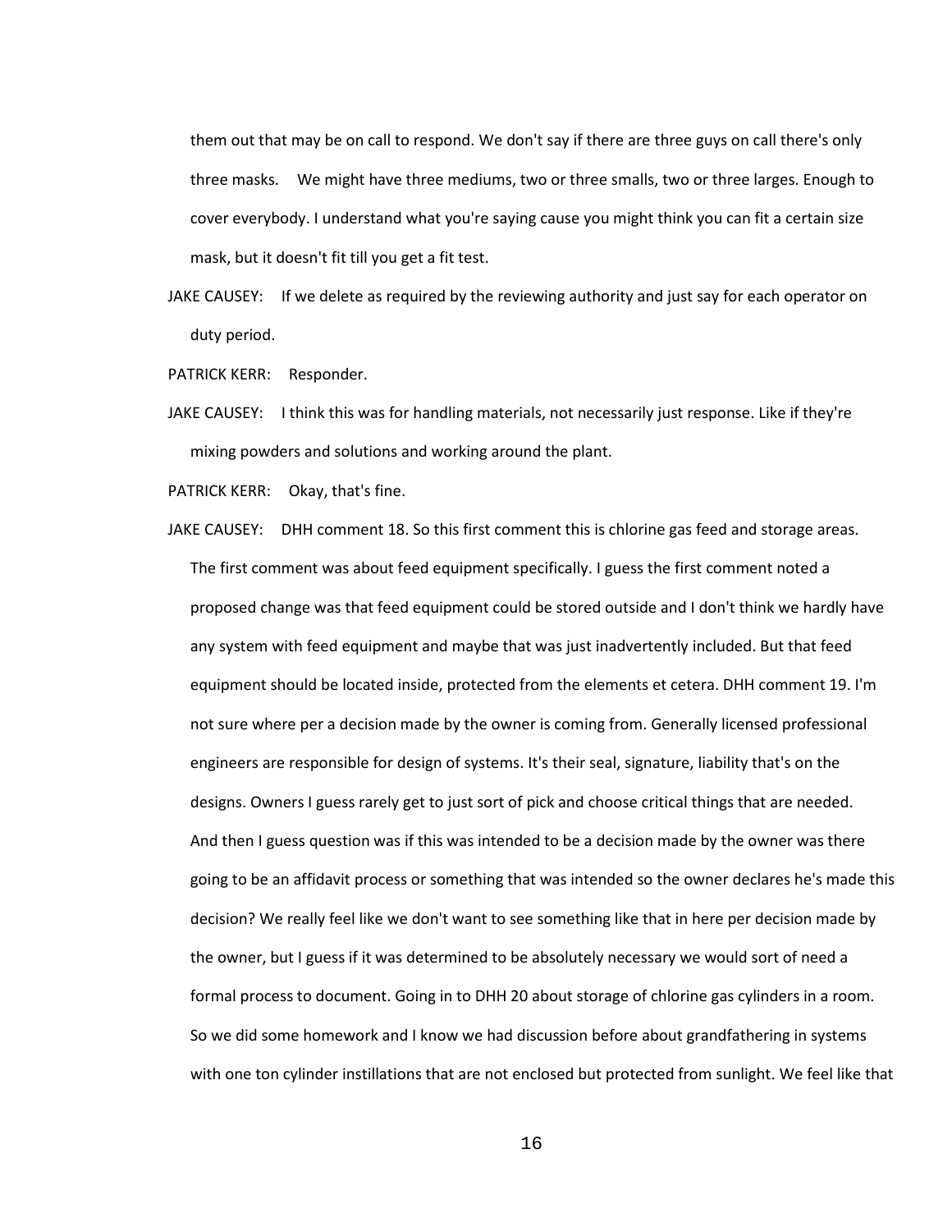them out that may be on call to respond. We don't say if there are three guys on call there's only three masks. We might have three mediums, two or three smalls, two or three larges. Enough to cover everybody. I understand what you're saying cause you might think you can fit a certain size mask, but it doesn't fit till you get a fit test.

JAKE CAUSEY: If we delete as required by the reviewing authority and just say for each operator on duty period.

PATRICK KERR: Responder.

JAKE CAUSEY: I think this was for handling materials, not necessarily just response. Like if they're mixing powders and solutions and working around the plant.

PATRICK KERR: Okay, that's fine.

JAKE CAUSEY: DHH comment 18. So this first comment this is chlorine gas feed and storage areas. The first comment was about feed equipment specifically. I guess the first comment noted a proposed change was that feed equipment could be stored outside and I don't think we hardly have any system with feed equipment and maybe that was just inadvertently included. But that feed equipment should be located inside, protected from the elements et cetera. DHH comment 19. I'm not sure where per a decision made by the owner is coming from. Generally licensed professional engineers are responsible for design of systems. It's their seal, signature, liability that's on the designs. Owners I guess rarely get to just sort of pick and choose critical things that are needed. And then I guess question was if this was intended to be a decision made by the owner was there going to be an affidavit process or something that was intended so the owner declares he's made this decision? We really feel like we don't want to see something like that in here per decision made by the owner, but I guess if it was determined to be absolutely necessary we would sort of need a formal process to document. Going in to DHH 20 about storage of chlorine gas cylinders in a room. So we did some homework and I know we had discussion before about grandfathering in systems with one ton cylinder instillations that are not enclosed but protected from sunlight. We feel like that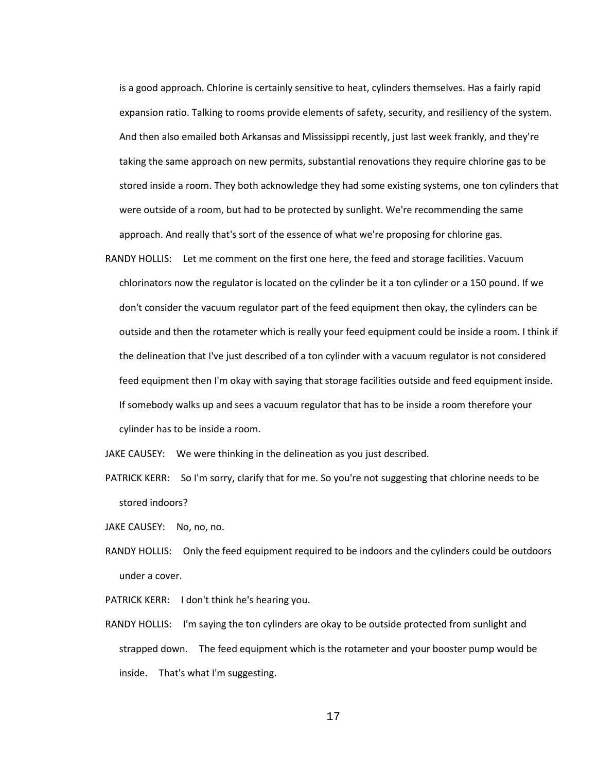is a good approach. Chlorine is certainly sensitive to heat, cylinders themselves. Has a fairly rapid expansion ratio. Talking to rooms provide elements of safety, security, and resiliency of the system. And then also emailed both Arkansas and Mississippi recently, just last week frankly, and they're taking the same approach on new permits, substantial renovations they require chlorine gas to be stored inside a room. They both acknowledge they had some existing systems, one ton cylinders that were outside of a room, but had to be protected by sunlight. We're recommending the same approach. And really that's sort of the essence of what we're proposing for chlorine gas.

RANDY HOLLIS: Let me comment on the first one here, the feed and storage facilities. Vacuum chlorinators now the regulator is located on the cylinder be it a ton cylinder or a 150 pound. If we don't consider the vacuum regulator part of the feed equipment then okay, the cylinders can be outside and then the rotameter which is really your feed equipment could be inside a room. I think if the delineation that I've just described of a ton cylinder with a vacuum regulator is not considered feed equipment then I'm okay with saying that storage facilities outside and feed equipment inside. If somebody walks up and sees a vacuum regulator that has to be inside a room therefore your cylinder has to be inside a room.

JAKE CAUSEY: We were thinking in the delineation as you just described.

PATRICK KERR: So I'm sorry, clarify that for me. So you're not suggesting that chlorine needs to be stored indoors?

JAKE CAUSEY: No, no, no.

RANDY HOLLIS: Only the feed equipment required to be indoors and the cylinders could be outdoors under a cover.

PATRICK KERR: I don't think he's hearing you.

RANDY HOLLIS: I'm saying the ton cylinders are okay to be outside protected from sunlight and strapped down. The feed equipment which is the rotameter and your booster pump would be inside. That's what I'm suggesting.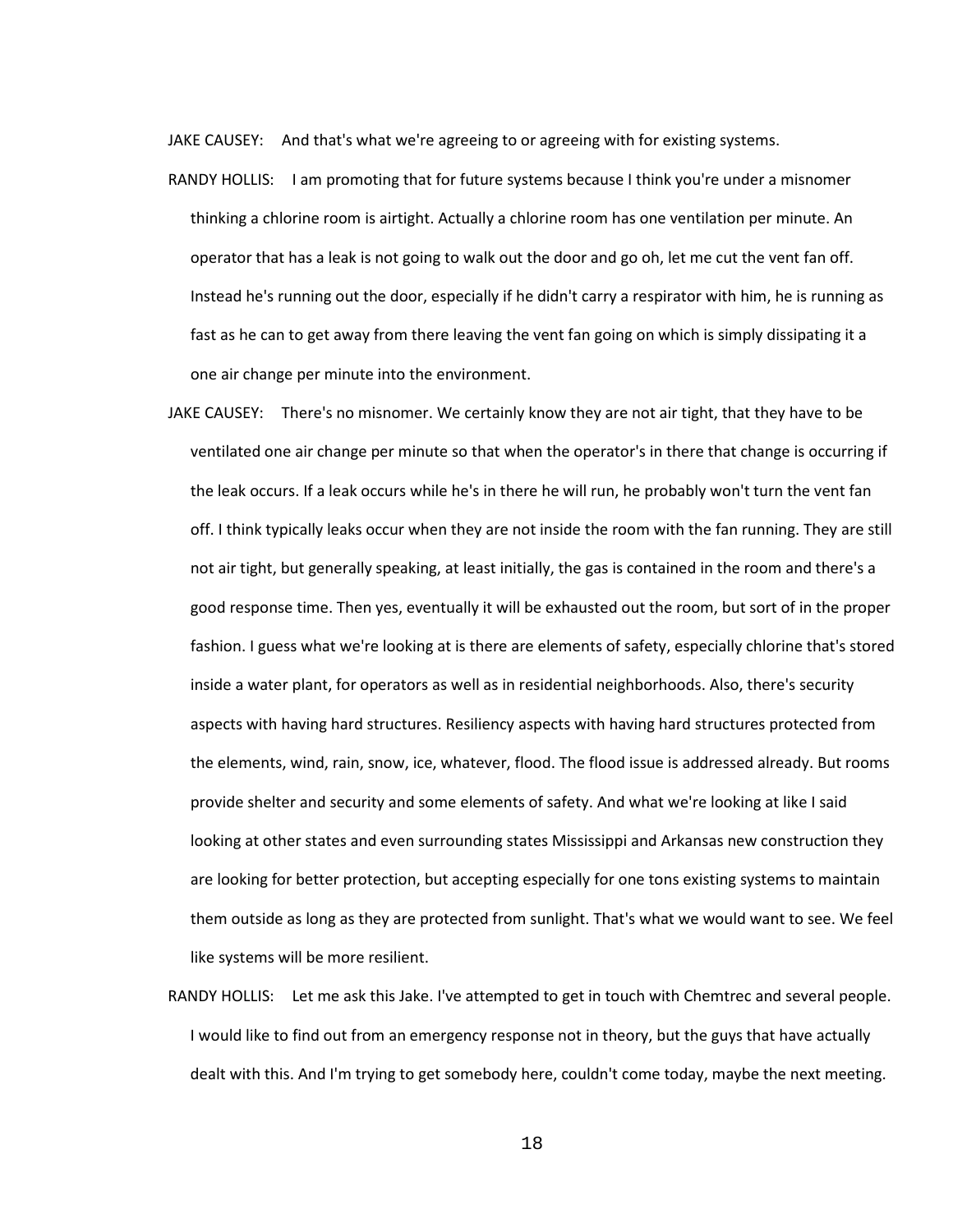JAKE CAUSEY: And that's what we're agreeing to or agreeing with for existing systems.

RANDY HOLLIS: I am promoting that for future systems because I think you're under a misnomer thinking a chlorine room is airtight. Actually a chlorine room has one ventilation per minute. An operator that has a leak is not going to walk out the door and go oh, let me cut the vent fan off. Instead he's running out the door, especially if he didn't carry a respirator with him, he is running as fast as he can to get away from there leaving the vent fan going on which is simply dissipating it a one air change per minute into the environment.

JAKE CAUSEY: There's no misnomer. We certainly know they are not air tight, that they have to be ventilated one air change per minute so that when the operator's in there that change is occurring if the leak occurs. If a leak occurs while he's in there he will run, he probably won't turn the vent fan off. I think typically leaks occur when they are not inside the room with the fan running. They are still not air tight, but generally speaking, at least initially, the gas is contained in the room and there's a good response time. Then yes, eventually it will be exhausted out the room, but sort of in the proper fashion. I guess what we're looking at is there are elements of safety, especially chlorine that's stored inside a water plant, for operators as well as in residential neighborhoods. Also, there's security aspects with having hard structures. Resiliency aspects with having hard structures protected from the elements, wind, rain, snow, ice, whatever, flood. The flood issue is addressed already. But rooms provide shelter and security and some elements of safety. And what we're looking at like I said looking at other states and even surrounding states Mississippi and Arkansas new construction they are looking for better protection, but accepting especially for one tons existing systems to maintain them outside as long as they are protected from sunlight. That's what we would want to see. We feel like systems will be more resilient.

RANDY HOLLIS: Let me ask this Jake. I've attempted to get in touch with Chemtrec and several people. I would like to find out from an emergency response not in theory, but the guys that have actually dealt with this. And I'm trying to get somebody here, couldn't come today, maybe the next meeting.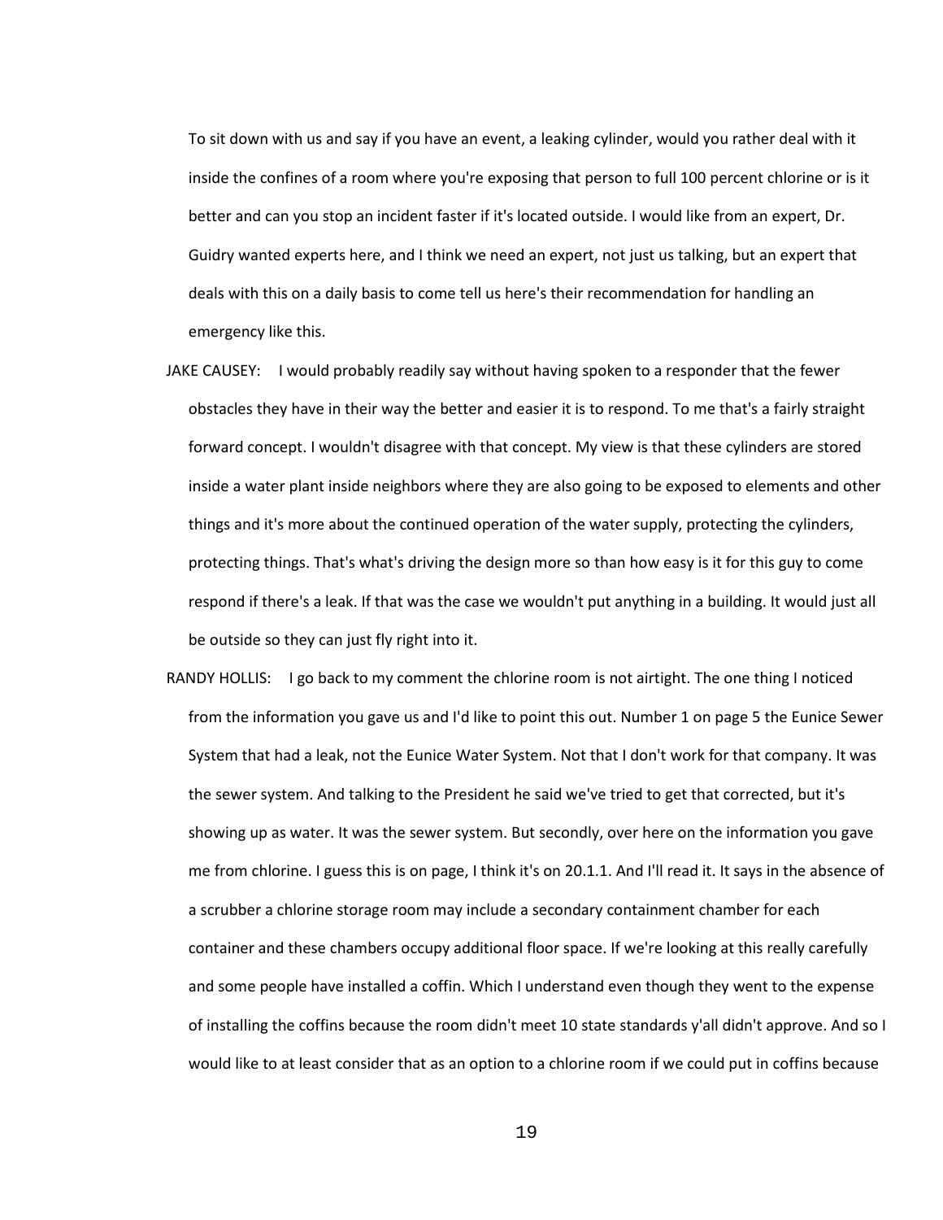To sit down with us and say if you have an event, a leaking cylinder, would you rather deal with it inside the confines of a room where you're exposing that person to full 100 percent chlorine or is it better and can you stop an incident faster if it's located outside. I would like from an expert, Dr. Guidry wanted experts here, and I think we need an expert, not just us talking, but an expert that deals with this on a daily basis to come tell us here's their recommendation for handling an emergency like this.

JAKE CAUSEY: I would probably readily say without having spoken to a responder that the fewer obstacles they have in their way the better and easier it is to respond. To me that's a fairly straight forward concept. I wouldn't disagree with that concept. My view is that these cylinders are stored inside a water plant inside neighbors where they are also going to be exposed to elements and other things and it's more about the continued operation of the water supply, protecting the cylinders, protecting things. That's what's driving the design more so than how easy is it for this guy to come respond if there's a leak. If that was the case we wouldn't put anything in a building. It would just all be outside so they can just fly right into it.

RANDY HOLLIS: I go back to my comment the chlorine room is not airtight. The one thing I noticed from the information you gave us and I'd like to point this out. Number 1 on page 5 the Eunice Sewer System that had a leak, not the Eunice Water System. Not that I don't work for that company. It was the sewer system. And talking to the President he said we've tried to get that corrected, but it's showing up as water. It was the sewer system. But secondly, over here on the information you gave me from chlorine. I guess this is on page, I think it's on 20.1.1. And I'll read it. It says in the absence of a scrubber a chlorine storage room may include a secondary containment chamber for each container and these chambers occupy additional floor space. If we're looking at this really carefully and some people have installed a coffin. Which I understand even though they went to the expense of installing the coffins because the room didn't meet 10 state standards y'all didn't approve. And so I would like to at least consider that as an option to a chlorine room if we could put in coffins because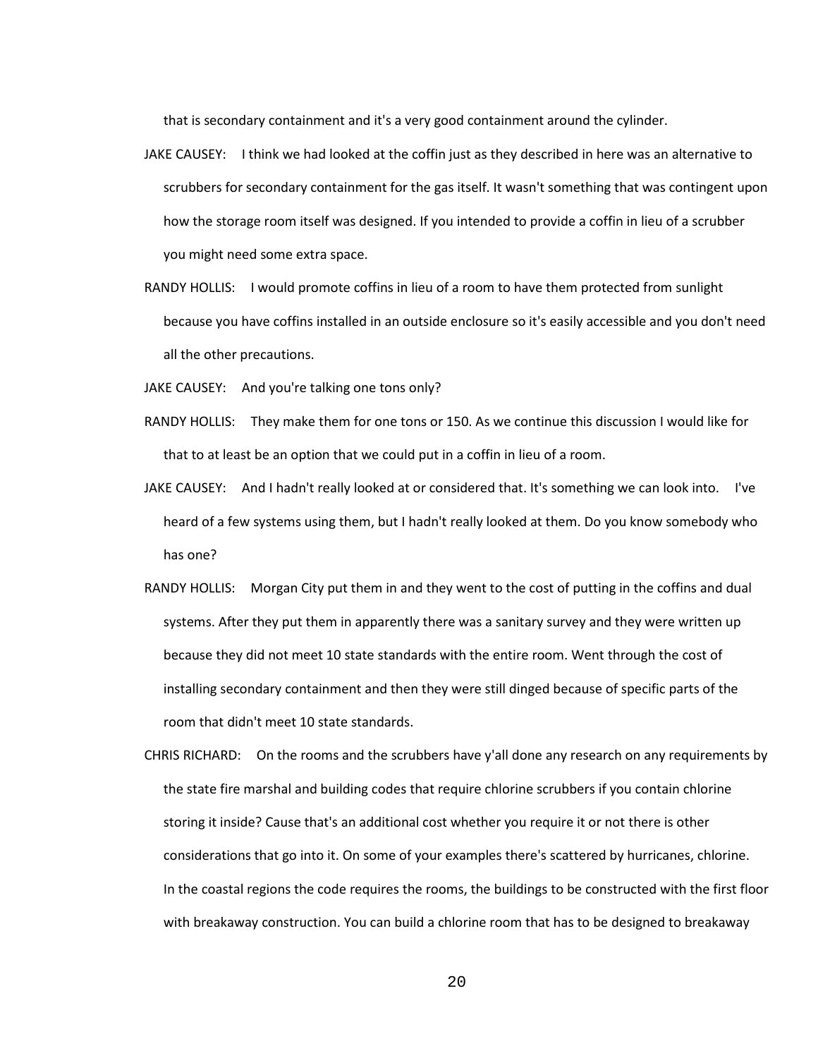that is secondary containment and it's a very good containment around the cylinder.

JAKE CAUSEY: I think we had looked at the coffin just as they described in here was an alternative to scrubbers for secondary containment for the gas itself. It wasn't something that was contingent upon how the storage room itself was designed. If you intended to provide a coffin in lieu of a scrubber you might need some extra space.

RANDY HOLLIS: I would promote coffins in lieu of a room to have them protected from sunlight because you have coffins installed in an outside enclosure so it's easily accessible and you don't need all the other precautions.

JAKE CAUSEY: And you're talking one tons only?

RANDY HOLLIS: They make them for one tons or 150. As we continue this discussion I would like for that to at least be an option that we could put in a coffin in lieu of a room.

JAKE CAUSEY: And I hadn't really looked at or considered that. It's something we can look into. I've heard of a few systems using them, but I hadn't really looked at them. Do you know somebody who has one?

RANDY HOLLIS: Morgan City put them in and they went to the cost of putting in the coffins and dual systems. After they put them in apparently there was a sanitary survey and they were written up because they did not meet 10 state standards with the entire room. Went through the cost of installing secondary containment and then they were still dinged because of specific parts of the room that didn't meet 10 state standards.

CHRIS RICHARD: On the rooms and the scrubbers have y'all done any research on any requirements by the state fire marshal and building codes that require chlorine scrubbers if you contain chlorine storing it inside? Cause that's an additional cost whether you require it or not there is other considerations that go into it. On some of your examples there's scattered by hurricanes, chlorine. In the coastal regions the code requires the rooms, the buildings to be constructed with the first floor with breakaway construction. You can build a chlorine room that has to be designed to breakaway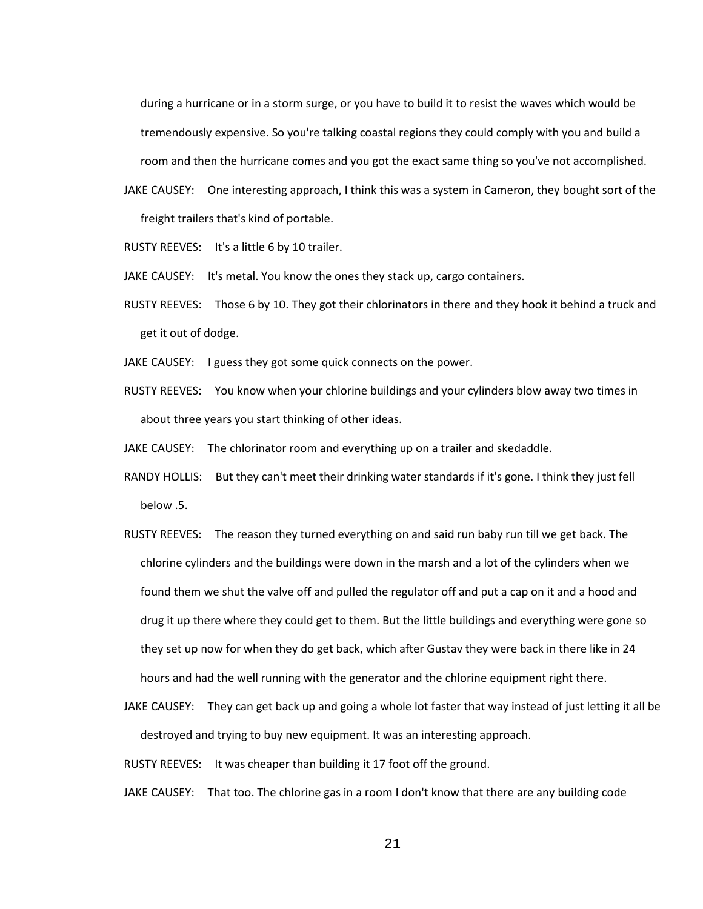during a hurricane or in a storm surge, or you have to build it to resist the waves which would be tremendously expensive. So you're talking coastal regions they could comply with you and build a room and then the hurricane comes and you got the exact same thing so you've not accomplished.

JAKE CAUSEY: One interesting approach, I think this was a system in Cameron, they bought sort of the freight trailers that's kind of portable.

RUSTY REEVES: It's a little 6 by 10 trailer.

JAKE CAUSEY: It's metal. You know the ones they stack up, cargo containers.

RUSTY REEVES: Those 6 by 10. They got their chlorinators in there and they hook it behind a truck and get it out of dodge.

JAKE CAUSEY: I guess they got some quick connects on the power.

RUSTY REEVES: You know when your chlorine buildings and your cylinders blow away two times in about three years you start thinking of other ideas.

JAKE CAUSEY: The chlorinator room and everything up on a trailer and skedaddle.

RANDY HOLLIS: But they can't meet their drinking water standards if it's gone. I think they just fell below .5.

RUSTY REEVES: The reason they turned everything on and said run baby run till we get back. The chlorine cylinders and the buildings were down in the marsh and a lot of the cylinders when we found them we shut the valve off and pulled the regulator off and put a cap on it and a hood and drug it up there where they could get to them. But the little buildings and everything were gone so they set up now for when they do get back, which after Gustav they were back in there like in 24 hours and had the well running with the generator and the chlorine equipment right there.

JAKE CAUSEY: They can get back up and going a whole lot faster that way instead of just letting it all be destroyed and trying to buy new equipment. It was an interesting approach.

RUSTY REEVES: It was cheaper than building it 17 foot off the ground.

JAKE CAUSEY: That too. The chlorine gas in a room I don't know that there are any building code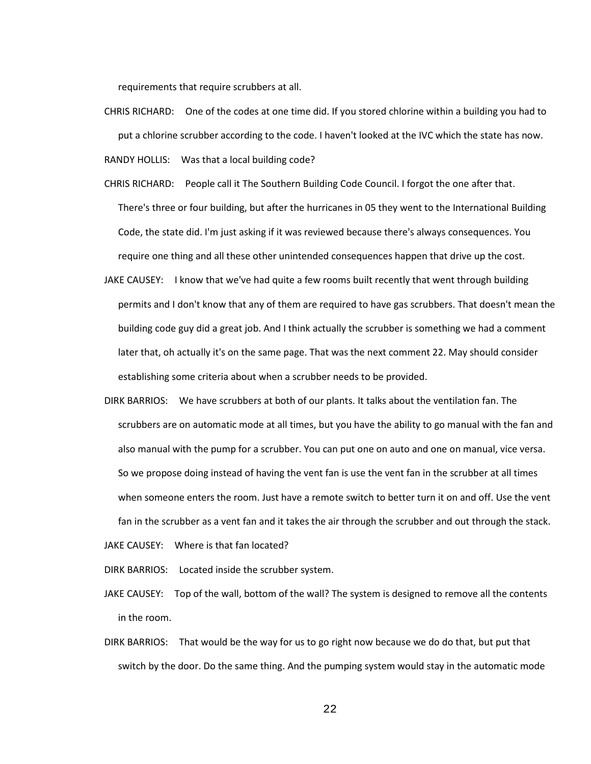requirements that require scrubbers at all.

CHRIS RICHARD: One of the codes at one time did. If you stored chlorine within a building you had to put a chlorine scrubber according to the code. I haven't looked at the IVC which the state has now.

RANDY HOLLIS: Was that a local building code?

CHRIS RICHARD: People call it The Southern Building Code Council. I forgot the one after that. There's three or four building, but after the hurricanes in 05 they went to the International Building Code, the state did. I'm just asking if it was reviewed because there's always consequences. You require one thing and all these other unintended consequences happen that drive up the cost.

JAKE CAUSEY: I know that we've had quite a few rooms built recently that went through building permits and I don't know that any of them are required to have gas scrubbers. That doesn't mean the building code guy did a great job. And I think actually the scrubber is something we had a comment later that, oh actually it's on the same page. That was the next comment 22. May should consider establishing some criteria about when a scrubber needs to be provided.

DIRK BARRIOS: We have scrubbers at both of our plants. It talks about the ventilation fan. The scrubbers are on automatic mode at all times, but you have the ability to go manual with the fan and also manual with the pump for a scrubber. You can put one on auto and one on manual, vice versa. So we propose doing instead of having the vent fan is use the vent fan in the scrubber at all times when someone enters the room. Just have a remote switch to better turn it on and off. Use the vent fan in the scrubber as a vent fan and it takes the air through the scrubber and out through the stack.

JAKE CAUSEY: Where is that fan located?

DIRK BARRIOS: Located inside the scrubber system.

JAKE CAUSEY: Top of the wall, bottom of the wall? The system is designed to remove all the contents in the room.

DIRK BARRIOS: That would be the way for us to go right now because we do do that, but put that switch by the door. Do the same thing. And the pumping system would stay in the automatic mode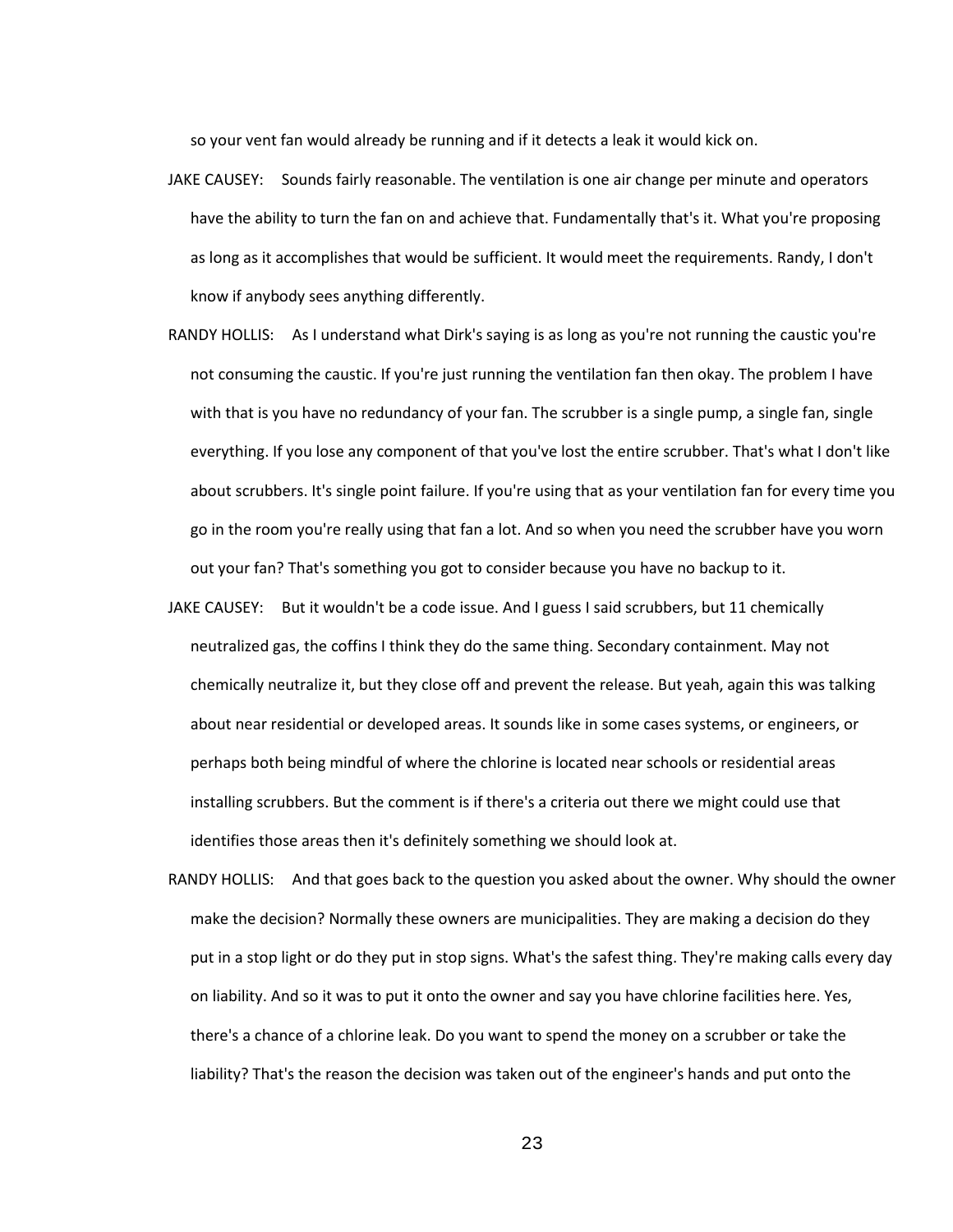so your vent fan would already be running and if it detects a leak it would kick on.

JAKE CAUSEY: Sounds fairly reasonable. The ventilation is one air change per minute and operators have the ability to turn the fan on and achieve that. Fundamentally that's it. What you're proposing as long as it accomplishes that would be sufficient. It would meet the requirements. Randy, I don't know if anybody sees anything differently.

RANDY HOLLIS: As I understand what Dirk's saying is as long as you're not running the caustic you're not consuming the caustic. If you're just running the ventilation fan then okay. The problem I have with that is you have no redundancy of your fan. The scrubber is a single pump, a single fan, single everything. If you lose any component of that you've lost the entire scrubber. That's what I don't like about scrubbers. It's single point failure. If you're using that as your ventilation fan for every time you go in the room you're really using that fan a lot. And so when you need the scrubber have you worn out your fan? That's something you got to consider because you have no backup to it.

JAKE CAUSEY: But it wouldn't be a code issue. And I guess I said scrubbers, but 11 chemically neutralized gas, the coffins I think they do the same thing. Secondary containment. May not chemically neutralize it, but they close off and prevent the release. But yeah, again this was talking about near residential or developed areas. It sounds like in some cases systems, or engineers, or perhaps both being mindful of where the chlorine is located near schools or residential areas installing scrubbers. But the comment is if there's a criteria out there we might could use that identifies those areas then it's definitely something we should look at.

RANDY HOLLIS: And that goes back to the question you asked about the owner. Why should the owner make the decision? Normally these owners are municipalities. They are making a decision do they put in a stop light or do they put in stop signs. What's the safest thing. They're making calls every day on liability. And so it was to put it onto the owner and say you have chlorine facilities here. Yes, there's a chance of a chlorine leak. Do you want to spend the money on a scrubber or take the liability? That's the reason the decision was taken out of the engineer's hands and put onto the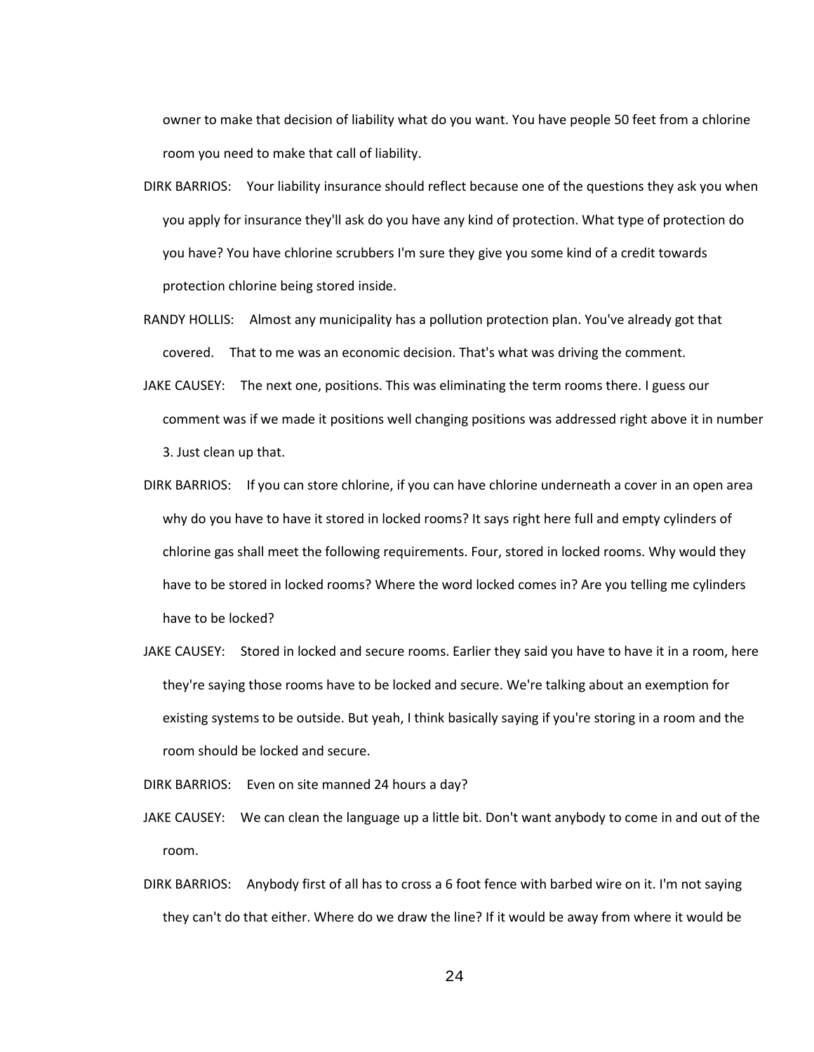owner to make that decision of liability what do you want. You have people 50 feet from a chlorine room you need to make that call of liability.

DIRK BARRIOS: Your liability insurance should reflect because one of the questions they ask you when you apply for insurance they'll ask do you have any kind of protection. What type of protection do you have? You have chlorine scrubbers I'm sure they give you some kind of a credit towards protection chlorine being stored inside.

RANDY HOLLIS: Almost any municipality has a pollution protection plan. You've already got that covered. That to me was an economic decision. That's what was driving the comment.

JAKE CAUSEY: The next one, positions. This was eliminating the term rooms there. I guess our comment was if we made it positions well changing positions was addressed right above it in number 3. Just clean up that.

DIRK BARRIOS: If you can store chlorine, if you can have chlorine underneath a cover in an open area why do you have to have it stored in locked rooms? It says right here full and empty cylinders of chlorine gas shall meet the following requirements. Four, stored in locked rooms. Why would they have to be stored in locked rooms? Where the word locked comes in? Are you telling me cylinders have to be locked?

JAKE CAUSEY: Stored in locked and secure rooms. Earlier they said you have to have it in a room, here they're saying those rooms have to be locked and secure. We're talking about an exemption for existing systems to be outside. But yeah, I think basically saying if you're storing in a room and the room should be locked and secure.

DIRK BARRIOS: Even on site manned 24 hours a day?

JAKE CAUSEY: We can clean the language up a little bit. Don't want anybody to come in and out of the room.

DIRK BARRIOS: Anybody first of all has to cross a 6 foot fence with barbed wire on it. I'm not saying they can't do that either. Where do we draw the line? If it would be away from where it would be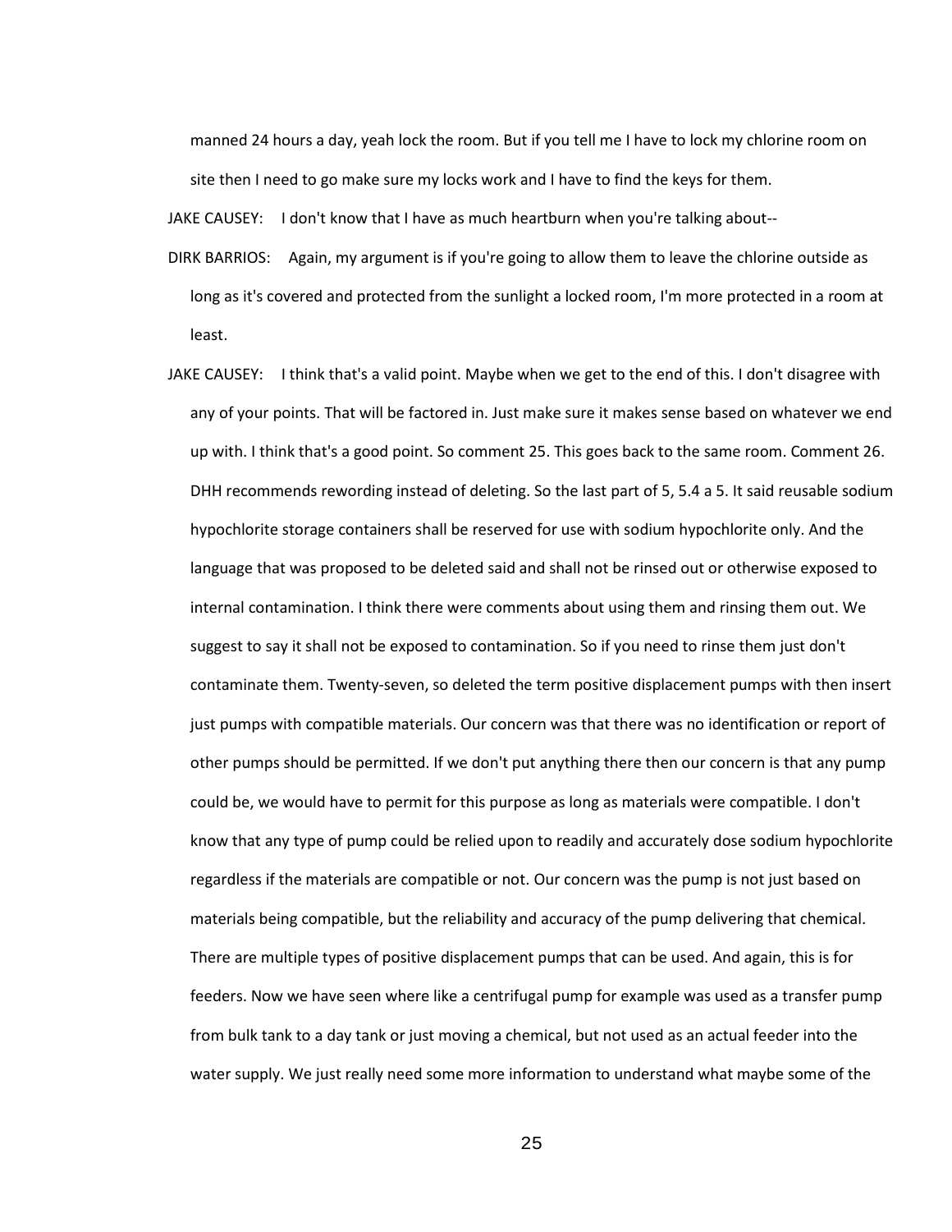manned 24 hours a day, yeah lock the room. But if you tell me I have to lock my chlorine room on site then I need to go make sure my locks work and I have to find the keys for them.

JAKE CAUSEY: I don't know that I have as much heartburn when you're talking about--

DIRK BARRIOS: Again, my argument is if you're going to allow them to leave the chlorine outside as long as it's covered and protected from the sunlight a locked room, I'm more protected in a room at least.

JAKE CAUSEY: I think that's a valid point. Maybe when we get to the end of this. I don't disagree with any of your points. That will be factored in. Just make sure it makes sense based on whatever we end up with. I think that's a good point. So comment 25. This goes back to the same room. Comment 26. DHH recommends rewording instead of deleting. So the last part of 5, 5.4 a 5. It said reusable sodium hypochlorite storage containers shall be reserved for use with sodium hypochlorite only. And the language that was proposed to be deleted said and shall not be rinsed out or otherwise exposed to internal contamination. I think there were comments about using them and rinsing them out. We suggest to say it shall not be exposed to contamination. So if you need to rinse them just don't contaminate them. Twenty-seven, so deleted the term positive displacement pumps with then insert just pumps with compatible materials. Our concern was that there was no identification or report of other pumps should be permitted. If we don't put anything there then our concern is that any pump could be, we would have to permit for this purpose as long as materials were compatible. I don't know that any type of pump could be relied upon to readily and accurately dose sodium hypochlorite regardless if the materials are compatible or not. Our concern was the pump is not just based on materials being compatible, but the reliability and accuracy of the pump delivering that chemical. There are multiple types of positive displacement pumps that can be used. And again, this is for feeders. Now we have seen where like a centrifugal pump for example was used as a transfer pump from bulk tank to a day tank or just moving a chemical, but not used as an actual feeder into the water supply. We just really need some more information to understand what maybe some of the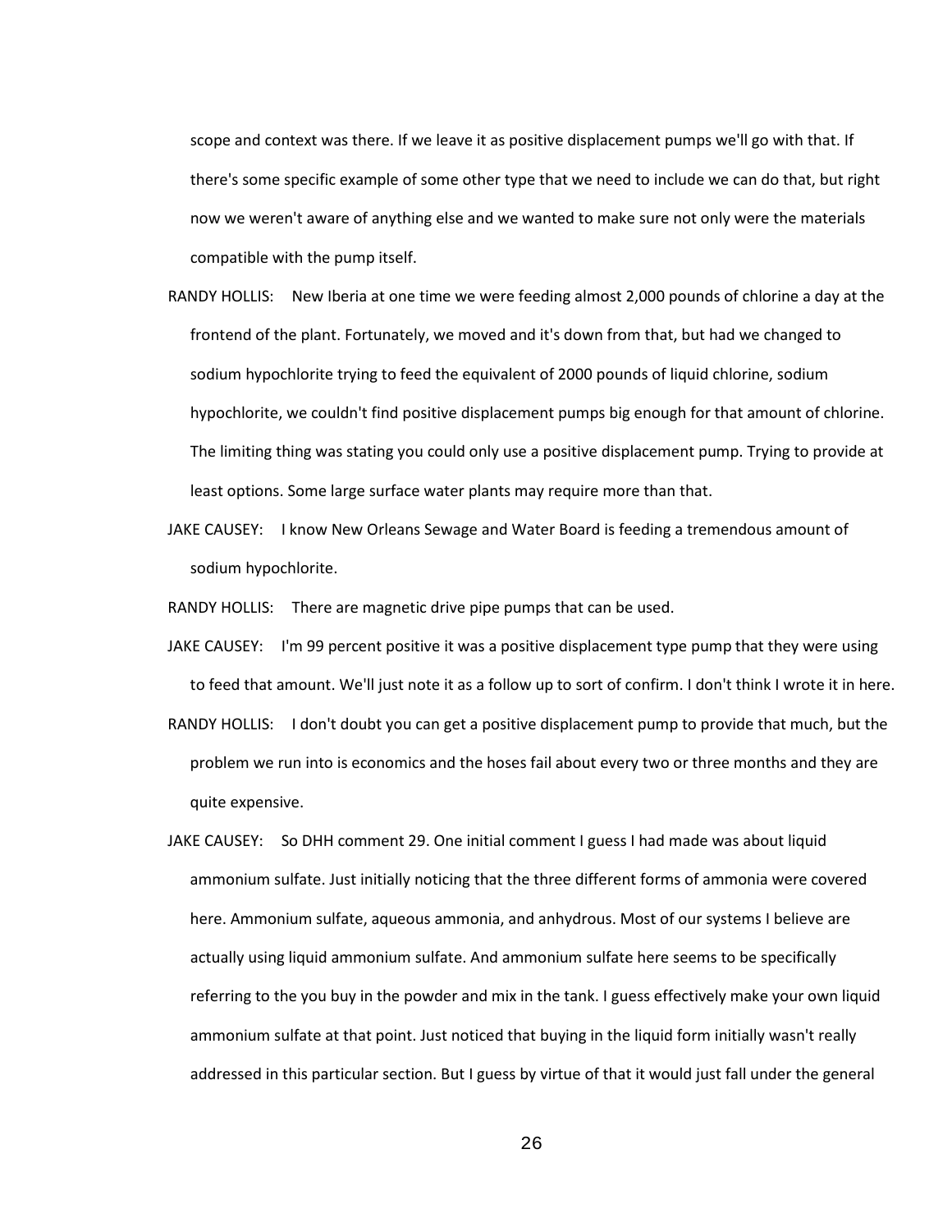scope and context was there. If we leave it as positive displacement pumps we'll go with that. If there's some specific example of some other type that we need to include we can do that, but right now we weren't aware of anything else and we wanted to make sure not only were the materials compatible with the pump itself.

RANDY HOLLIS: New Iberia at one time we were feeding almost 2,000 pounds of chlorine a day at the frontend of the plant. Fortunately, we moved and it's down from that, but had we changed to sodium hypochlorite trying to feed the equivalent of 2000 pounds of liquid chlorine, sodium hypochlorite, we couldn't find positive displacement pumps big enough for that amount of chlorine. The limiting thing was stating you could only use a positive displacement pump. Trying to provide at least options. Some large surface water plants may require more than that.

JAKE CAUSEY: I know New Orleans Sewage and Water Board is feeding a tremendous amount of sodium hypochlorite.

RANDY HOLLIS: There are magnetic drive pipe pumps that can be used.

JAKE CAUSEY: I'm 99 percent positive it was a positive displacement type pump that they were using to feed that amount. We'll just note it as a follow up to sort of confirm. I don't think I wrote it in here.

RANDY HOLLIS: I don't doubt you can get a positive displacement pump to provide that much, but the problem we run into is economics and the hoses fail about every two or three months and they are quite expensive.

JAKE CAUSEY: So DHH comment 29. One initial comment I guess I had made was about liquid ammonium sulfate. Just initially noticing that the three different forms of ammonia were covered here. Ammonium sulfate, aqueous ammonia, and anhydrous. Most of our systems I believe are actually using liquid ammonium sulfate. And ammonium sulfate here seems to be specifically referring to the you buy in the powder and mix in the tank. I guess effectively make your own liquid ammonium sulfate at that point. Just noticed that buying in the liquid form initially wasn't really addressed in this particular section. But I guess by virtue of that it would just fall under the general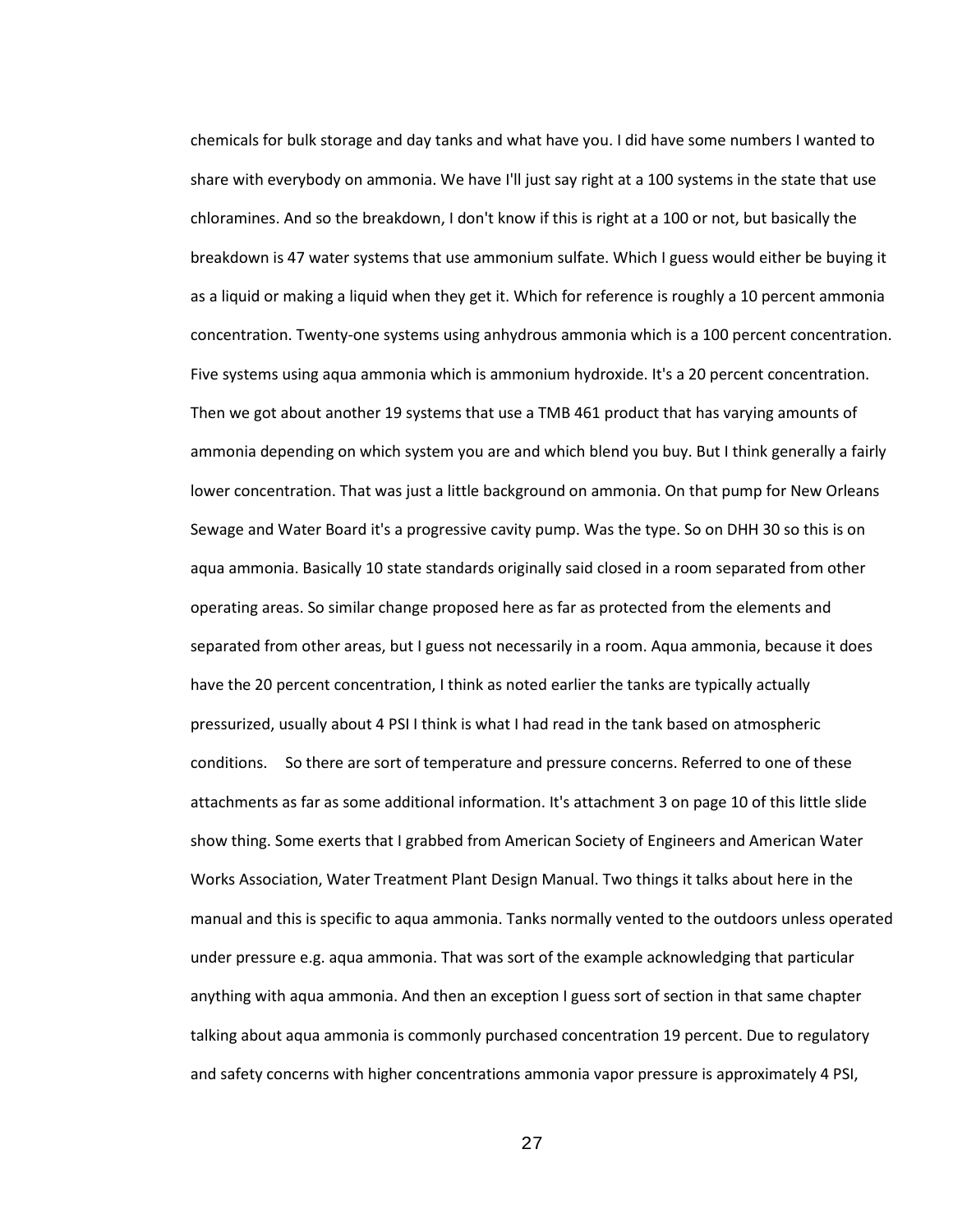chemicals for bulk storage and day tanks and what have you. I did have some numbers I wanted to share with everybody on ammonia. We have I'll just say right at a 100 systems in the state that use chloramines. And so the breakdown, I don't know if this is right at a 100 or not, but basically the breakdown is 47 water systems that use ammonium sulfate. Which I guess would either be buying it as a liquid or making a liquid when they get it. Which for reference is roughly a 10 percent ammonia concentration. Twenty-one systems using anhydrous ammonia which is a 100 percent concentration. Five systems using aqua ammonia which is ammonium hydroxide. It's a 20 percent concentration. Then we got about another 19 systems that use a TMB 461 product that has varying amounts of ammonia depending on which system you are and which blend you buy. But I think generally a fairly lower concentration. That was just a little background on ammonia. On that pump for New Orleans Sewage and Water Board it's a progressive cavity pump. Was the type. So on DHH 30 so this is on aqua ammonia. Basically 10 state standards originally said closed in a room separated from other operating areas. So similar change proposed here as far as protected from the elements and separated from other areas, but I guess not necessarily in a room. Aqua ammonia, because it does have the 20 percent concentration, I think as noted earlier the tanks are typically actually pressurized, usually about 4 PSI I think is what I had read in the tank based on atmospheric conditions. So there are sort of temperature and pressure concerns. Referred to one of these attachments as far as some additional information. It's attachment 3 on page 10 of this little slide show thing. Some exerts that I grabbed from American Society of Engineers and American Water Works Association, Water Treatment Plant Design Manual. Two things it talks about here in the manual and this is specific to aqua ammonia. Tanks normally vented to the outdoors unless operated under pressure e.g. aqua ammonia. That was sort of the example acknowledging that particular anything with aqua ammonia. And then an exception I guess sort of section in that same chapter talking about aqua ammonia is commonly purchased concentration 19 percent. Due to regulatory and safety concerns with higher concentrations ammonia vapor pressure is approximately 4 PSI,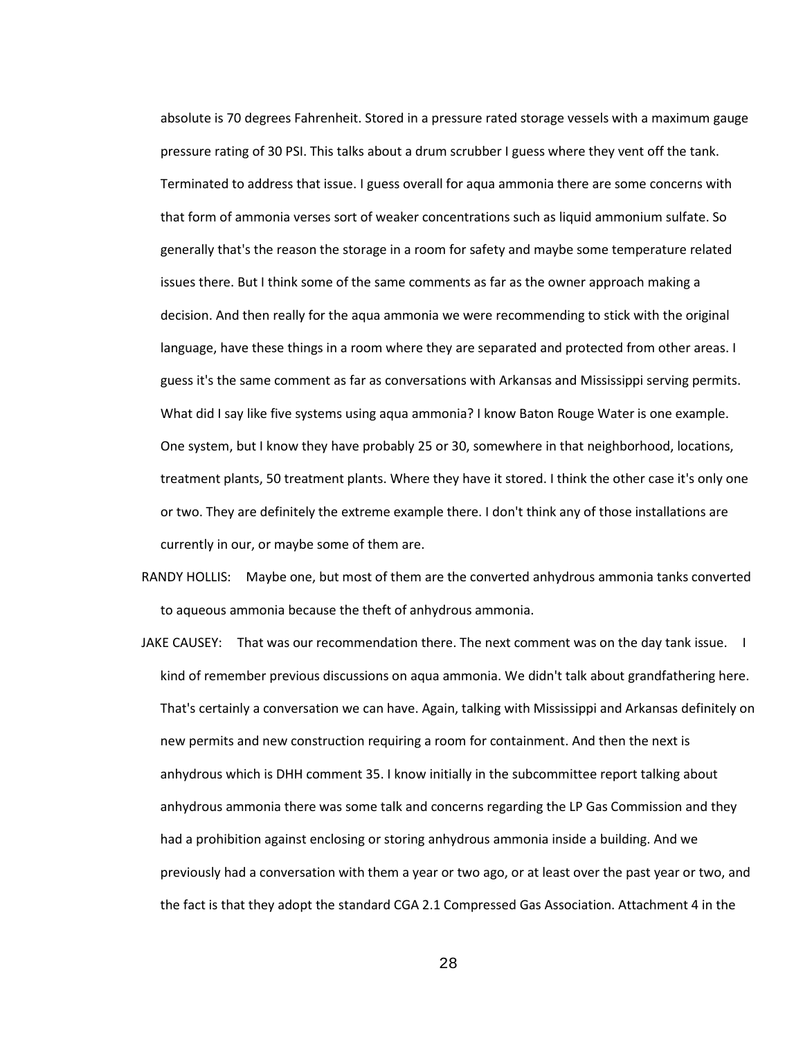absolute is 70 degrees Fahrenheit. Stored in a pressure rated storage vessels with a maximum gauge pressure rating of 30 PSI. This talks about a drum scrubber I guess where they vent off the tank. Terminated to address that issue. I guess overall for aqua ammonia there are some concerns with that form of ammonia verses sort of weaker concentrations such as liquid ammonium sulfate. So generally that's the reason the storage in a room for safety and maybe some temperature related issues there. But I think some of the same comments as far as the owner approach making a decision. And then really for the aqua ammonia we were recommending to stick with the original language, have these things in a room where they are separated and protected from other areas. I guess it's the same comment as far as conversations with Arkansas and Mississippi serving permits. What did I say like five systems using aqua ammonia? I know Baton Rouge Water is one example. One system, but I know they have probably 25 or 30, somewhere in that neighborhood, locations, treatment plants, 50 treatment plants. Where they have it stored. I think the other case it's only one or two. They are definitely the extreme example there. I don't think any of those installations are currently in our, or maybe some of them are.

RANDY HOLLIS: Maybe one, but most of them are the converted anhydrous ammonia tanks converted to aqueous ammonia because the theft of anhydrous ammonia.

JAKE CAUSEY: That was our recommendation there. The next comment was on the day tank issue. I kind of remember previous discussions on aqua ammonia. We didn't talk about grandfathering here. That's certainly a conversation we can have. Again, talking with Mississippi and Arkansas definitely on new permits and new construction requiring a room for containment. And then the next is anhydrous which is DHH comment 35. I know initially in the subcommittee report talking about anhydrous ammonia there was some talk and concerns regarding the LP Gas Commission and they had a prohibition against enclosing or storing anhydrous ammonia inside a building. And we previously had a conversation with them a year or two ago, or at least over the past year or two, and the fact is that they adopt the standard CGA 2.1 Compressed Gas Association. Attachment 4 in the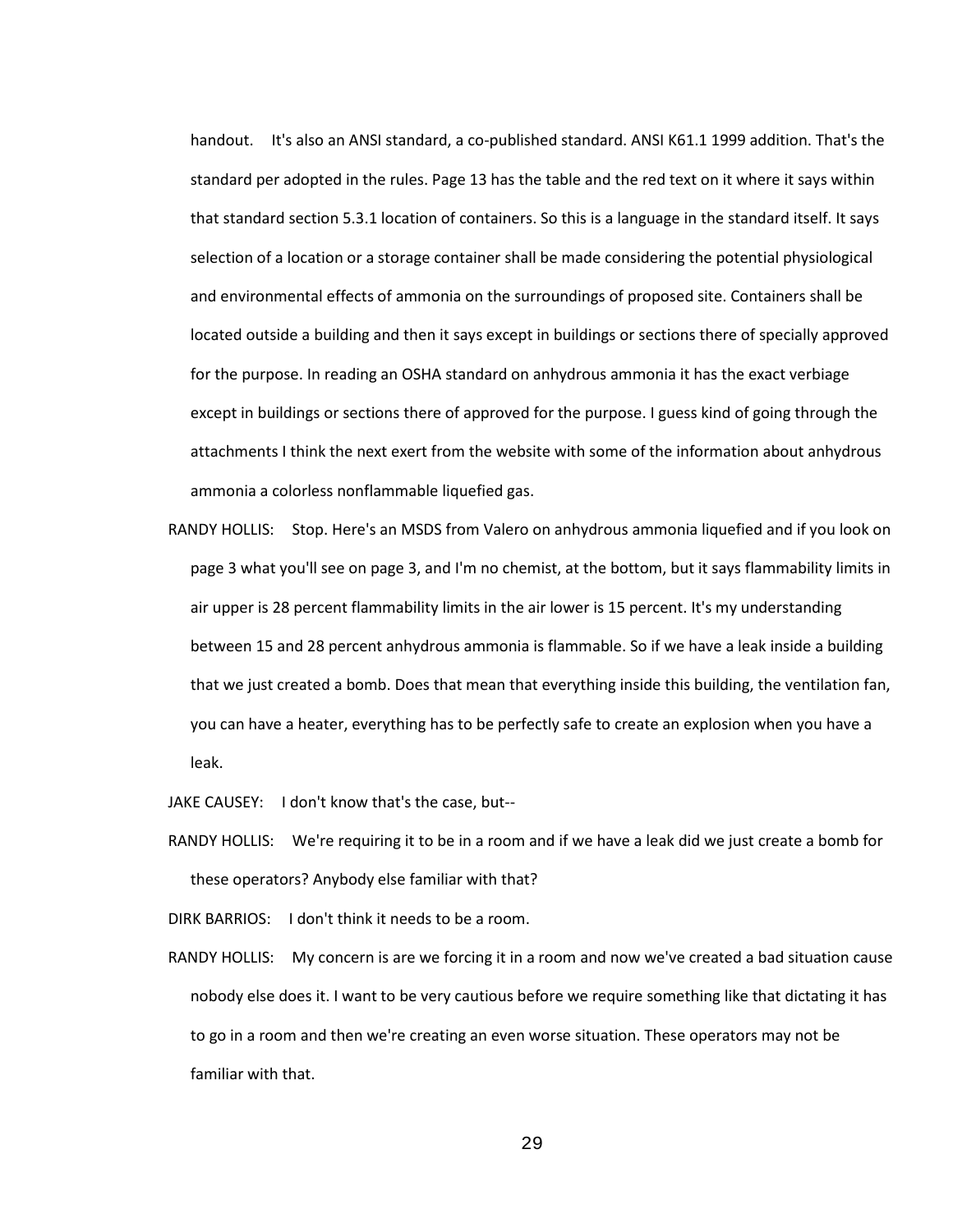handout. It's also an ANSI standard, a co-published standard. ANSI K61.1 1999 addition. That's the standard per adopted in the rules. Page 13 has the table and the red text on it where it says within that standard section 5.3.1 location of containers. So this is a language in the standard itself. It says selection of a location or a storage container shall be made considering the potential physiological and environmental effects of ammonia on the surroundings of proposed site. Containers shall be located outside a building and then it says except in buildings or sections there of specially approved for the purpose. In reading an OSHA standard on anhydrous ammonia it has the exact verbiage except in buildings or sections there of approved for the purpose. I guess kind of going through the attachments I think the next exert from the website with some of the information about anhydrous ammonia a colorless nonflammable liquefied gas.

RANDY HOLLIS: Stop. Here's an MSDS from Valero on anhydrous ammonia liquefied and if you look on page 3 what you'll see on page 3, and I'm no chemist, at the bottom, but it says flammability limits in air upper is 28 percent flammability limits in the air lower is 15 percent. It's my understanding between 15 and 28 percent anhydrous ammonia is flammable. So if we have a leak inside a building that we just created a bomb. Does that mean that everything inside this building, the ventilation fan, you can have a heater, everything has to be perfectly safe to create an explosion when you have a leak.

JAKE CAUSEY: I don't know that's the case, but--

RANDY HOLLIS: We're requiring it to be in a room and if we have a leak did we just create a bomb for these operators? Anybody else familiar with that?

DIRK BARRIOS: I don't think it needs to be a room.

RANDY HOLLIS: My concern is are we forcing it in a room and now we've created a bad situation cause nobody else does it. I want to be very cautious before we require something like that dictating it has to go in a room and then we're creating an even worse situation. These operators may not be familiar with that.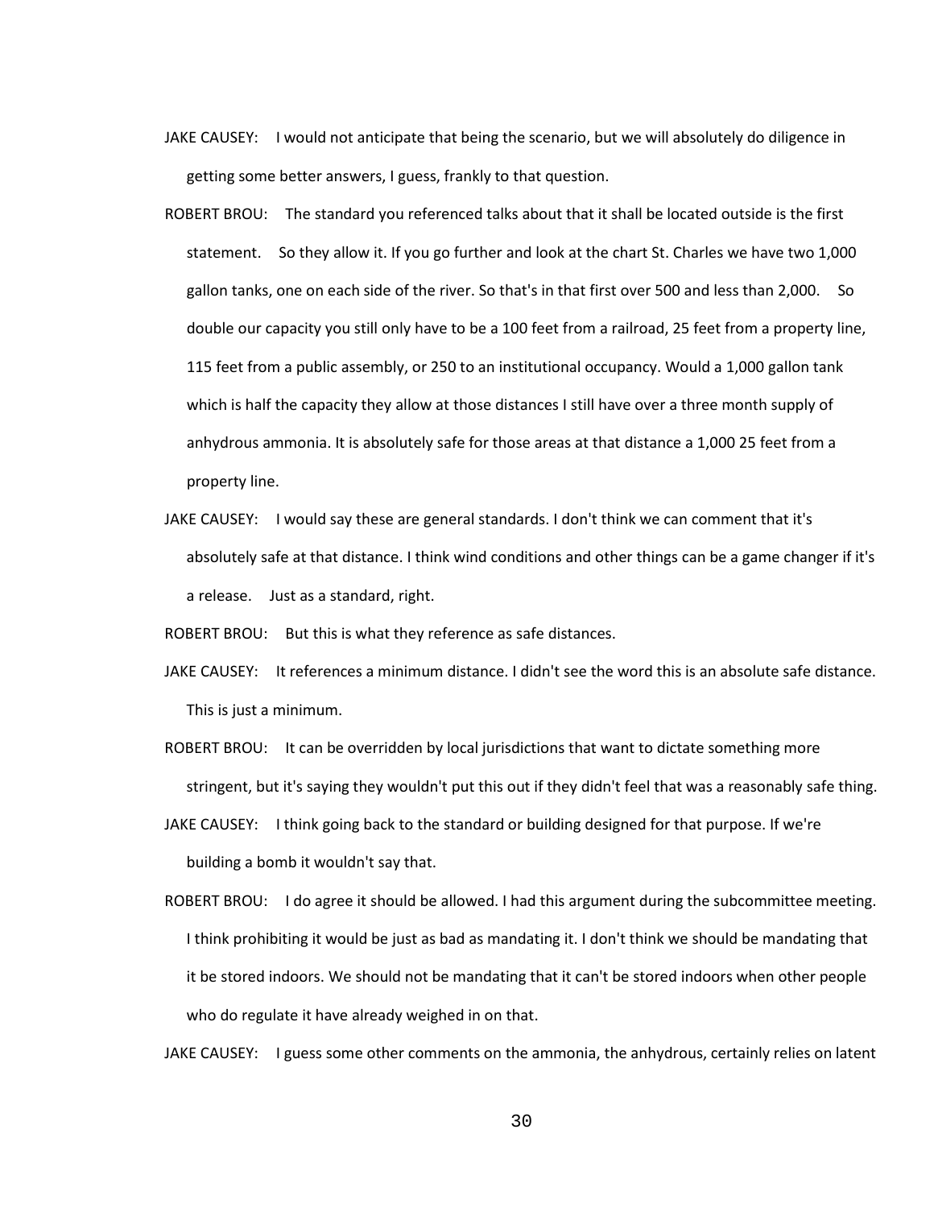JAKE CAUSEY: I would not anticipate that being the scenario, but we will absolutely do diligence in getting some better answers, I guess, frankly to that question.

ROBERT BROU: The standard you referenced talks about that it shall be located outside is the first statement. So they allow it. If you go further and look at the chart St. Charles we have two 1,000 gallon tanks, one on each side of the river. So that's in that first over 500 and less than 2,000. So double our capacity you still only have to be a 100 feet from a railroad, 25 feet from a property line, 115 feet from a public assembly, or 250 to an institutional occupancy. Would a 1,000 gallon tank which is half the capacity they allow at those distances I still have over a three month supply of anhydrous ammonia. It is absolutely safe for those areas at that distance a 1,000 25 feet from a property line.

JAKE CAUSEY: I would say these are general standards. I don't think we can comment that it's absolutely safe at that distance. I think wind conditions and other things can be a game changer if it's a release. Just as a standard, right.

ROBERT BROU: But this is what they reference as safe distances.

JAKE CAUSEY: It references a minimum distance. I didn't see the word this is an absolute safe distance. This is just a minimum.

ROBERT BROU: It can be overridden by local jurisdictions that want to dictate something more stringent, but it's saying they wouldn't put this out if they didn't feel that was a reasonably safe thing.

JAKE CAUSEY: I think going back to the standard or building designed for that purpose. If we're building a bomb it wouldn't say that.

ROBERT BROU: I do agree it should be allowed. I had this argument during the subcommittee meeting. I think prohibiting it would be just as bad as mandating it. I don't think we should be mandating that it be stored indoors. We should not be mandating that it can't be stored indoors when other people who do regulate it have already weighed in on that.

JAKE CAUSEY: I guess some other comments on the ammonia, the anhydrous, certainly relies on latent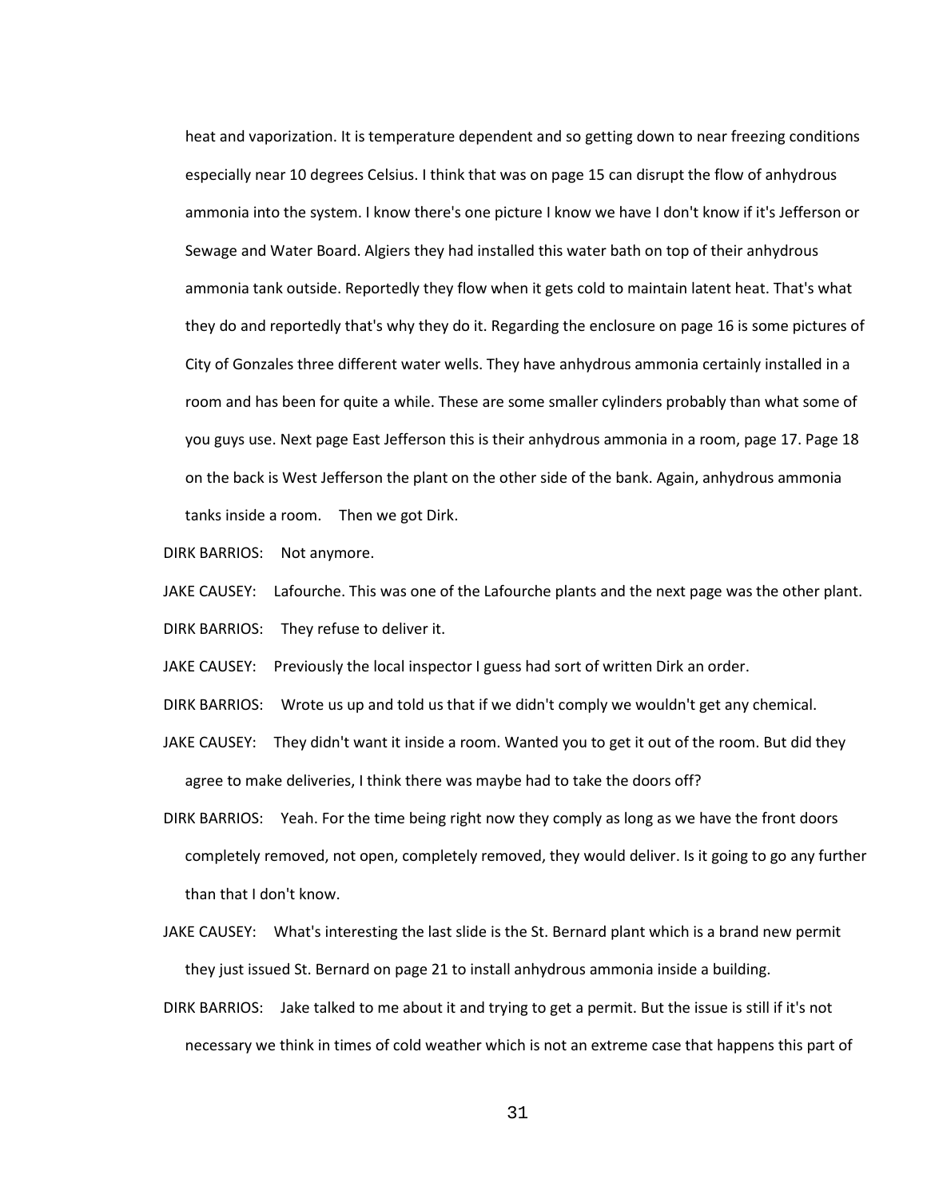heat and vaporization. It is temperature dependent and so getting down to near freezing conditions especially near 10 degrees Celsius. I think that was on page 15 can disrupt the flow of anhydrous ammonia into the system. I know there's one picture I know we have I don't know if it's Jefferson or Sewage and Water Board. Algiers they had installed this water bath on top of their anhydrous ammonia tank outside. Reportedly they flow when it gets cold to maintain latent heat. That's what they do and reportedly that's why they do it. Regarding the enclosure on page 16 is some pictures of City of Gonzales three different water wells. They have anhydrous ammonia certainly installed in a room and has been for quite a while. These are some smaller cylinders probably than what some of you guys use. Next page East Jefferson this is their anhydrous ammonia in a room, page 17. Page 18 on the back is West Jefferson the plant on the other side of the bank. Again, anhydrous ammonia tanks inside a room. Then we got Dirk.

DIRK BARRIOS: Not anymore.

JAKE CAUSEY: Lafourche. This was one of the Lafourche plants and the next page was the other plant.

DIRK BARRIOS: They refuse to deliver it.

JAKE CAUSEY: Previously the local inspector I guess had sort of written Dirk an order.

DIRK BARRIOS: Wrote us up and told us that if we didn't comply we wouldn't get any chemical.

JAKE CAUSEY: They didn't want it inside a room. Wanted you to get it out of the room. But did they agree to make deliveries, I think there was maybe had to take the doors off?

DIRK BARRIOS: Yeah. For the time being right now they comply as long as we have the front doors completely removed, not open, completely removed, they would deliver. Is it going to go any further than that I don't know.

JAKE CAUSEY: What's interesting the last slide is the St. Bernard plant which is a brand new permit they just issued St. Bernard on page 21 to install anhydrous ammonia inside a building.

DIRK BARRIOS: Jake talked to me about it and trying to get a permit. But the issue is still if it's not necessary we think in times of cold weather which is not an extreme case that happens this part of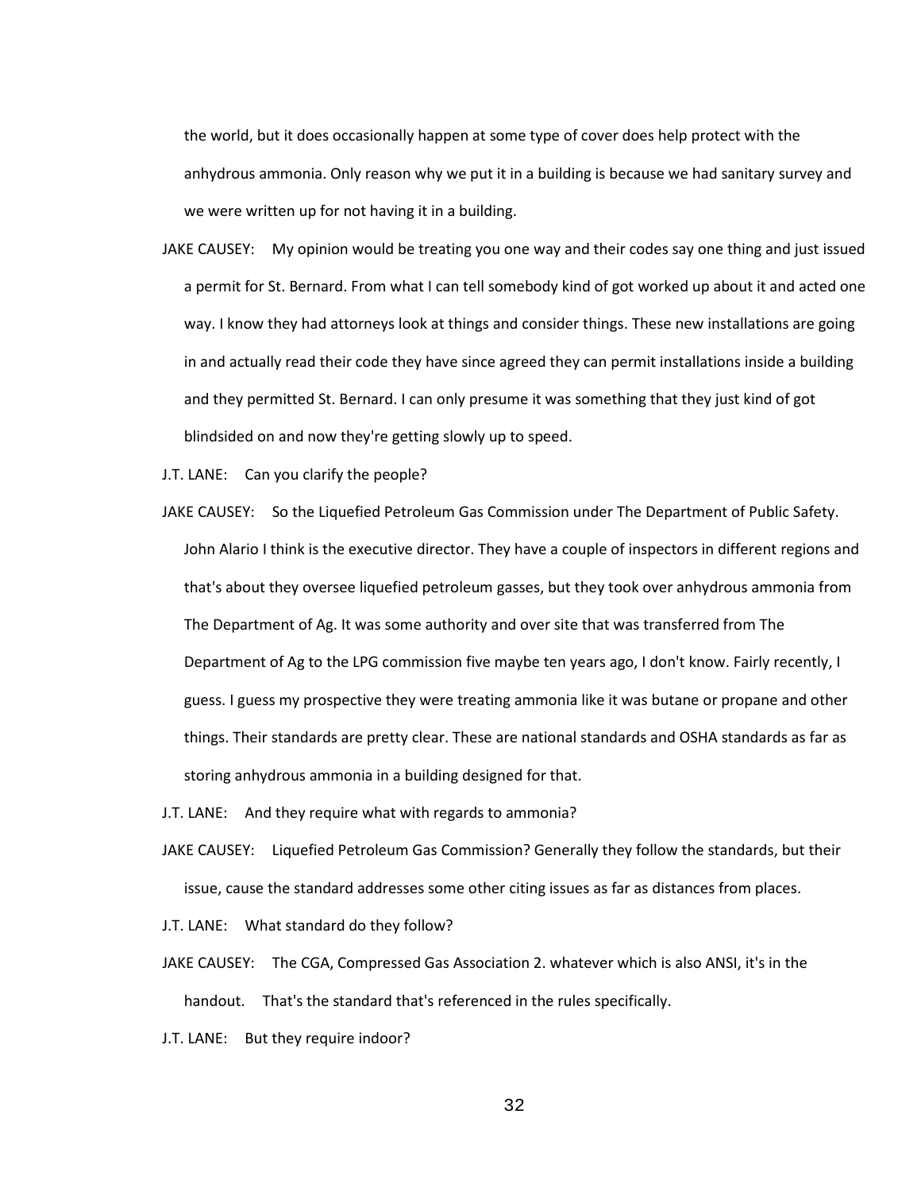the world, but it does occasionally happen at some type of cover does help protect with the anhydrous ammonia. Only reason why we put it in a building is because we had sanitary survey and we were written up for not having it in a building.

JAKE CAUSEY: My opinion would be treating you one way and their codes say one thing and just issued a permit for St. Bernard. From what I can tell somebody kind of got worked up about it and acted one way. I know they had attorneys look at things and consider things. These new installations are going in and actually read their code they have since agreed they can permit installations inside a building and they permitted St. Bernard. I can only presume it was something that they just kind of got blindsided on and now they're getting slowly up to speed.

J.T. LANE: Can you clarify the people?

JAKE CAUSEY: So the Liquefied Petroleum Gas Commission under The Department of Public Safety. John Alario I think is the executive director. They have a couple of inspectors in different regions and that's about they oversee liquefied petroleum gasses, but they took over anhydrous ammonia from The Department of Ag. It was some authority and over site that was transferred from The Department of Ag to the LPG commission five maybe ten years ago, I don't know. Fairly recently, I guess. I guess my prospective they were treating ammonia like it was butane or propane and other things. Their standards are pretty clear. These are national standards and OSHA standards as far as storing anhydrous ammonia in a building designed for that.

J.T. LANE: And they require what with regards to ammonia?

JAKE CAUSEY: Liquefied Petroleum Gas Commission? Generally they follow the standards, but their issue, cause the standard addresses some other citing issues as far as distances from places.

J.T. LANE: What standard do they follow?

JAKE CAUSEY: The CGA, Compressed Gas Association 2. whatever which is also ANSI, it's in the handout. That's the standard that's referenced in the rules specifically.

J.T. LANE: But they require indoor?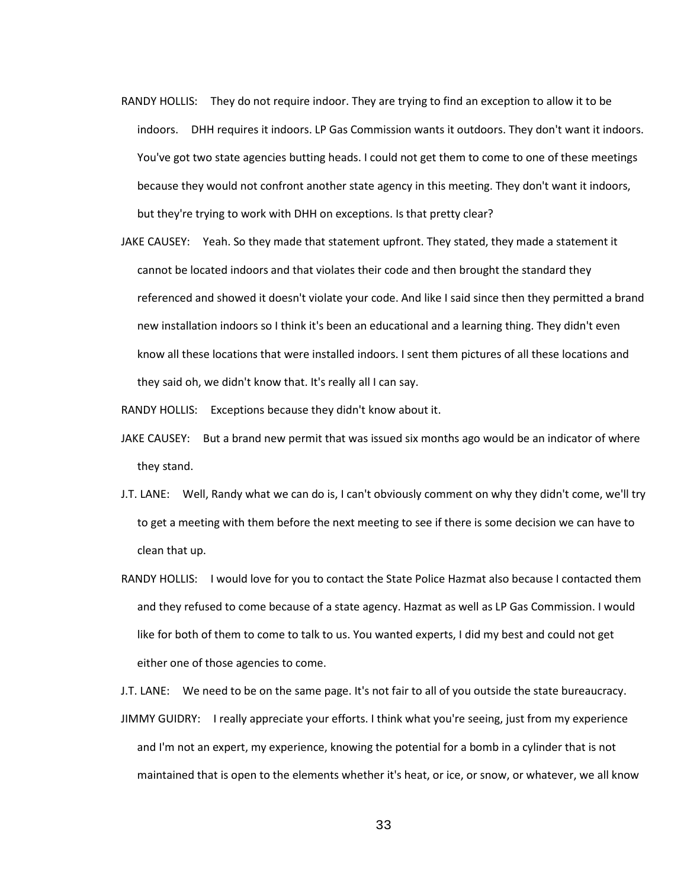RANDY HOLLIS: They do not require indoor. They are trying to find an exception to allow it to be indoors. DHH requires it indoors. LP Gas Commission wants it outdoors. They don't want it indoors. You've got two state agencies butting heads. I could not get them to come to one of these meetings because they would not confront another state agency in this meeting. They don't want it indoors, but they're trying to work with DHH on exceptions. Is that pretty clear?

JAKE CAUSEY: Yeah. So they made that statement upfront. They stated, they made a statement it cannot be located indoors and that violates their code and then brought the standard they referenced and showed it doesn't violate your code. And like I said since then they permitted a brand new installation indoors so I think it's been an educational and a learning thing. They didn't even know all these locations that were installed indoors. I sent them pictures of all these locations and they said oh, we didn't know that. It's really all I can say.

RANDY HOLLIS: Exceptions because they didn't know about it.

JAKE CAUSEY: But a brand new permit that was issued six months ago would be an indicator of where they stand.

J.T. LANE: Well, Randy what we can do is, I can't obviously comment on why they didn't come, we'll try to get a meeting with them before the next meeting to see if there is some decision we can have to clean that up.

RANDY HOLLIS: I would love for you to contact the State Police Hazmat also because I contacted them and they refused to come because of a state agency. Hazmat as well as LP Gas Commission. I would like for both of them to come to talk to us. You wanted experts, I did my best and could not get either one of those agencies to come.

J.T. LANE: We need to be on the same page. It's not fair to all of you outside the state bureaucracy.

JIMMY GUIDRY: I really appreciate your efforts. I think what you're seeing, just from my experience and I'm not an expert, my experience, knowing the potential for a bomb in a cylinder that is not maintained that is open to the elements whether it's heat, or ice, or snow, or whatever, we all know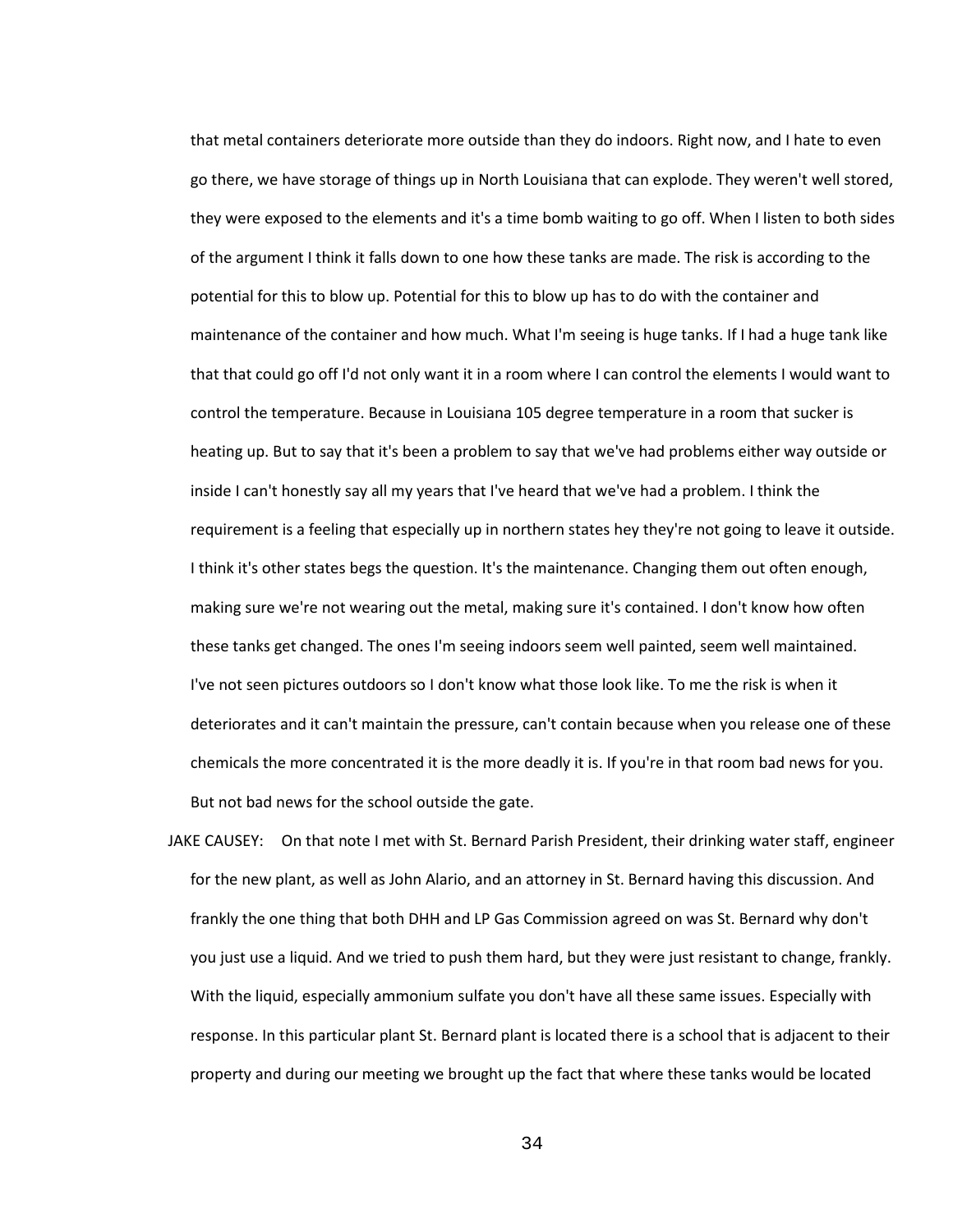that metal containers deteriorate more outside than they do indoors. Right now, and I hate to even go there, we have storage of things up in North Louisiana that can explode. They weren't well stored, they were exposed to the elements and it's a time bomb waiting to go off. When I listen to both sides of the argument I think it falls down to one how these tanks are made. The risk is according to the potential for this to blow up. Potential for this to blow up has to do with the container and maintenance of the container and how much. What I'm seeing is huge tanks. If I had a huge tank like that that could go off I'd not only want it in a room where I can control the elements I would want to control the temperature. Because in Louisiana 105 degree temperature in a room that sucker is heating up. But to say that it's been a problem to say that we've had problems either way outside or inside I can't honestly say all my years that I've heard that we've had a problem. I think the requirement is a feeling that especially up in northern states hey they're not going to leave it outside. I think it's other states begs the question. It's the maintenance. Changing them out often enough, making sure we're not wearing out the metal, making sure it's contained. I don't know how often these tanks get changed. The ones I'm seeing indoors seem well painted, seem well maintained. I've not seen pictures outdoors so I don't know what those look like. To me the risk is when it deteriorates and it can't maintain the pressure, can't contain because when you release one of these chemicals the more concentrated it is the more deadly it is. If you're in that room bad news for you. But not bad news for the school outside the gate.

JAKE CAUSEY: On that note I met with St. Bernard Parish President, their drinking water staff, engineer for the new plant, as well as John Alario, and an attorney in St. Bernard having this discussion. And frankly the one thing that both DHH and LP Gas Commission agreed on was St. Bernard why don't you just use a liquid. And we tried to push them hard, but they were just resistant to change, frankly. With the liquid, especially ammonium sulfate you don't have all these same issues. Especially with response. In this particular plant St. Bernard plant is located there is a school that is adjacent to their property and during our meeting we brought up the fact that where these tanks would be located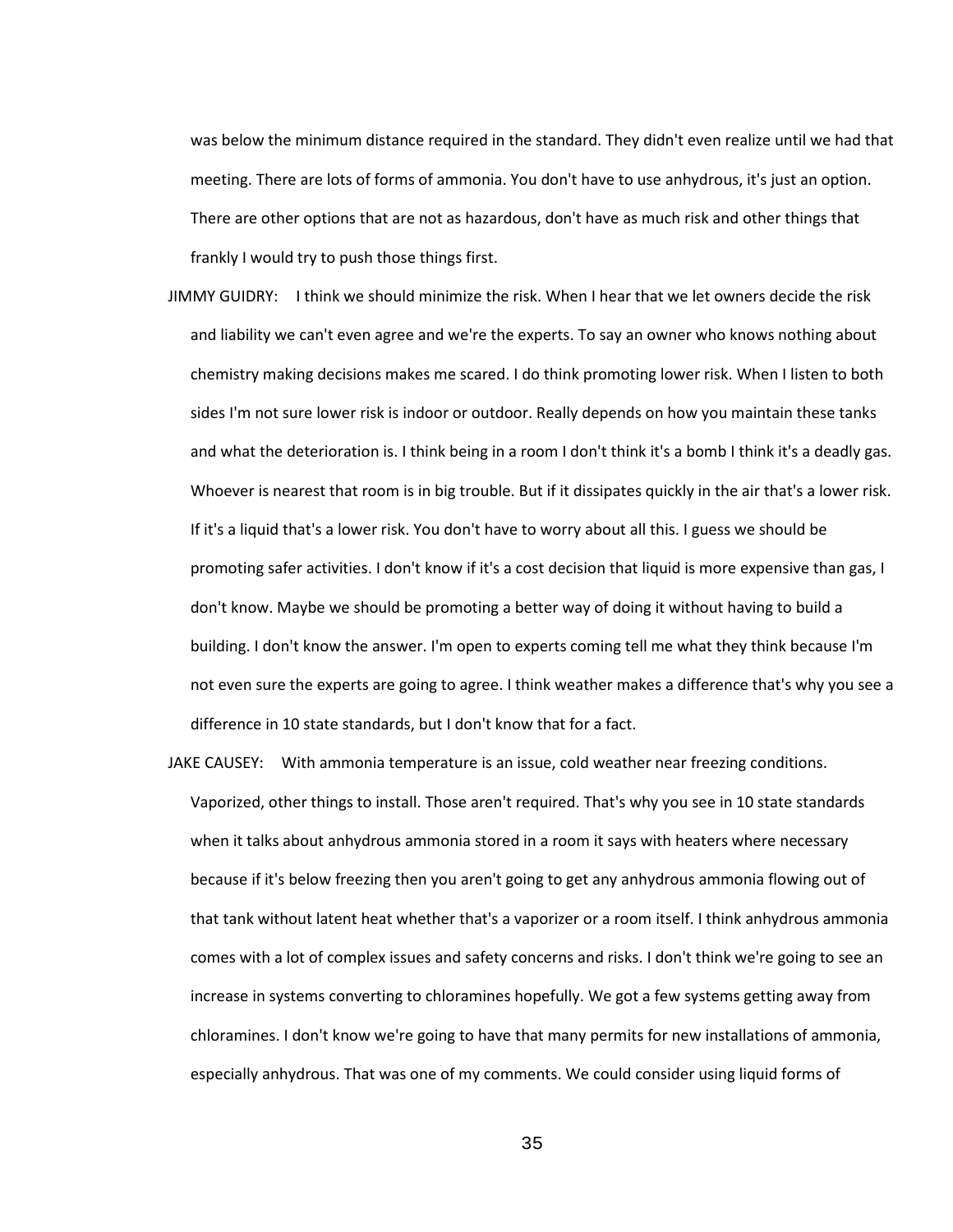was below the minimum distance required in the standard. They didn't even realize until we had that meeting. There are lots of forms of ammonia. You don't have to use anhydrous, it's just an option. There are other options that are not as hazardous, don't have as much risk and other things that frankly I would try to push those things first.

JIMMY GUIDRY: I think we should minimize the risk. When I hear that we let owners decide the risk and liability we can't even agree and we're the experts. To say an owner who knows nothing about chemistry making decisions makes me scared. I do think promoting lower risk. When I listen to both sides I'm not sure lower risk is indoor or outdoor. Really depends on how you maintain these tanks and what the deterioration is. I think being in a room I don't think it's a bomb I think it's a deadly gas. Whoever is nearest that room is in big trouble. But if it dissipates quickly in the air that's a lower risk. If it's a liquid that's a lower risk. You don't have to worry about all this. I guess we should be promoting safer activities. I don't know if it's a cost decision that liquid is more expensive than gas, I don't know. Maybe we should be promoting a better way of doing it without having to build a building. I don't know the answer. I'm open to experts coming tell me what they think because I'm not even sure the experts are going to agree. I think weather makes a difference that's why you see a difference in 10 state standards, but I don't know that for a fact.

JAKE CAUSEY: With ammonia temperature is an issue, cold weather near freezing conditions. Vaporized, other things to install. Those aren't required. That's why you see in 10 state standards when it talks about anhydrous ammonia stored in a room it says with heaters where necessary because if it's below freezing then you aren't going to get any anhydrous ammonia flowing out of that tank without latent heat whether that's a vaporizer or a room itself. I think anhydrous ammonia comes with a lot of complex issues and safety concerns and risks. I don't think we're going to see an increase in systems converting to chloramines hopefully. We got a few systems getting away from chloramines. I don't know we're going to have that many permits for new installations of ammonia, especially anhydrous. That was one of my comments. We could consider using liquid forms of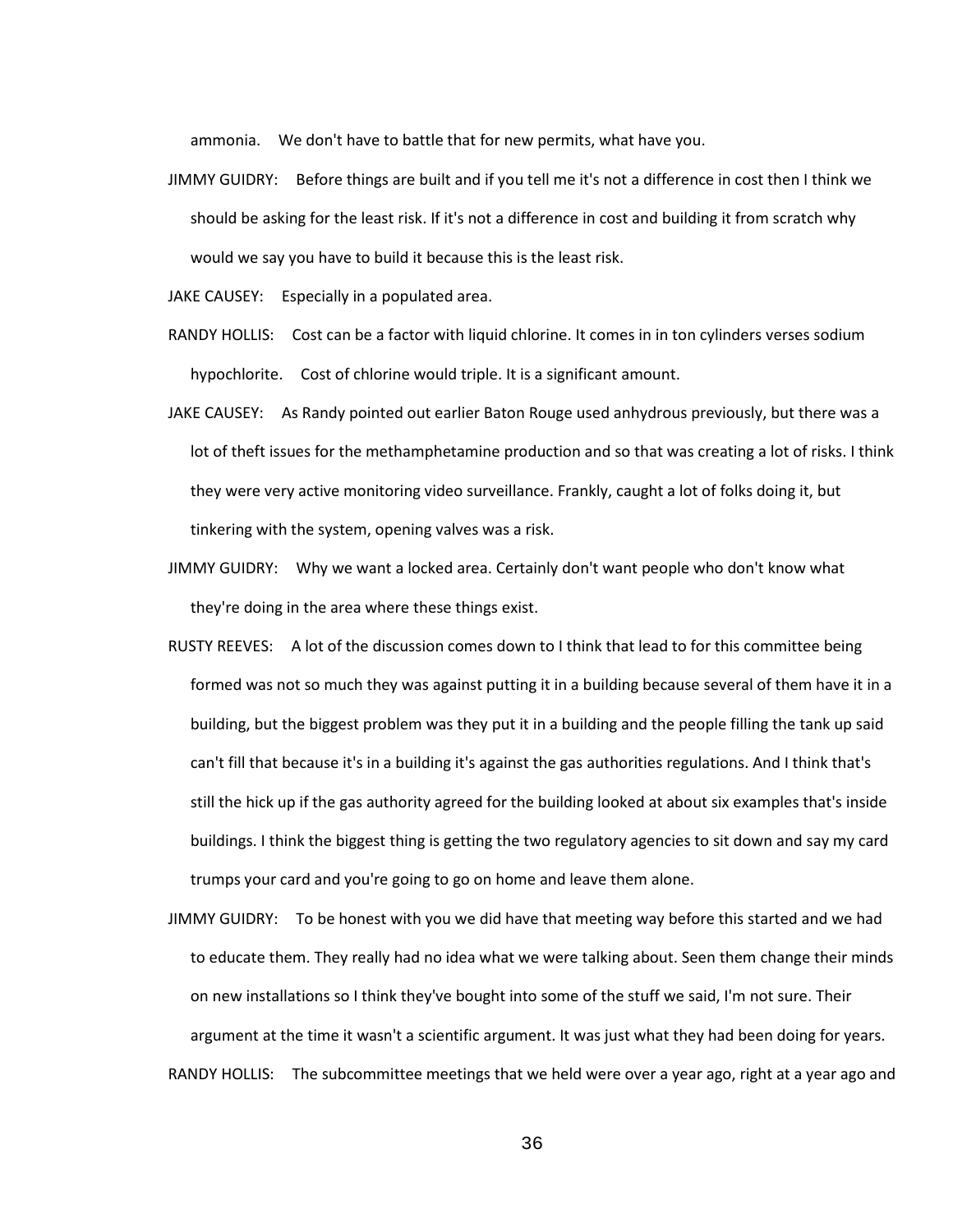ammonia. We don't have to battle that for new permits, what have you.

JIMMY GUIDRY: Before things are built and if you tell me it's not a difference in cost then I think we should be asking for the least risk. If it's not a difference in cost and building it from scratch why would we say you have to build it because this is the least risk.

JAKE CAUSEY: Especially in a populated area.

RANDY HOLLIS: Cost can be a factor with liquid chlorine. It comes in in ton cylinders verses sodium hypochlorite. Cost of chlorine would triple. It is a significant amount.

JAKE CAUSEY: As Randy pointed out earlier Baton Rouge used anhydrous previously, but there was a lot of theft issues for the methamphetamine production and so that was creating a lot of risks. I think they were very active monitoring video surveillance. Frankly, caught a lot of folks doing it, but tinkering with the system, opening valves was a risk.

JIMMY GUIDRY: Why we want a locked area. Certainly don't want people who don't know what they're doing in the area where these things exist.

RUSTY REEVES: A lot of the discussion comes down to I think that lead to for this committee being formed was not so much they was against putting it in a building because several of them have it in a building, but the biggest problem was they put it in a building and the people filling the tank up said can't fill that because it's in a building it's against the gas authorities regulations. And I think that's still the hick up if the gas authority agreed for the building looked at about six examples that's inside buildings. I think the biggest thing is getting the two regulatory agencies to sit down and say my card trumps your card and you're going to go on home and leave them alone.

JIMMY GUIDRY: To be honest with you we did have that meeting way before this started and we had to educate them. They really had no idea what we were talking about. Seen them change their minds on new installations so I think they've bought into some of the stuff we said, I'm not sure. Their argument at the time it wasn't a scientific argument. It was just what they had been doing for years.

RANDY HOLLIS: The subcommittee meetings that we held were over a year ago, right at a year ago and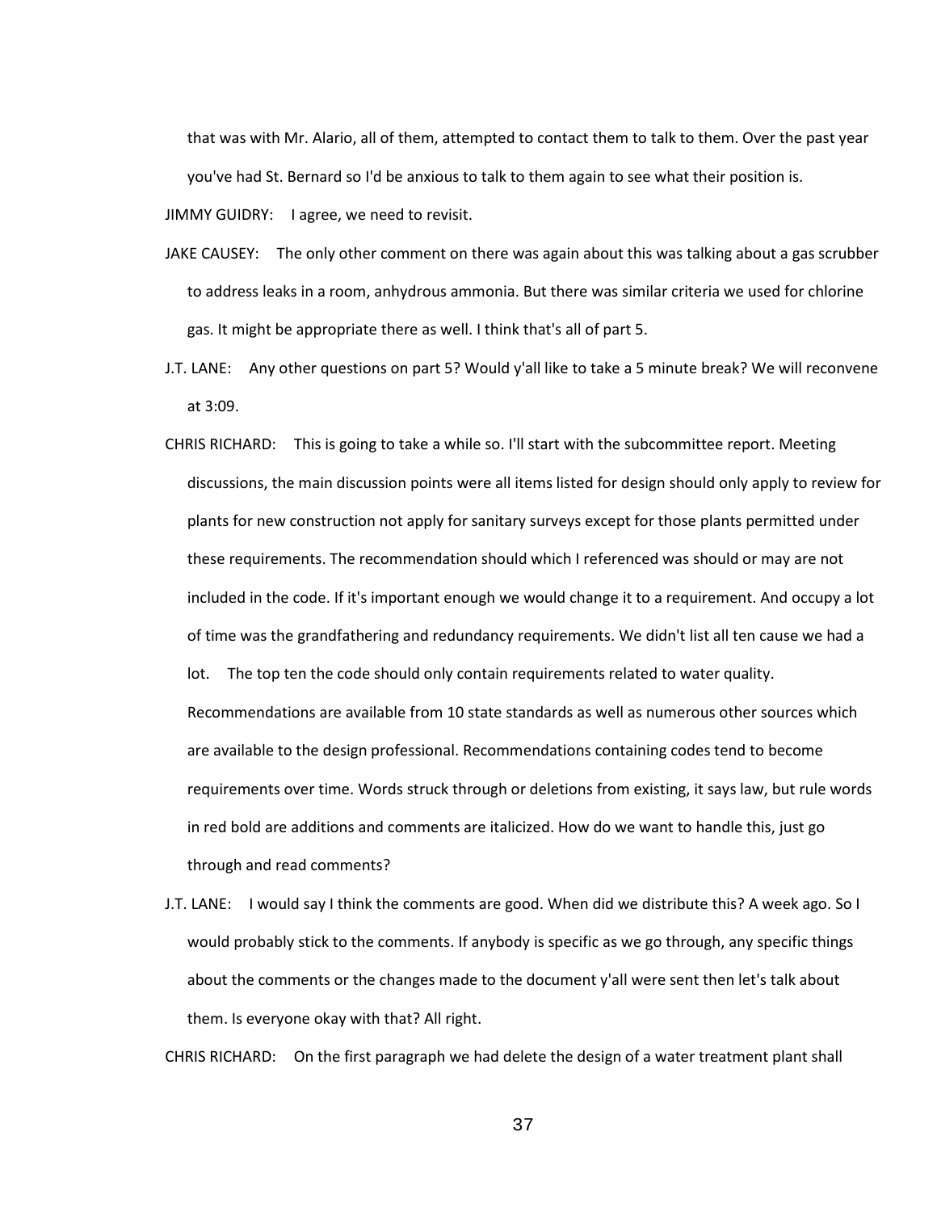that was with Mr. Alario, all of them, attempted to contact them to talk to them. Over the past year you've had St. Bernard so I'd be anxious to talk to them again to see what their position is.

JIMMY GUIDRY: I agree, we need to revisit.

JAKE CAUSEY: The only other comment on there was again about this was talking about a gas scrubber to address leaks in a room, anhydrous ammonia. But there was similar criteria we used for chlorine gas. It might be appropriate there as well. I think that's all of part 5.

J.T. LANE: Any other questions on part 5? Would y'all like to take a 5 minute break? We will reconvene at 3:09.

CHRIS RICHARD: This is going to take a while so. I'll start with the subcommittee report. Meeting discussions, the main discussion points were all items listed for design should only apply to review for plants for new construction not apply for sanitary surveys except for those plants permitted under these requirements. The recommendation should which I referenced was should or may are not included in the code. If it's important enough we would change it to a requirement. And occupy a lot of time was the grandfathering and redundancy requirements. We didn't list all ten cause we had a lot. The top ten the code should only contain requirements related to water quality. Recommendations are available from 10 state standards as well as numerous other sources which are available to the design professional. Recommendations containing codes tend to become requirements over time. Words struck through or deletions from existing, it says law, but rule words in red bold are additions and comments are italicized. How do we want to handle this, just go through and read comments?

J.T. LANE: I would say I think the comments are good. When did we distribute this? A week ago. So I would probably stick to the comments. If anybody is specific as we go through, any specific things about the comments or the changes made to the document y'all were sent then let's talk about them. Is everyone okay with that? All right.

CHRIS RICHARD: On the first paragraph we had delete the design of a water treatment plant shall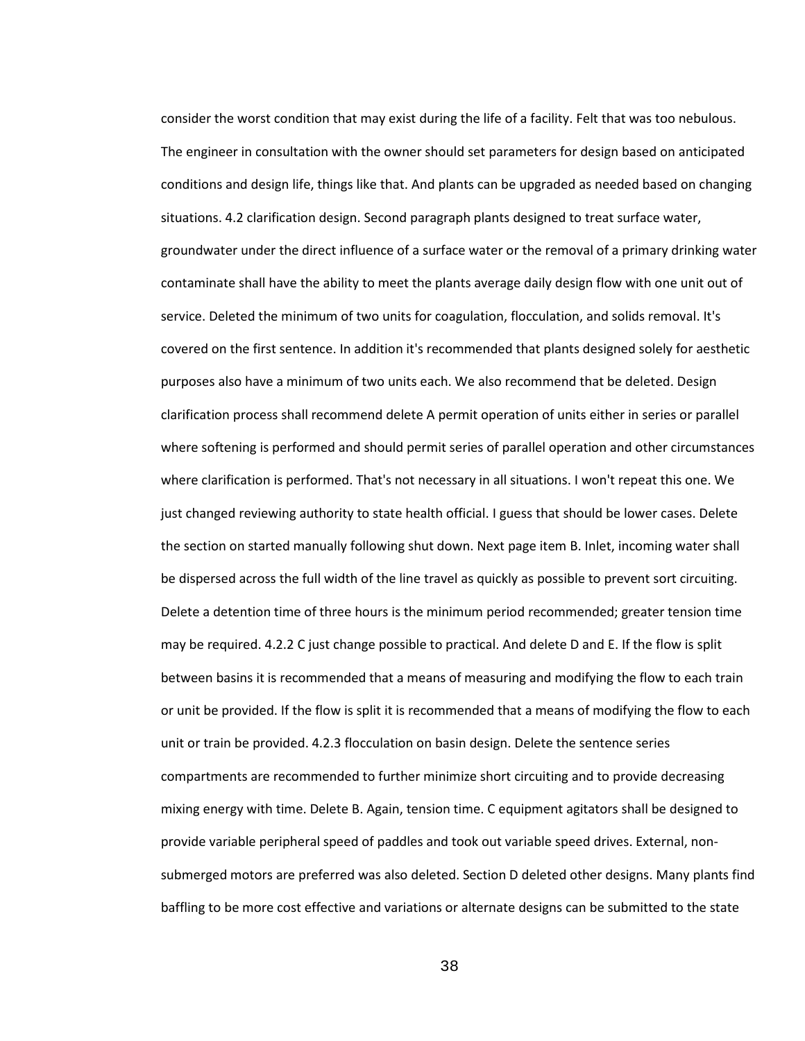consider the worst condition that may exist during the life of a facility. Felt that was too nebulous. The engineer in consultation with the owner should set parameters for design based on anticipated conditions and design life, things like that. And plants can be upgraded as needed based on changing situations. 4.2 clarification design. Second paragraph plants designed to treat surface water, groundwater under the direct influence of a surface water or the removal of a primary drinking water contaminate shall have the ability to meet the plants average daily design flow with one unit out of service. Deleted the minimum of two units for coagulation, flocculation, and solids removal. It's covered on the first sentence. In addition it's recommended that plants designed solely for aesthetic purposes also have a minimum of two units each. We also recommend that be deleted. Design clarification process shall recommend delete A permit operation of units either in series or parallel where softening is performed and should permit series of parallel operation and other circumstances where clarification is performed. That's not necessary in all situations. I won't repeat this one. We just changed reviewing authority to state health official. I guess that should be lower cases. Delete the section on started manually following shut down. Next page item B. Inlet, incoming water shall be dispersed across the full width of the line travel as quickly as possible to prevent sort circuiting. Delete a detention time of three hours is the minimum period recommended; greater tension time may be required. 4.2.2 C just change possible to practical. And delete D and E. If the flow is split between basins it is recommended that a means of measuring and modifying the flow to each train or unit be provided. If the flow is split it is recommended that a means of modifying the flow to each unit or train be provided. 4.2.3 flocculation on basin design. Delete the sentence series compartments are recommended to further minimize short circuiting and to provide decreasing mixing energy with time. Delete B. Again, tension time. C equipment agitators shall be designed to provide variable peripheral speed of paddles and took out variable speed drives. External, non-submerged motors are preferred was also deleted. Section D deleted other designs. Many plants find baffling to be more cost effective and variations or alternate designs can be submitted to the state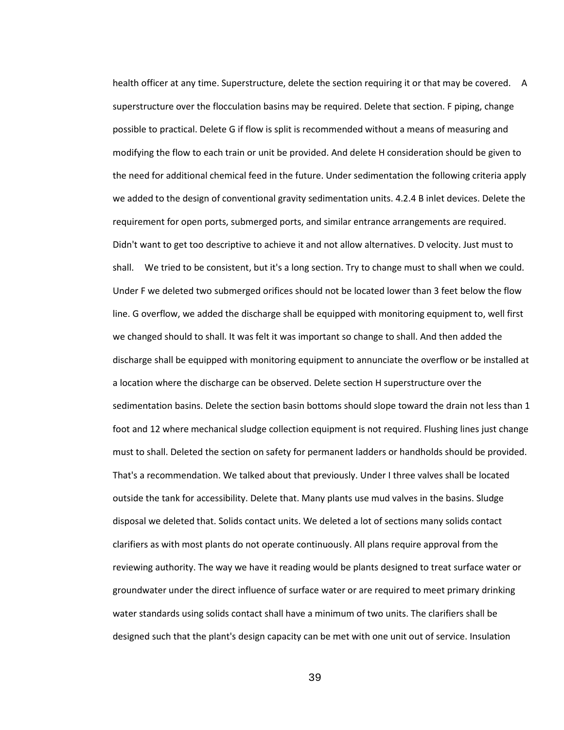health officer at any time. Superstructure, delete the section requiring it or that may be covered. A superstructure over the flocculation basins may be required. Delete that section. F piping, change possible to practical. Delete G if flow is split is recommended without a means of measuring and modifying the flow to each train or unit be provided. And delete H consideration should be given to the need for additional chemical feed in the future. Under sedimentation the following criteria apply we added to the design of conventional gravity sedimentation units. 4.2.4 B inlet devices. Delete the requirement for open ports, submerged ports, and similar entrance arrangements are required. Didn't want to get too descriptive to achieve it and not allow alternatives. D velocity. Just must to shall. We tried to be consistent, but it's a long section. Try to change must to shall when we could. Under F we deleted two submerged orifices should not be located lower than 3 feet below the flow line. G overflow, we added the discharge shall be equipped with monitoring equipment to, well first we changed should to shall. It was felt it was important so change to shall. And then added the discharge shall be equipped with monitoring equipment to annunciate the overflow or be installed at a location where the discharge can be observed. Delete section H superstructure over the sedimentation basins. Delete the section basin bottoms should slope toward the drain not less than 1 foot and 12 where mechanical sludge collection equipment is not required. Flushing lines just change must to shall. Deleted the section on safety for permanent ladders or handholds should be provided. That's a recommendation. We talked about that previously. Under I three valves shall be located outside the tank for accessibility. Delete that. Many plants use mud valves in the basins. Sludge disposal we deleted that. Solids contact units. We deleted a lot of sections many solids contact clarifiers as with most plants do not operate continuously. All plans require approval from the reviewing authority. The way we have it reading would be plants designed to treat surface water or groundwater under the direct influence of surface water or are required to meet primary drinking water standards using solids contact shall have a minimum of two units. The clarifiers shall be designed such that the plant's design capacity can be met with one unit out of service. Insulation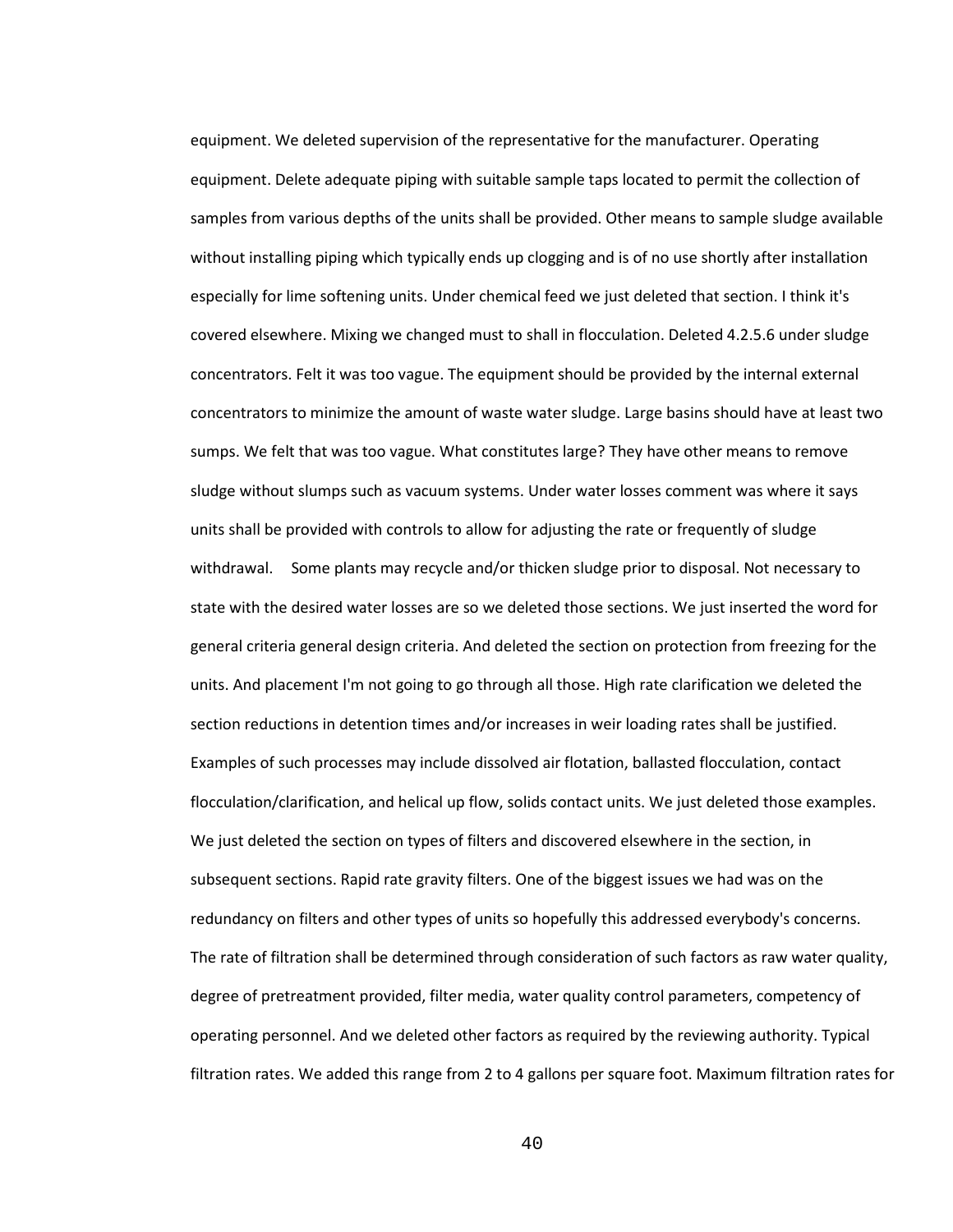equipment. We deleted supervision of the representative for the manufacturer. Operating equipment. Delete adequate piping with suitable sample taps located to permit the collection of samples from various depths of the units shall be provided. Other means to sample sludge available without installing piping which typically ends up clogging and is of no use shortly after installation especially for lime softening units. Under chemical feed we just deleted that section. I think it's covered elsewhere. Mixing we changed must to shall in flocculation. Deleted 4.2.5.6 under sludge concentrators. Felt it was too vague. The equipment should be provided by the internal external concentrators to minimize the amount of waste water sludge. Large basins should have at least two sumps. We felt that was too vague. What constitutes large? They have other means to remove sludge without slumps such as vacuum systems. Under water losses comment was where it says units shall be provided with controls to allow for adjusting the rate or frequently of sludge withdrawal. Some plants may recycle and/or thicken sludge prior to disposal. Not necessary to state with the desired water losses are so we deleted those sections. We just inserted the word for general criteria general design criteria. And deleted the section on protection from freezing for the units. And placement I'm not going to go through all those. High rate clarification we deleted the section reductions in detention times and/or increases in weir loading rates shall be justified. Examples of such processes may include dissolved air flotation, ballasted flocculation, contact flocculation/clarification, and helical up flow, solids contact units. We just deleted those examples. We just deleted the section on types of filters and discovered elsewhere in the section, in subsequent sections. Rapid rate gravity filters. One of the biggest issues we had was on the redundancy on filters and other types of units so hopefully this addressed everybody's concerns. The rate of filtration shall be determined through consideration of such factors as raw water quality, degree of pretreatment provided, filter media, water quality control parameters, competency of operating personnel. And we deleted other factors as required by the reviewing authority. Typical filtration rates. We added this range from 2 to 4 gallons per square foot. Maximum filtration rates for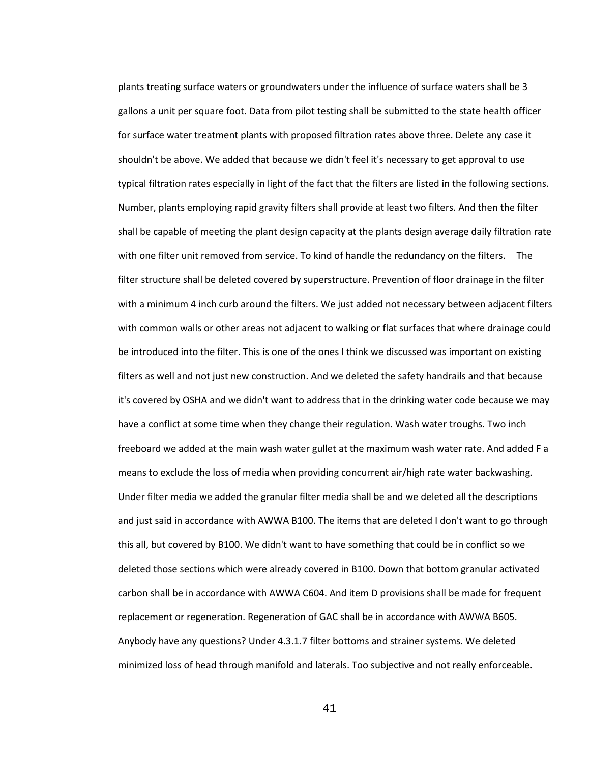plants treating surface waters or groundwaters under the influence of surface waters shall be 3 gallons a unit per square foot. Data from pilot testing shall be submitted to the state health officer for surface water treatment plants with proposed filtration rates above three. Delete any case it shouldn't be above. We added that because we didn't feel it's necessary to get approval to use typical filtration rates especially in light of the fact that the filters are listed in the following sections. Number, plants employing rapid gravity filters shall provide at least two filters. And then the filter shall be capable of meeting the plant design capacity at the plants design average daily filtration rate with one filter unit removed from service. To kind of handle the redundancy on the filters. The filter structure shall be deleted covered by superstructure. Prevention of floor drainage in the filter with a minimum 4 inch curb around the filters. We just added not necessary between adjacent filters with common walls or other areas not adjacent to walking or flat surfaces that where drainage could be introduced into the filter. This is one of the ones I think we discussed was important on existing filters as well and not just new construction. And we deleted the safety handrails and that because it's covered by OSHA and we didn't want to address that in the drinking water code because we may have a conflict at some time when they change their regulation. Wash water troughs. Two inch freeboard we added at the main wash water gullet at the maximum wash water rate. And added F a means to exclude the loss of media when providing concurrent air/high rate water backwashing. Under filter media we added the granular filter media shall be and we deleted all the descriptions and just said in accordance with AWWA B100. The items that are deleted I don't want to go through this all, but covered by B100. We didn't want to have something that could be in conflict so we deleted those sections which were already covered in B100. Down that bottom granular activated carbon shall be in accordance with AWWA C604. And item D provisions shall be made for frequent replacement or regeneration. Regeneration of GAC shall be in accordance with AWWA B605. Anybody have any questions? Under 4.3.1.7 filter bottoms and strainer systems. We deleted minimized loss of head through manifold and laterals. Too subjective and not really enforceable.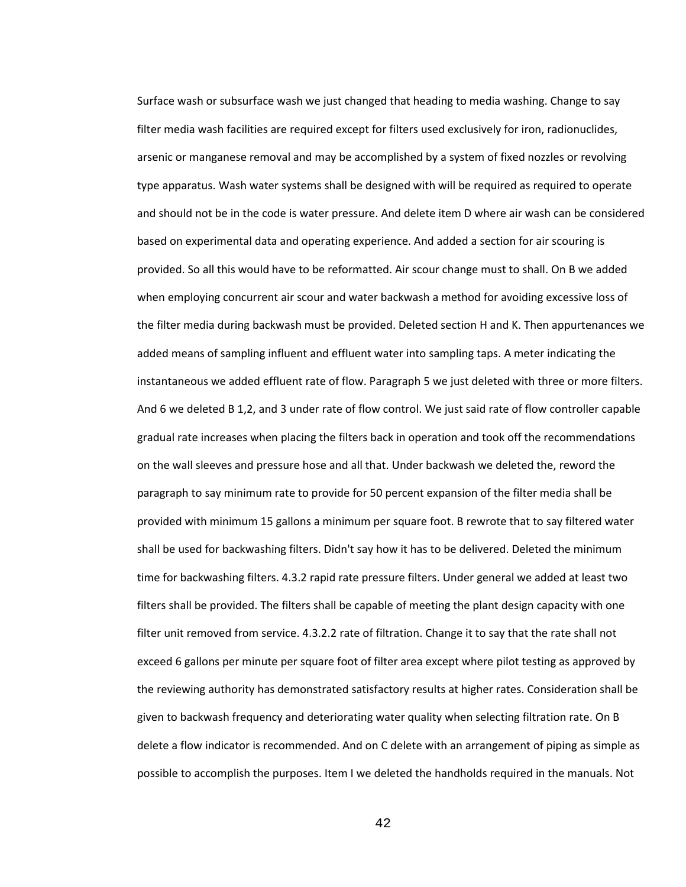Surface wash or subsurface wash we just changed that heading to media washing. Change to say filter media wash facilities are required except for filters used exclusively for iron, radionuclides, arsenic or manganese removal and may be accomplished by a system of fixed nozzles or revolving type apparatus. Wash water systems shall be designed with will be required as required to operate and should not be in the code is water pressure. And delete item D where air wash can be considered based on experimental data and operating experience. And added a section for air scouring is provided. So all this would have to be reformatted. Air scour change must to shall. On B we added when employing concurrent air scour and water backwash a method for avoiding excessive loss of the filter media during backwash must be provided. Deleted section H and K. Then appurtenances we added means of sampling influent and effluent water into sampling taps. A meter indicating the instantaneous we added effluent rate of flow. Paragraph 5 we just deleted with three or more filters. And 6 we deleted B 1,2, and 3 under rate of flow control. We just said rate of flow controller capable gradual rate increases when placing the filters back in operation and took off the recommendations on the wall sleeves and pressure hose and all that. Under backwash we deleted the, reword the paragraph to say minimum rate to provide for 50 percent expansion of the filter media shall be provided with minimum 15 gallons a minimum per square foot. B rewrote that to say filtered water shall be used for backwashing filters. Didn't say how it has to be delivered. Deleted the minimum time for backwashing filters. 4.3.2 rapid rate pressure filters. Under general we added at least two filters shall be provided. The filters shall be capable of meeting the plant design capacity with one filter unit removed from service. 4.3.2.2 rate of filtration. Change it to say that the rate shall not exceed 6 gallons per minute per square foot of filter area except where pilot testing as approved by the reviewing authority has demonstrated satisfactory results at higher rates. Consideration shall be given to backwash frequency and deteriorating water quality when selecting filtration rate. On B delete a flow indicator is recommended. And on C delete with an arrangement of piping as simple as possible to accomplish the purposes. Item I we deleted the handholds required in the manuals. Not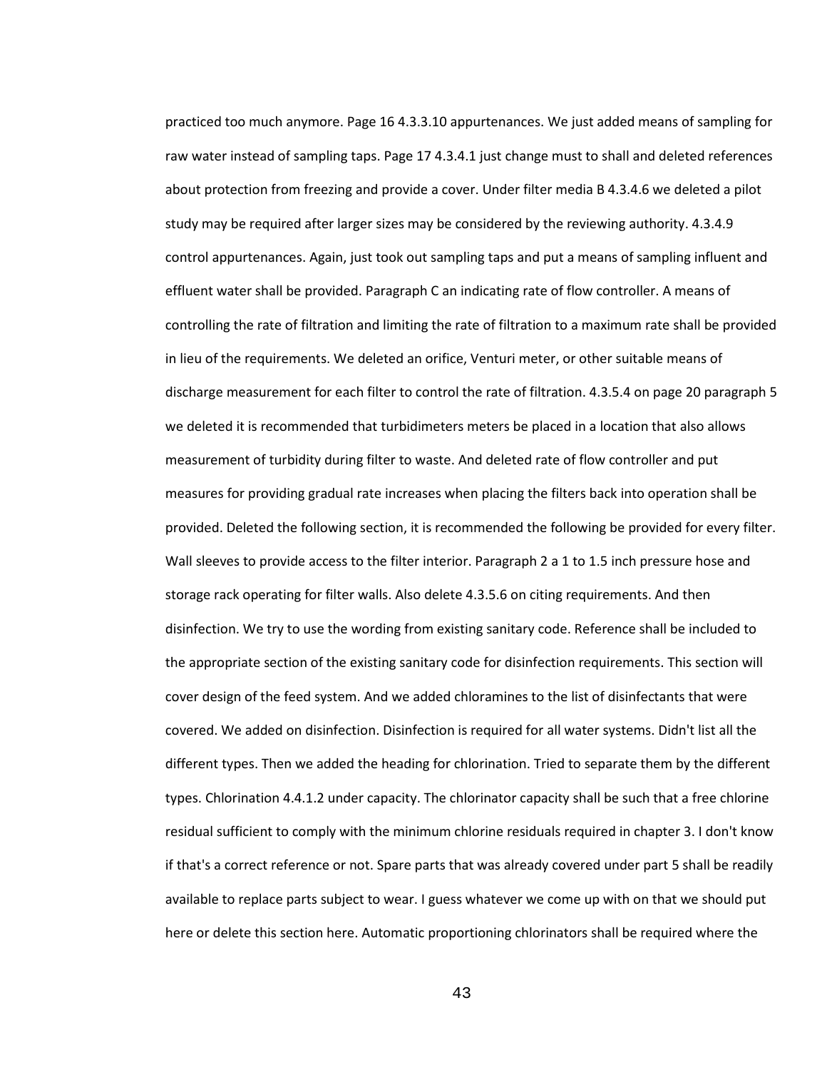practiced too much anymore. Page 16 4.3.3.10 appurtenances. We just added means of sampling for raw water instead of sampling taps. Page 17 4.3.4.1 just change must to shall and deleted references about protection from freezing and provide a cover. Under filter media B 4.3.4.6 we deleted a pilot study may be required after larger sizes may be considered by the reviewing authority. 4.3.4.9 control appurtenances. Again, just took out sampling taps and put a means of sampling influent and effluent water shall be provided. Paragraph C an indicating rate of flow controller. A means of controlling the rate of filtration and limiting the rate of filtration to a maximum rate shall be provided in lieu of the requirements. We deleted an orifice, Venturi meter, or other suitable means of discharge measurement for each filter to control the rate of filtration. 4.3.5.4 on page 20 paragraph 5 we deleted it is recommended that turbidimeters meters be placed in a location that also allows measurement of turbidity during filter to waste. And deleted rate of flow controller and put measures for providing gradual rate increases when placing the filters back into operation shall be provided. Deleted the following section, it is recommended the following be provided for every filter. Wall sleeves to provide access to the filter interior. Paragraph 2 a 1 to 1.5 inch pressure hose and storage rack operating for filter walls. Also delete 4.3.5.6 on citing requirements. And then disinfection. We try to use the wording from existing sanitary code. Reference shall be included to the appropriate section of the existing sanitary code for disinfection requirements. This section will cover design of the feed system. And we added chloramines to the list of disinfectants that were covered. We added on disinfection. Disinfection is required for all water systems. Didn't list all the different types. Then we added the heading for chlorination. Tried to separate them by the different types. Chlorination 4.4.1.2 under capacity. The chlorinator capacity shall be such that a free chlorine residual sufficient to comply with the minimum chlorine residuals required in chapter 3. I don't know if that's a correct reference or not. Spare parts that was already covered under part 5 shall be readily available to replace parts subject to wear. I guess whatever we come up with on that we should put here or delete this section here. Automatic proportioning chlorinators shall be required where the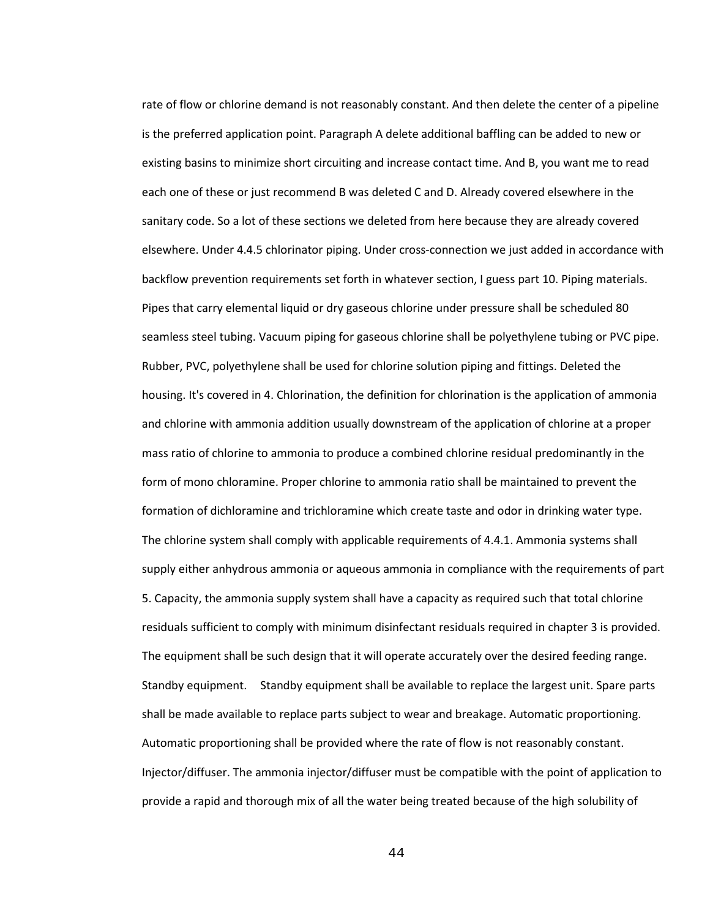rate of flow or chlorine demand is not reasonably constant. And then delete the center of a pipeline is the preferred application point. Paragraph A delete additional baffling can be added to new or existing basins to minimize short circuiting and increase contact time. And B, you want me to read each one of these or just recommend B was deleted C and D. Already covered elsewhere in the sanitary code. So a lot of these sections we deleted from here because they are already covered elsewhere. Under 4.4.5 chlorinator piping. Under cross-connection we just added in accordance with backflow prevention requirements set forth in whatever section, I guess part 10. Piping materials. Pipes that carry elemental liquid or dry gaseous chlorine under pressure shall be scheduled 80 seamless steel tubing. Vacuum piping for gaseous chlorine shall be polyethylene tubing or PVC pipe. Rubber, PVC, polyethylene shall be used for chlorine solution piping and fittings. Deleted the housing. It's covered in 4. Chlorination, the definition for chlorination is the application of ammonia and chlorine with ammonia addition usually downstream of the application of chlorine at a proper mass ratio of chlorine to ammonia to produce a combined chlorine residual predominantly in the form of mono chloramine. Proper chlorine to ammonia ratio shall be maintained to prevent the formation of dichloramine and trichloramine which create taste and odor in drinking water type. The chlorine system shall comply with applicable requirements of 4.4.1. Ammonia systems shall supply either anhydrous ammonia or aqueous ammonia in compliance with the requirements of part 5. Capacity, the ammonia supply system shall have a capacity as required such that total chlorine residuals sufficient to comply with minimum disinfectant residuals required in chapter 3 is provided. The equipment shall be such design that it will operate accurately over the desired feeding range. Standby equipment. Standby equipment shall be available to replace the largest unit. Spare parts shall be made available to replace parts subject to wear and breakage. Automatic proportioning. Automatic proportioning shall be provided where the rate of flow is not reasonably constant. Injector/diffuser. The ammonia injector/diffuser must be compatible with the point of application to provide a rapid and thorough mix of all the water being treated because of the high solubility of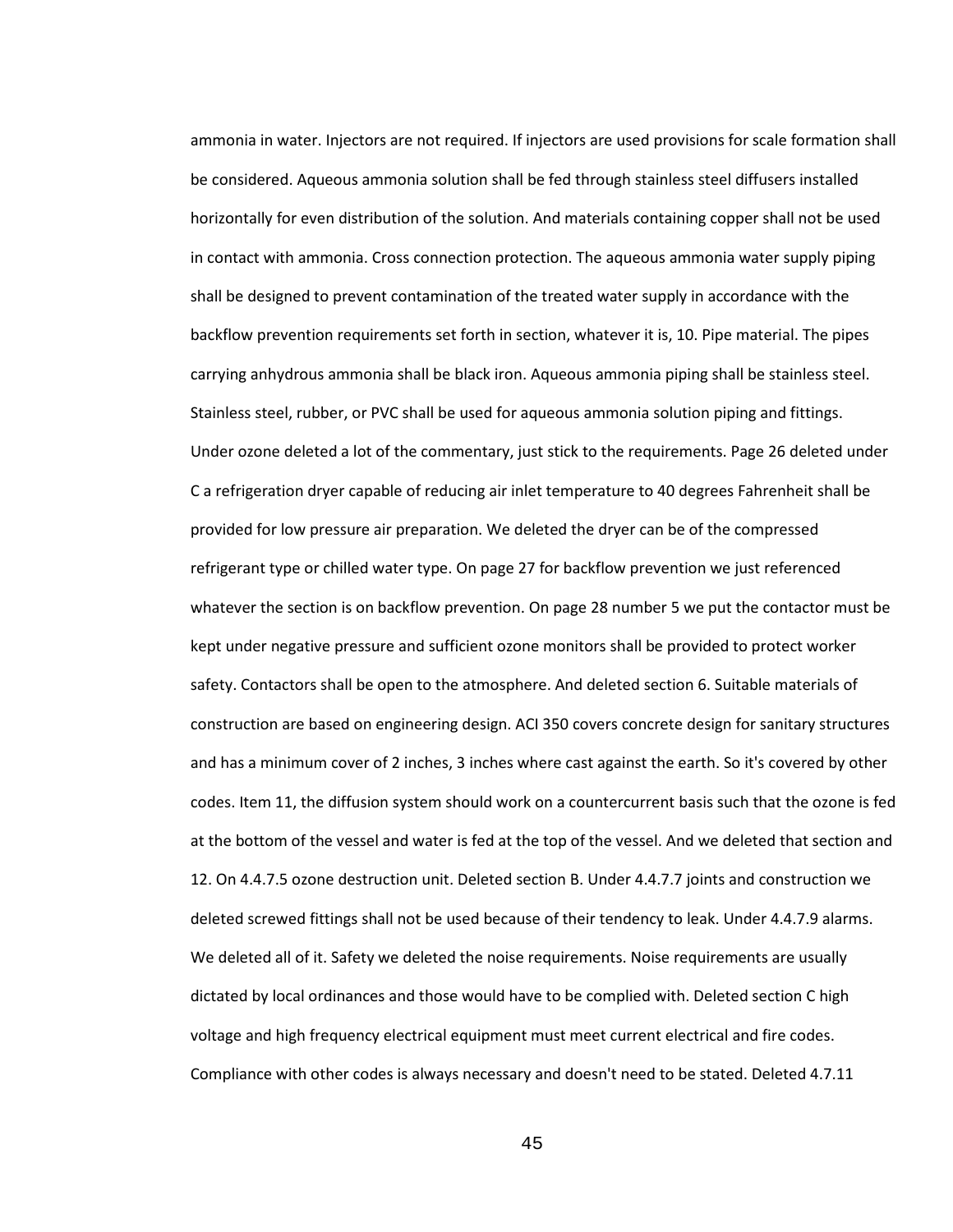ammonia in water. Injectors are not required. If injectors are used provisions for scale formation shall be considered. Aqueous ammonia solution shall be fed through stainless steel diffusers installed horizontally for even distribution of the solution. And materials containing copper shall not be used in contact with ammonia. Cross connection protection. The aqueous ammonia water supply piping shall be designed to prevent contamination of the treated water supply in accordance with the backflow prevention requirements set forth in section, whatever it is, 10. Pipe material. The pipes carrying anhydrous ammonia shall be black iron. Aqueous ammonia piping shall be stainless steel. Stainless steel, rubber, or PVC shall be used for aqueous ammonia solution piping and fittings. Under ozone deleted a lot of the commentary, just stick to the requirements. Page 26 deleted under C a refrigeration dryer capable of reducing air inlet temperature to 40 degrees Fahrenheit shall be provided for low pressure air preparation. We deleted the dryer can be of the compressed refrigerant type or chilled water type. On page 27 for backflow prevention we just referenced whatever the section is on backflow prevention. On page 28 number 5 we put the contactor must be kept under negative pressure and sufficient ozone monitors shall be provided to protect worker safety. Contactors shall be open to the atmosphere. And deleted section 6. Suitable materials of construction are based on engineering design. ACI 350 covers concrete design for sanitary structures and has a minimum cover of 2 inches, 3 inches where cast against the earth. So it's covered by other codes. Item 11, the diffusion system should work on a countercurrent basis such that the ozone is fed at the bottom of the vessel and water is fed at the top of the vessel. And we deleted that section and 12. On 4.4.7.5 ozone destruction unit. Deleted section B. Under 4.4.7.7 joints and construction we deleted screwed fittings shall not be used because of their tendency to leak. Under 4.4.7.9 alarms. We deleted all of it. Safety we deleted the noise requirements. Noise requirements are usually dictated by local ordinances and those would have to be complied with. Deleted section C high voltage and high frequency electrical equipment must meet current electrical and fire codes. Compliance with other codes is always necessary and doesn't need to be stated. Deleted 4.7.11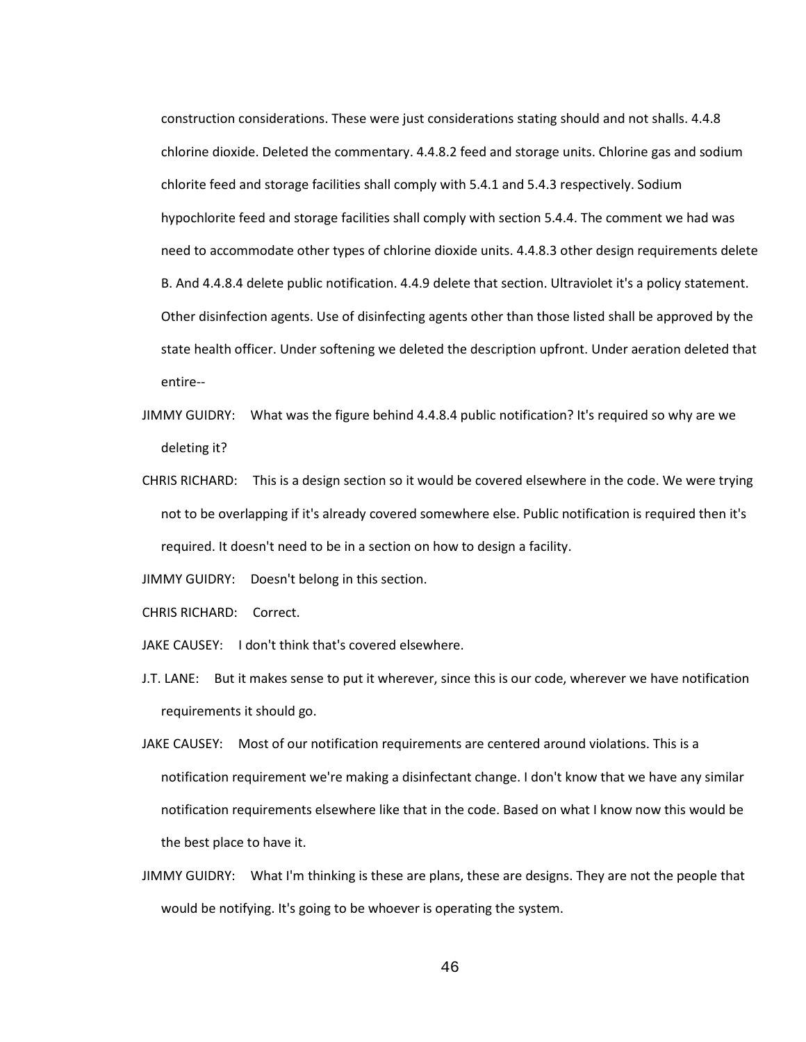construction considerations. These were just considerations stating should and not shalls. 4.4.8 chlorine dioxide. Deleted the commentary. 4.4.8.2 feed and storage units. Chlorine gas and sodium chlorite feed and storage facilities shall comply with 5.4.1 and 5.4.3 respectively. Sodium hypochlorite feed and storage facilities shall comply with section 5.4.4. The comment we had was need to accommodate other types of chlorine dioxide units. 4.4.8.3 other design requirements delete B. And 4.4.8.4 delete public notification. 4.4.9 delete that section. Ultraviolet it's a policy statement. Other disinfection agents. Use of disinfecting agents other than those listed shall be approved by the state health officer. Under softening we deleted the description upfront. Under aeration deleted that entire--

JIMMY GUIDRY: What was the figure behind 4.4.8.4 public notification? It's required so why are we deleting it?

CHRIS RICHARD: This is a design section so it would be covered elsewhere in the code. We were trying not to be overlapping if it's already covered somewhere else. Public notification is required then it's required. It doesn't need to be in a section on how to design a facility.

JIMMY GUIDRY: Doesn't belong in this section.

CHRIS RICHARD: Correct.

JAKE CAUSEY: I don't think that's covered elsewhere.

J.T. LANE: But it makes sense to put it wherever, since this is our code, wherever we have notification requirements it should go.

JAKE CAUSEY: Most of our notification requirements are centered around violations. This is a notification requirement we're making a disinfectant change. I don't know that we have any similar notification requirements elsewhere like that in the code. Based on what I know now this would be the best place to have it.

JIMMY GUIDRY: What I'm thinking is these are plans, these are designs. They are not the people that would be notifying. It's going to be whoever is operating the system.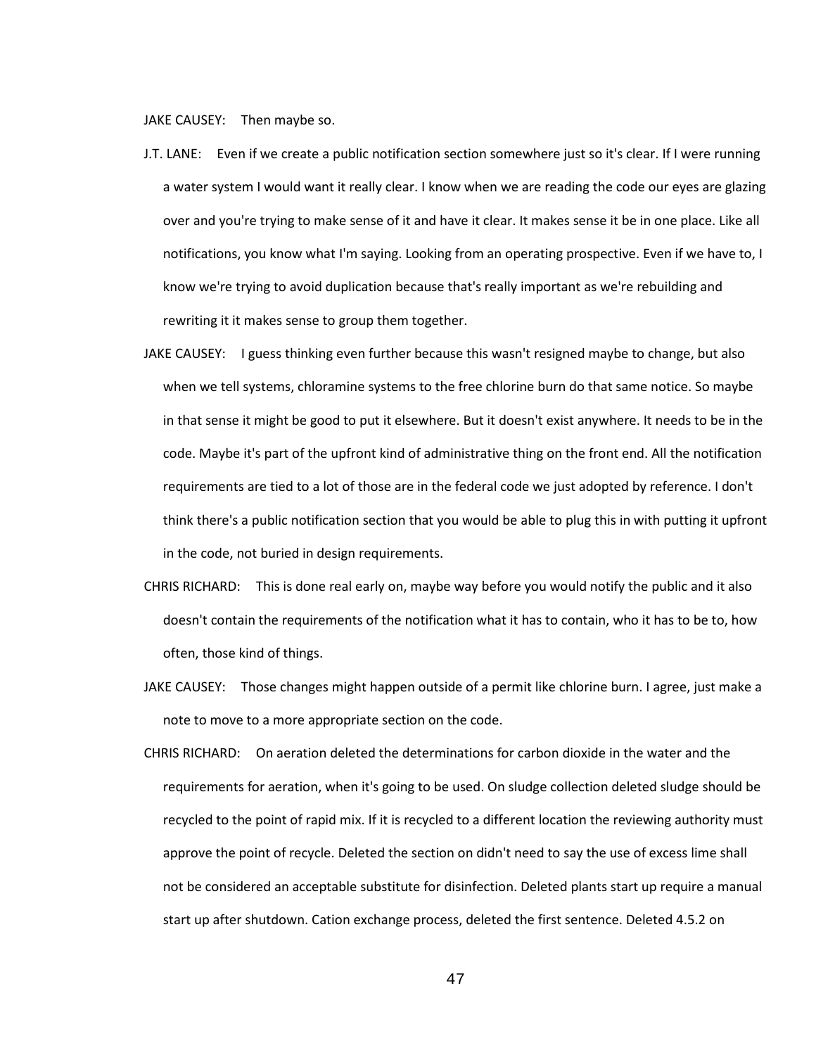JAKE CAUSEY: Then maybe so.

J.T. LANE: Even if we create a public notification section somewhere just so it's clear. If I were running a water system I would want it really clear. I know when we are reading the code our eyes are glazing over and you're trying to make sense of it and have it clear. It makes sense it be in one place. Like all notifications, you know what I'm saying. Looking from an operating prospective. Even if we have to, I know we're trying to avoid duplication because that's really important as we're rebuilding and rewriting it it makes sense to group them together.

JAKE CAUSEY: I guess thinking even further because this wasn't resigned maybe to change, but also when we tell systems, chloramine systems to the free chlorine burn do that same notice. So maybe in that sense it might be good to put it elsewhere. But it doesn't exist anywhere. It needs to be in the code. Maybe it's part of the upfront kind of administrative thing on the front end. All the notification requirements are tied to a lot of those are in the federal code we just adopted by reference. I don't think there's a public notification section that you would be able to plug this in with putting it upfront in the code, not buried in design requirements.

CHRIS RICHARD: This is done real early on, maybe way before you would notify the public and it also doesn't contain the requirements of the notification what it has to contain, who it has to be to, how often, those kind of things.

JAKE CAUSEY: Those changes might happen outside of a permit like chlorine burn. I agree, just make a note to move to a more appropriate section on the code.

CHRIS RICHARD: On aeration deleted the determinations for carbon dioxide in the water and the requirements for aeration, when it's going to be used. On sludge collection deleted sludge should be recycled to the point of rapid mix. If it is recycled to a different location the reviewing authority must approve the point of recycle. Deleted the section on didn't need to say the use of excess lime shall not be considered an acceptable substitute for disinfection. Deleted plants start up require a manual start up after shutdown. Cation exchange process, deleted the first sentence. Deleted 4.5.2 on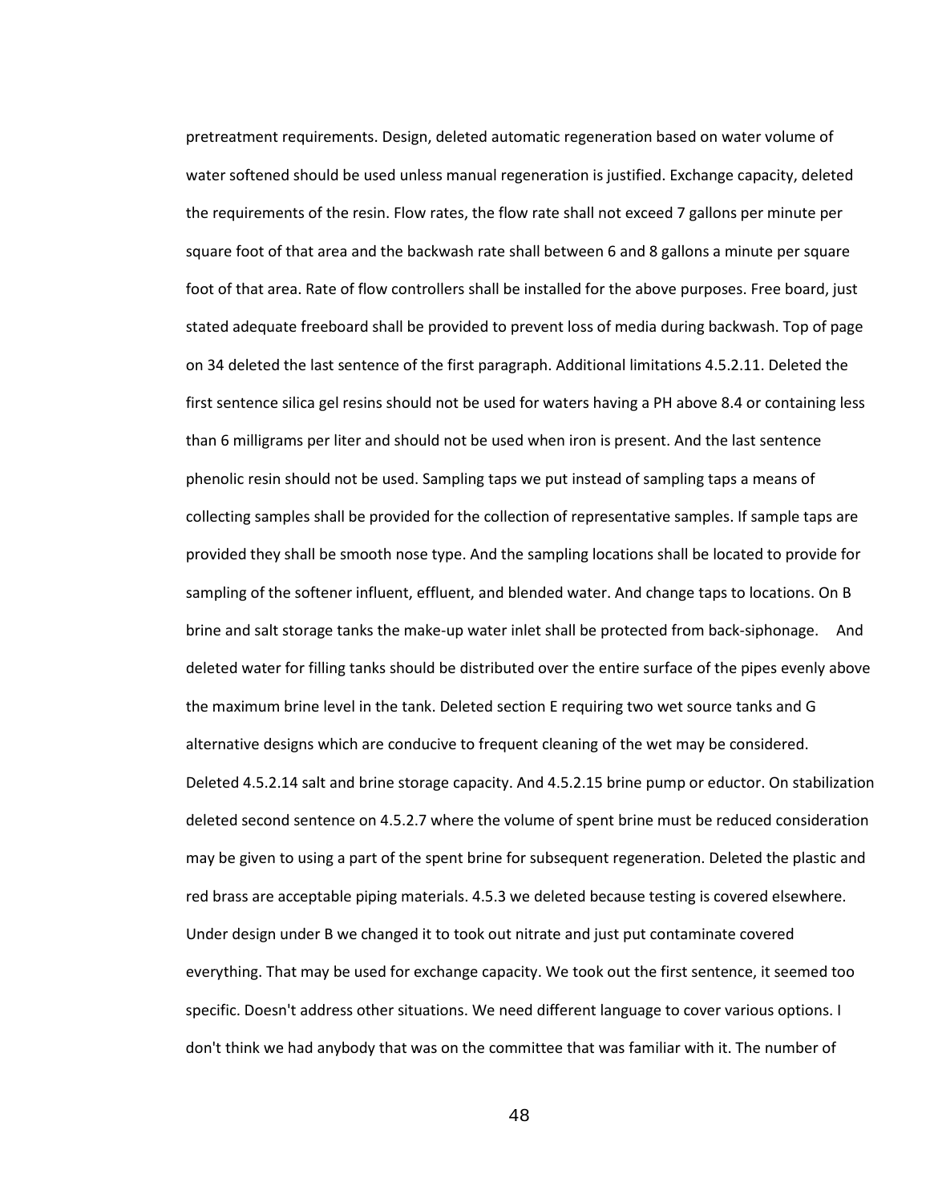pretreatment requirements. Design, deleted automatic regeneration based on water volume of water softened should be used unless manual regeneration is justified. Exchange capacity, deleted the requirements of the resin. Flow rates, the flow rate shall not exceed 7 gallons per minute per square foot of that area and the backwash rate shall between 6 and 8 gallons a minute per square foot of that area. Rate of flow controllers shall be installed for the above purposes. Free board, just stated adequate freeboard shall be provided to prevent loss of media during backwash. Top of page on 34 deleted the last sentence of the first paragraph. Additional limitations 4.5.2.11. Deleted the first sentence silica gel resins should not be used for waters having a PH above 8.4 or containing less than 6 milligrams per liter and should not be used when iron is present. And the last sentence phenolic resin should not be used. Sampling taps we put instead of sampling taps a means of collecting samples shall be provided for the collection of representative samples. If sample taps are provided they shall be smooth nose type. And the sampling locations shall be located to provide for sampling of the softener influent, effluent, and blended water. And change taps to locations. On B brine and salt storage tanks the make-up water inlet shall be protected from back-siphonage. And deleted water for filling tanks should be distributed over the entire surface of the pipes evenly above the maximum brine level in the tank. Deleted section E requiring two wet source tanks and G alternative designs which are conducive to frequent cleaning of the wet may be considered. Deleted 4.5.2.14 salt and brine storage capacity. And 4.5.2.15 brine pump or eductor. On stabilization deleted second sentence on 4.5.2.7 where the volume of spent brine must be reduced consideration may be given to using a part of the spent brine for subsequent regeneration. Deleted the plastic and red brass are acceptable piping materials. 4.5.3 we deleted because testing is covered elsewhere. Under design under B we changed it to took out nitrate and just put contaminate covered everything. That may be used for exchange capacity. We took out the first sentence, it seemed too specific. Doesn't address other situations. We need different language to cover various options. I don't think we had anybody that was on the committee that was familiar with it. The number of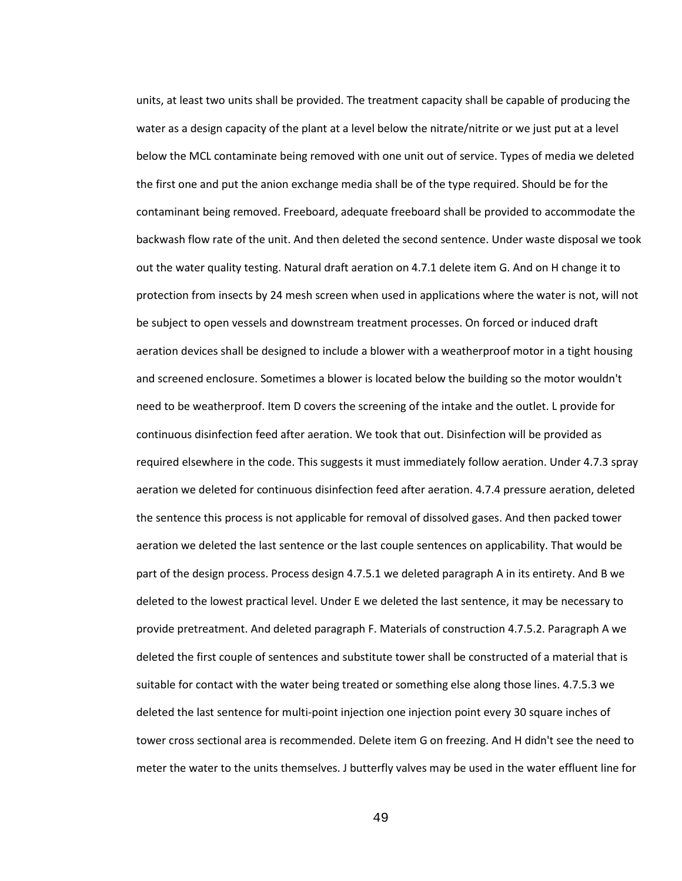units, at least two units shall be provided. The treatment capacity shall be capable of producing the water as a design capacity of the plant at a level below the nitrate/nitrite or we just put at a level below the MCL contaminate being removed with one unit out of service. Types of media we deleted the first one and put the anion exchange media shall be of the type required. Should be for the contaminant being removed. Freeboard, adequate freeboard shall be provided to accommodate the backwash flow rate of the unit. And then deleted the second sentence. Under waste disposal we took out the water quality testing. Natural draft aeration on 4.7.1 delete item G. And on H change it to protection from insects by 24 mesh screen when used in applications where the water is not, will not be subject to open vessels and downstream treatment processes. On forced or induced draft aeration devices shall be designed to include a blower with a weatherproof motor in a tight housing and screened enclosure. Sometimes a blower is located below the building so the motor wouldn't need to be weatherproof. Item D covers the screening of the intake and the outlet. L provide for continuous disinfection feed after aeration. We took that out. Disinfection will be provided as required elsewhere in the code. This suggests it must immediately follow aeration. Under 4.7.3 spray aeration we deleted for continuous disinfection feed after aeration. 4.7.4 pressure aeration, deleted the sentence this process is not applicable for removal of dissolved gases. And then packed tower aeration we deleted the last sentence or the last couple sentences on applicability. That would be part of the design process. Process design 4.7.5.1 we deleted paragraph A in its entirety. And B we deleted to the lowest practical level. Under E we deleted the last sentence, it may be necessary to provide pretreatment. And deleted paragraph F. Materials of construction 4.7.5.2. Paragraph A we deleted the first couple of sentences and substitute tower shall be constructed of a material that is suitable for contact with the water being treated or something else along those lines. 4.7.5.3 we deleted the last sentence for multi-point injection one injection point every 30 square inches of tower cross sectional area is recommended. Delete item G on freezing. And H didn't see the need to meter the water to the units themselves. J butterfly valves may be used in the water effluent line for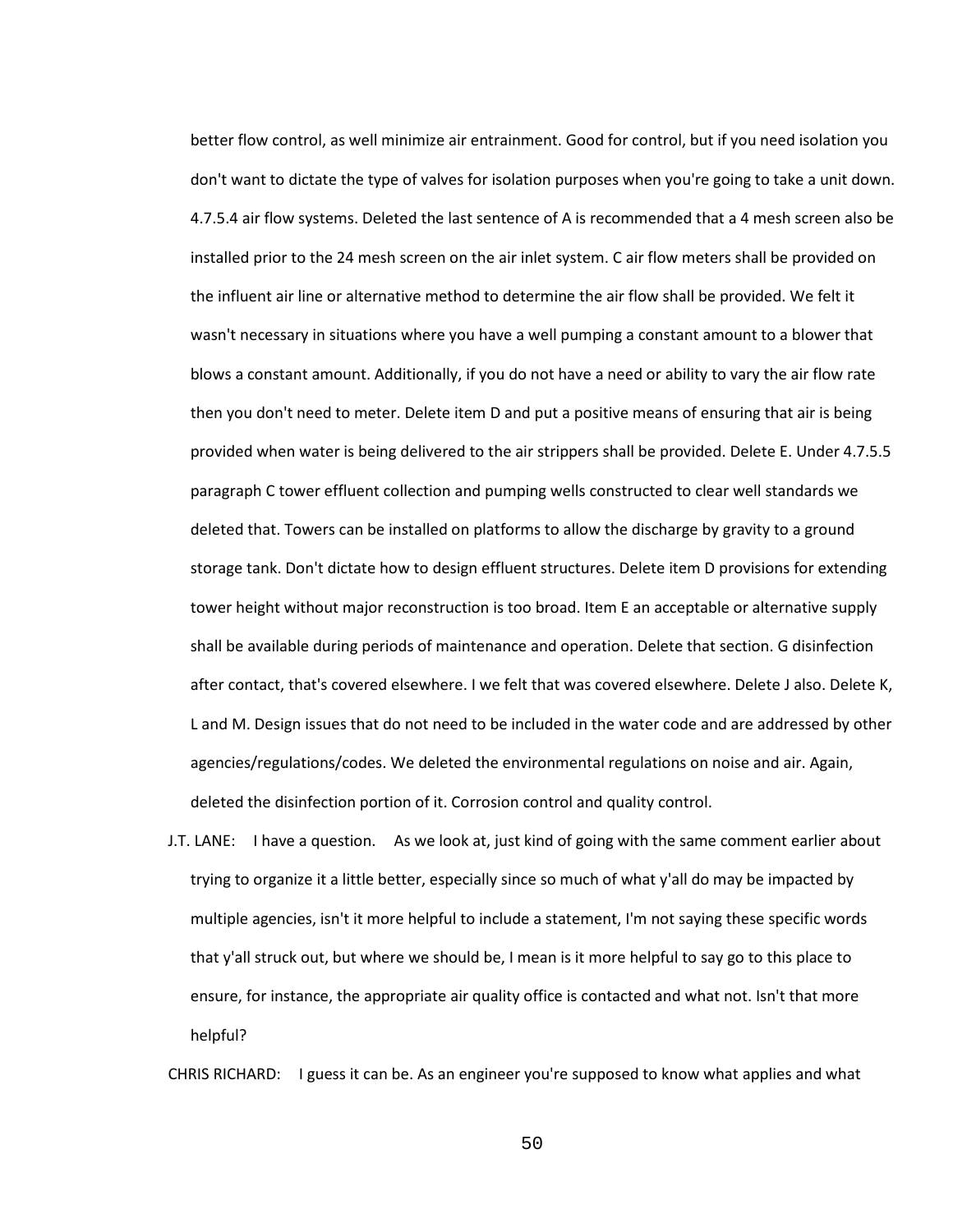better flow control, as well minimize air entrainment. Good for control, but if you need isolation you don't want to dictate the type of valves for isolation purposes when you're going to take a unit down. 4.7.5.4 air flow systems. Deleted the last sentence of A is recommended that a 4 mesh screen also be installed prior to the 24 mesh screen on the air inlet system. C air flow meters shall be provided on the influent air line or alternative method to determine the air flow shall be provided. We felt it wasn't necessary in situations where you have a well pumping a constant amount to a blower that blows a constant amount. Additionally, if you do not have a need or ability to vary the air flow rate then you don't need to meter. Delete item D and put a positive means of ensuring that air is being provided when water is being delivered to the air strippers shall be provided. Delete E. Under 4.7.5.5 paragraph C tower effluent collection and pumping wells constructed to clear well standards we deleted that. Towers can be installed on platforms to allow the discharge by gravity to a ground storage tank. Don't dictate how to design effluent structures. Delete item D provisions for extending tower height without major reconstruction is too broad. Item E an acceptable or alternative supply shall be available during periods of maintenance and operation. Delete that section. G disinfection after contact, that's covered elsewhere. I we felt that was covered elsewhere. Delete J also. Delete K, L and M. Design issues that do not need to be included in the water code and are addressed by other agencies/regulations/codes. We deleted the environmental regulations on noise and air. Again, deleted the disinfection portion of it. Corrosion control and quality control.

J.T. LANE: I have a question. As we look at, just kind of going with the same comment earlier about trying to organize it a little better, especially since so much of what y'all do may be impacted by multiple agencies, isn't it more helpful to include a statement, I'm not saying these specific words that y'all struck out, but where we should be, I mean is it more helpful to say go to this place to ensure, for instance, the appropriate air quality office is contacted and what not. Isn't that more helpful?

CHRIS RICHARD: I guess it can be. As an engineer you're supposed to know what applies and what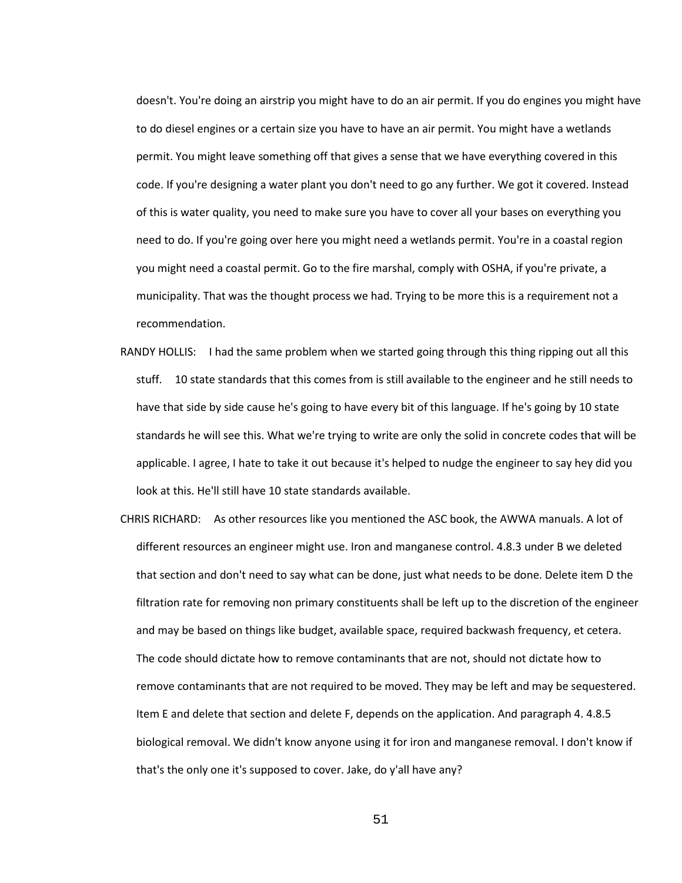doesn't. You're doing an airstrip you might have to do an air permit. If you do engines you might have to do diesel engines or a certain size you have to have an air permit. You might have a wetlands permit. You might leave something off that gives a sense that we have everything covered in this code. If you're designing a water plant you don't need to go any further. We got it covered. Instead of this is water quality, you need to make sure you have to cover all your bases on everything you need to do. If you're going over here you might need a wetlands permit. You're in a coastal region you might need a coastal permit. Go to the fire marshal, comply with OSHA, if you're private, a municipality. That was the thought process we had. Trying to be more this is a requirement not a recommendation.

RANDY HOLLIS: I had the same problem when we started going through this thing ripping out all this stuff. 10 state standards that this comes from is still available to the engineer and he still needs to have that side by side cause he's going to have every bit of this language. If he's going by 10 state standards he will see this. What we're trying to write are only the solid in concrete codes that will be applicable. I agree, I hate to take it out because it's helped to nudge the engineer to say hey did you look at this. He'll still have 10 state standards available.

CHRIS RICHARD: As other resources like you mentioned the ASC book, the AWWA manuals. A lot of different resources an engineer might use. Iron and manganese control. 4.8.3 under B we deleted that section and don't need to say what can be done, just what needs to be done. Delete item D the filtration rate for removing non primary constituents shall be left up to the discretion of the engineer and may be based on things like budget, available space, required backwash frequency, et cetera. The code should dictate how to remove contaminants that are not, should not dictate how to remove contaminants that are not required to be moved. They may be left and may be sequestered. Item E and delete that section and delete F, depends on the application. And paragraph 4. 4.8.5 biological removal. We didn't know anyone using it for iron and manganese removal. I don't know if that's the only one it's supposed to cover. Jake, do y'all have any?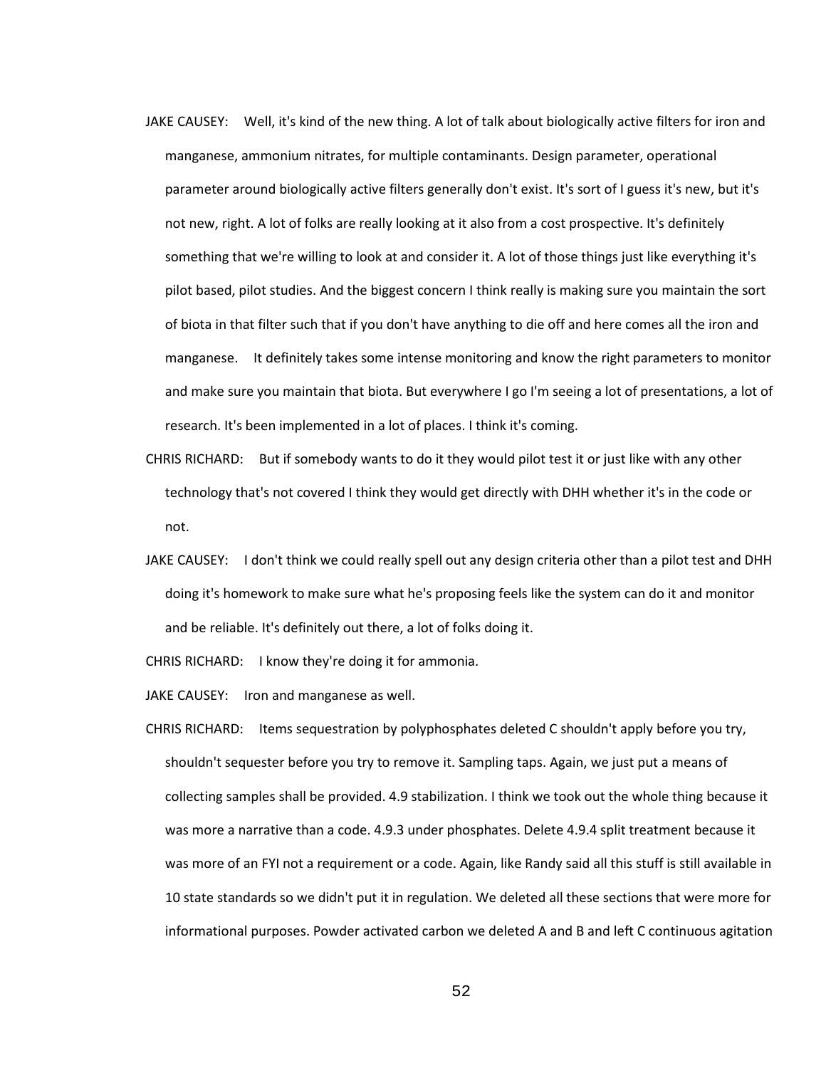JAKE CAUSEY: Well, it's kind of the new thing. A lot of talk about biologically active filters for iron and manganese, ammonium nitrates, for multiple contaminants. Design parameter, operational parameter around biologically active filters generally don't exist. It's sort of I guess it's new, but it's not new, right. A lot of folks are really looking at it also from a cost prospective. It's definitely something that we're willing to look at and consider it. A lot of those things just like everything it's pilot based, pilot studies. And the biggest concern I think really is making sure you maintain the sort of biota in that filter such that if you don't have anything to die off and here comes all the iron and manganese. It definitely takes some intense monitoring and know the right parameters to monitor and make sure you maintain that biota. But everywhere I go I'm seeing a lot of presentations, a lot of research. It's been implemented in a lot of places. I think it's coming.

CHRIS RICHARD: But if somebody wants to do it they would pilot test it or just like with any other technology that's not covered I think they would get directly with DHH whether it's in the code or not.

JAKE CAUSEY: I don't think we could really spell out any design criteria other than a pilot test and DHH doing it's homework to make sure what he's proposing feels like the system can do it and monitor and be reliable. It's definitely out there, a lot of folks doing it.

CHRIS RICHARD: I know they're doing it for ammonia.

JAKE CAUSEY: Iron and manganese as well.

CHRIS RICHARD: Items sequestration by polyphosphates deleted C shouldn't apply before you try, shouldn't sequester before you try to remove it. Sampling taps. Again, we just put a means of collecting samples shall be provided. 4.9 stabilization. I think we took out the whole thing because it was more a narrative than a code. 4.9.3 under phosphates. Delete 4.9.4 split treatment because it was more of an FYI not a requirement or a code. Again, like Randy said all this stuff is still available in 10 state standards so we didn't put it in regulation. We deleted all these sections that were more for informational purposes. Powder activated carbon we deleted A and B and left C continuous agitation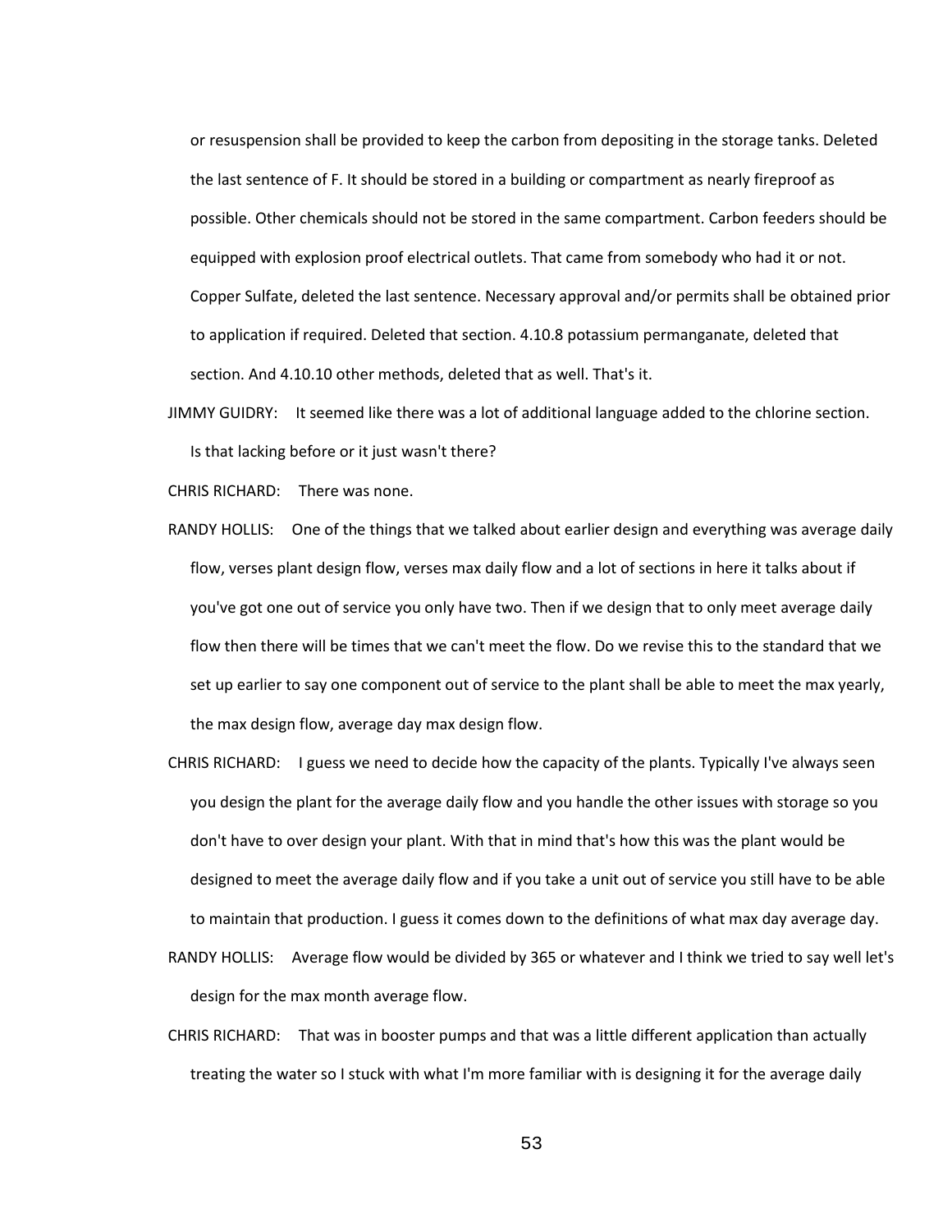or resuspension shall be provided to keep the carbon from depositing in the storage tanks. Deleted the last sentence of F. It should be stored in a building or compartment as nearly fireproof as possible. Other chemicals should not be stored in the same compartment. Carbon feeders should be equipped with explosion proof electrical outlets. That came from somebody who had it or not. Copper Sulfate, deleted the last sentence. Necessary approval and/or permits shall be obtained prior to application if required. Deleted that section. 4.10.8 potassium permanganate, deleted that section. And 4.10.10 other methods, deleted that as well. That's it.

JIMMY GUIDRY: It seemed like there was a lot of additional language added to the chlorine section. Is that lacking before or it just wasn't there?

CHRIS RICHARD: There was none.

RANDY HOLLIS: One of the things that we talked about earlier design and everything was average daily flow, verses plant design flow, verses max daily flow and a lot of sections in here it talks about if you've got one out of service you only have two. Then if we design that to only meet average daily flow then there will be times that we can't meet the flow. Do we revise this to the standard that we set up earlier to say one component out of service to the plant shall be able to meet the max yearly, the max design flow, average day max design flow.

CHRIS RICHARD: I guess we need to decide how the capacity of the plants. Typically I've always seen you design the plant for the average daily flow and you handle the other issues with storage so you don't have to over design your plant. With that in mind that's how this was the plant would be designed to meet the average daily flow and if you take a unit out of service you still have to be able to maintain that production. I guess it comes down to the definitions of what max day average day.

RANDY HOLLIS: Average flow would be divided by 365 or whatever and I think we tried to say well let's design for the max month average flow.

CHRIS RICHARD: That was in booster pumps and that was a little different application than actually treating the water so I stuck with what I'm more familiar with is designing it for the average daily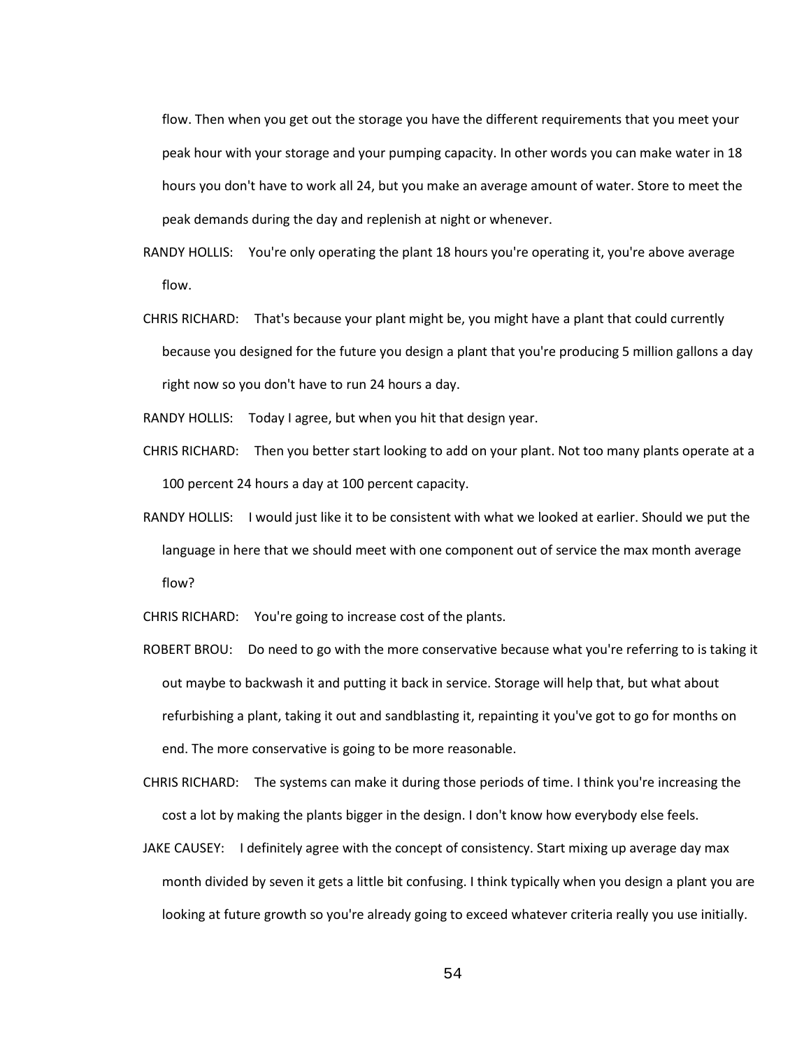flow. Then when you get out the storage you have the different requirements that you meet your peak hour with your storage and your pumping capacity. In other words you can make water in 18 hours you don't have to work all 24, but you make an average amount of water. Store to meet the peak demands during the day and replenish at night or whenever.

RANDY HOLLIS: You're only operating the plant 18 hours you're operating it, you're above average flow.

CHRIS RICHARD: That's because your plant might be, you might have a plant that could currently because you designed for the future you design a plant that you're producing 5 million gallons a day right now so you don't have to run 24 hours a day.

RANDY HOLLIS: Today I agree, but when you hit that design year.

CHRIS RICHARD: Then you better start looking to add on your plant. Not too many plants operate at a 100 percent 24 hours a day at 100 percent capacity.

RANDY HOLLIS: I would just like it to be consistent with what we looked at earlier. Should we put the language in here that we should meet with one component out of service the max month average flow?

CHRIS RICHARD: You're going to increase cost of the plants.

ROBERT BROU: Do need to go with the more conservative because what you're referring to is taking it out maybe to backwash it and putting it back in service. Storage will help that, but what about refurbishing a plant, taking it out and sandblasting it, repainting it you've got to go for months on end. The more conservative is going to be more reasonable.

CHRIS RICHARD: The systems can make it during those periods of time. I think you're increasing the cost a lot by making the plants bigger in the design. I don't know how everybody else feels.

JAKE CAUSEY: I definitely agree with the concept of consistency. Start mixing up average day max month divided by seven it gets a little bit confusing. I think typically when you design a plant you are looking at future growth so you're already going to exceed whatever criteria really you use initially.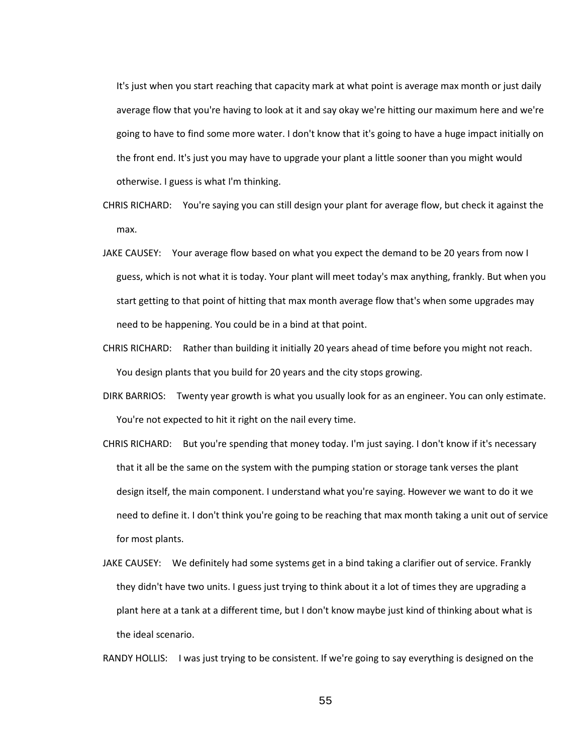It's just when you start reaching that capacity mark at what point is average max month or just daily average flow that you're having to look at it and say okay we're hitting our maximum here and we're going to have to find some more water. I don't know that it's going to have a huge impact initially on the front end. It's just you may have to upgrade your plant a little sooner than you might would otherwise. I guess is what I'm thinking.

CHRIS RICHARD: You're saying you can still design your plant for average flow, but check it against the max.

JAKE CAUSEY: Your average flow based on what you expect the demand to be 20 years from now I guess, which is not what it is today. Your plant will meet today's max anything, frankly. But when you start getting to that point of hitting that max month average flow that's when some upgrades may need to be happening. You could be in a bind at that point.

CHRIS RICHARD: Rather than building it initially 20 years ahead of time before you might not reach. You design plants that you build for 20 years and the city stops growing.

DIRK BARRIOS: Twenty year growth is what you usually look for as an engineer. You can only estimate. You're not expected to hit it right on the nail every time.

CHRIS RICHARD: But you're spending that money today. I'm just saying. I don't know if it's necessary that it all be the same on the system with the pumping station or storage tank verses the plant design itself, the main component. I understand what you're saying. However we want to do it we need to define it. I don't think you're going to be reaching that max month taking a unit out of service for most plants.

JAKE CAUSEY: We definitely had some systems get in a bind taking a clarifier out of service. Frankly they didn't have two units. I guess just trying to think about it a lot of times they are upgrading a plant here at a tank at a different time, but I don't know maybe just kind of thinking about what is the ideal scenario.

RANDY HOLLIS: I was just trying to be consistent. If we're going to say everything is designed on the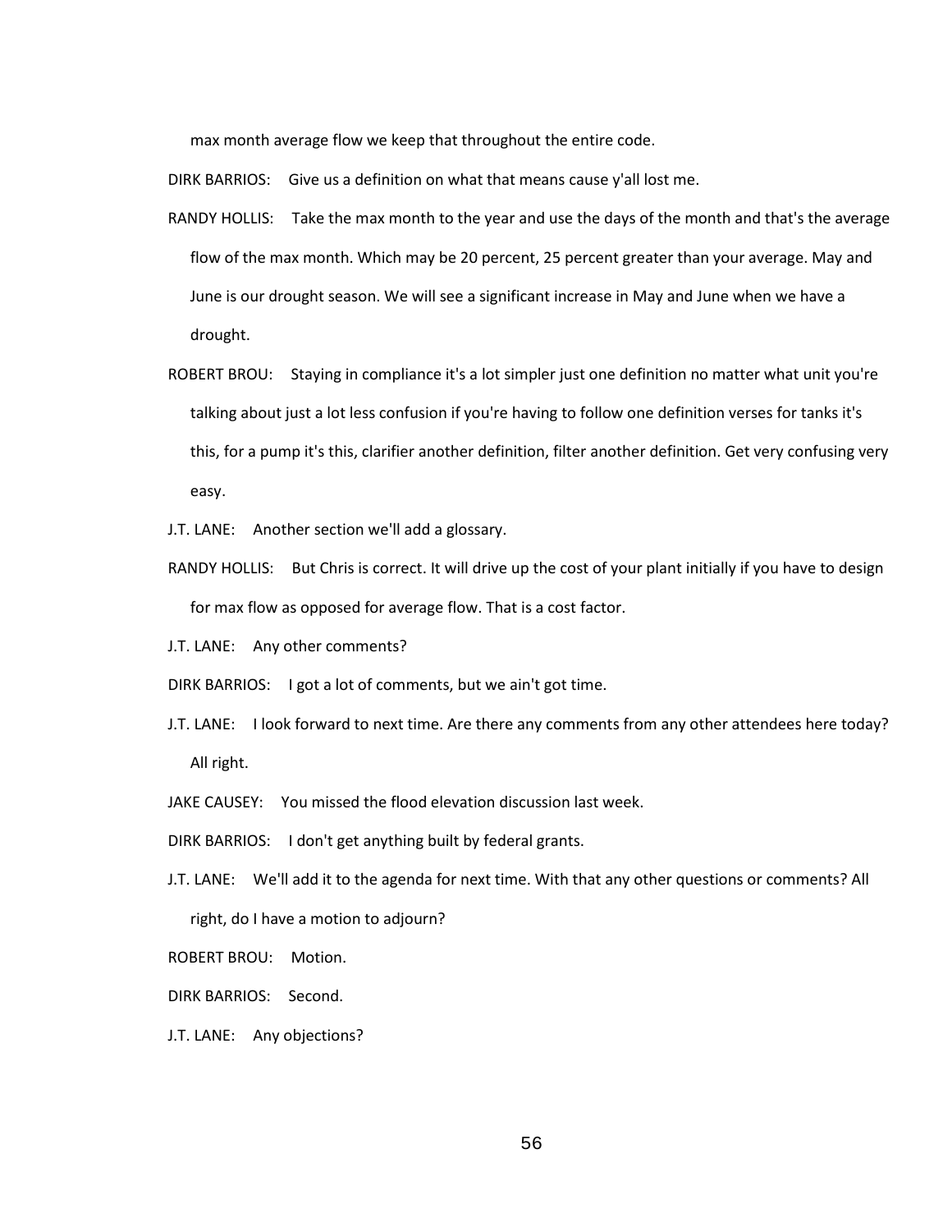max month average flow we keep that throughout the entire code.

DIRK BARRIOS: Give us a definition on what that means cause y'all lost me.

RANDY HOLLIS: Take the max month to the year and use the days of the month and that's the average flow of the max month. Which may be 20 percent, 25 percent greater than your average. May and June is our drought season. We will see a significant increase in May and June when we have a drought.

ROBERT BROU: Staying in compliance it's a lot simpler just one definition no matter what unit you're talking about just a lot less confusion if you're having to follow one definition verses for tanks it's this, for a pump it's this, clarifier another definition, filter another definition. Get very confusing very easy.

J.T. LANE: Another section we'll add a glossary.

RANDY HOLLIS: But Chris is correct. It will drive up the cost of your plant initially if you have to design for max flow as opposed for average flow. That is a cost factor.

J.T. LANE: Any other comments?

DIRK BARRIOS: I got a lot of comments, but we ain't got time.

J.T. LANE: I look forward to next time. Are there any comments from any other attendees here today? All right.

JAKE CAUSEY: You missed the flood elevation discussion last week.

DIRK BARRIOS: I don't get anything built by federal grants.

J.T. LANE: We'll add it to the agenda for next time. With that any other questions or comments? All right, do I have a motion to adjourn?

ROBERT BROU: Motion.

DIRK BARRIOS: Second.

J.T. LANE: Any objections?